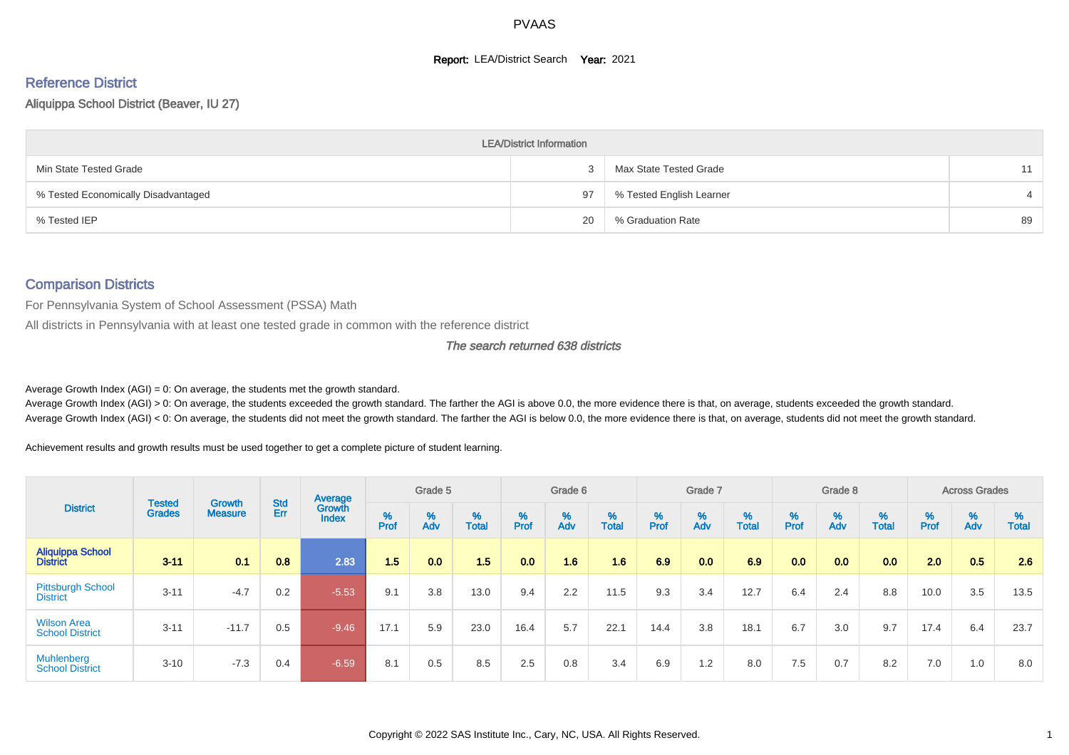# PVAAS

**Report:** LEA/District Search **Year:** 2021

## Reference District

Aliquippa School District (Beaver, IU 27)

| LEA/District Information | | | |
|---|---|---|---|
| Min State Tested Grade | 3 | Max State Tested Grade | 11 |
| % Tested Economically Disadvantaged | 97 | % Tested English Learner | 4 |
| % Tested IEP | 20 | % Graduation Rate | 89 |

## Comparison Districts

For Pennsylvania System of School Assessment (PSSA) Math

All districts in Pennsylvania with at least one tested grade in common with the reference district

*The search returned 638 districts*

Average Growth Index (AGI) = 0: On average, the students met the growth standard.

Average Growth Index (AGI) > 0: On average, the students exceeded the growth standard. The farther the AGI is above 0.0, the more evidence there is that, on average, students exceeded the growth standard.

Average Growth Index (AGI) < 0: On average, the students did not meet the growth standard. The farther the AGI is below 0.0, the more evidence there is that, on average, students did not meet the growth standard.

Achievement results and growth results must be used together to get a complete picture of student learning.

| District | Tested Grades | Growth Measure | Std Err | Average Growth Index | Grade 5 | | | Grade 6 | | | Grade 7 | | | Grade 8 | | | Across Grades | | |
|---|---|---|---|---|---|---|---|---|---|---|---|---|---|---|---|---|---|---|---|
| | | | | | % Prof | % Adv | % Total | % Prof | % Adv | % Total | % Prof | % Adv | % Total | % Prof | % Adv | % Total | % Prof | % Adv | % Total |
| **Aliquippa School District** | **3-11** | **0.1** | **0.8** | **2.83** | **1.5** | **0.0** | **1.5** | **0.0** | **1.6** | **1.6** | **6.9** | **0.0** | **6.9** | **0.0** | **0.0** | **0.0** | **2.0** | **0.5** | **2.6** |
| Pittsburgh School District | 3-11 | -4.7 | 0.2 | -5.53 | 9.1 | 3.8 | 13.0 | 9.4 | 2.2 | 11.5 | 9.3 | 3.4 | 12.7 | 6.4 | 2.4 | 8.8 | 10.0 | 3.5 | 13.5 |
| Wilson Area School District | 3-11 | -11.7 | 0.5 | -9.46 | 17.1 | 5.9 | 23.0 | 16.4 | 5.7 | 22.1 | 14.4 | 3.8 | 18.1 | 6.7 | 3.0 | 9.7 | 17.4 | 6.4 | 23.7 |
| Muhlenberg School District | 3-10 | -7.3 | 0.4 | -6.59 | 8.1 | 0.5 | 8.5 | 2.5 | 0.8 | 3.4 | 6.9 | 1.2 | 8.0 | 7.5 | 0.7 | 8.2 | 7.0 | 1.0 | 8.0 |

Copyright © 2022 SAS Institute Inc., Cary, NC, USA. All Rights Reserved.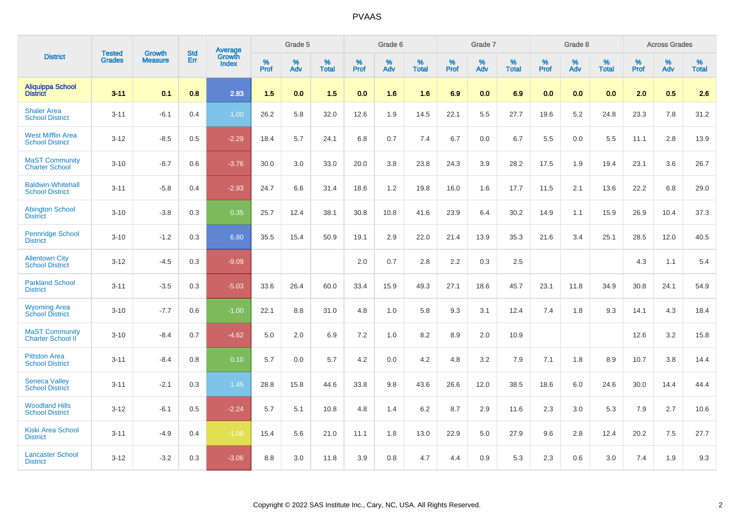# PVAAS

| District | Tested Grades | Growth Measure | Std Err | Average Growth Index | Grade 5 | | | Grade 6 | | | Grade 7 | | | Grade 8 | | | Across Grades | | |
|---|---|---|---|---|---|---|---|---|---|---|---|---|---|---|---|---|---|---|---|
| | | | | | % Prof | % Adv | % Total | % Prof | % Adv | % Total | % Prof | % Adv | % Total | % Prof | % Adv | % Total | % Prof | % Adv | % Total |
| **Aliquippa School District** | **3-11** | **0.1** | **0.8** | **2.83** | **1.5** | **0.0** | **1.5** | **0.0** | **1.6** | **1.6** | **6.9** | **0.0** | **6.9** | **0.0** | **0.0** | **0.0** | **2.0** | **0.5** | **2.6** |
| Shaler Area School District | 3-11 | -6.1 | 0.4 | 1.00 | 26.2 | 5.8 | 32.0 | 12.6 | 1.9 | 14.5 | 22.1 | 5.5 | 27.7 | 19.6 | 5.2 | 24.8 | 23.3 | 7.8 | 31.2 |
| West Mifflin Area School District | 3-12 | -8.5 | 0.5 | -2.29 | 18.4 | 5.7 | 24.1 | 6.8 | 0.7 | 7.4 | 6.7 | 0.0 | 6.7 | 5.5 | 0.0 | 5.5 | 11.1 | 2.8 | 13.9 |
| MaST Community Charter School | 3-10 | -8.7 | 0.6 | -3.76 | 30.0 | 3.0 | 33.0 | 20.0 | 3.8 | 23.8 | 24.3 | 3.9 | 28.2 | 17.5 | 1.9 | 19.4 | 23.1 | 3.6 | 26.7 |
| Baldwin-Whitehall School District | 3-11 | -5.8 | 0.4 | -2.93 | 24.7 | 6.6 | 31.4 | 18.6 | 1.2 | 19.8 | 16.0 | 1.6 | 17.7 | 11.5 | 2.1 | 13.6 | 22.2 | 6.8 | 29.0 |
| Abington School District | 3-10 | -3.8 | 0.3 | 0.35 | 25.7 | 12.4 | 38.1 | 30.8 | 10.8 | 41.6 | 23.9 | 6.4 | 30.2 | 14.9 | 1.1 | 15.9 | 26.9 | 10.4 | 37.3 |
| Pennridge School District | 3-10 | -1.2 | 0.3 | 6.80 | 35.5 | 15.4 | 50.9 | 19.1 | 2.9 | 22.0 | 21.4 | 13.9 | 35.3 | 21.6 | 3.4 | 25.1 | 28.5 | 12.0 | 40.5 |
| Allentown City School District | 3-12 | -4.5 | 0.3 | -9.09 | | | | 2.0 | 0.7 | 2.8 | 2.2 | 0.3 | 2.5 | | | | 4.3 | 1.1 | 5.4 |
| Parkland School District | 3-11 | -3.5 | 0.3 | -5.03 | 33.6 | 26.4 | 60.0 | 33.4 | 15.9 | 49.3 | 27.1 | 18.6 | 45.7 | 23.1 | 11.8 | 34.9 | 30.8 | 24.1 | 54.9 |
| Wyoming Area School District | 3-10 | -7.7 | 0.6 | -1.00 | 22.1 | 8.8 | 31.0 | 4.8 | 1.0 | 5.8 | 9.3 | 3.1 | 12.4 | 7.4 | 1.8 | 9.3 | 14.1 | 4.3 | 18.4 |
| MaST Community Charter School II | 3-10 | -8.4 | 0.7 | -4.62 | 5.0 | 2.0 | 6.9 | 7.2 | 1.0 | 8.2 | 8.9 | 2.0 | 10.9 | | | | 12.6 | 3.2 | 15.8 |
| Pittston Area School District | 3-11 | -8.4 | 0.8 | 0.10 | 5.7 | 0.0 | 5.7 | 4.2 | 0.0 | 4.2 | 4.8 | 3.2 | 7.9 | 7.1 | 1.8 | 8.9 | 10.7 | 3.8 | 14.4 |
| Seneca Valley School District | 3-11 | -2.1 | 0.3 | 1.45 | 28.8 | 15.8 | 44.6 | 33.8 | 9.8 | 43.6 | 26.6 | 12.0 | 38.5 | 18.6 | 6.0 | 24.6 | 30.0 | 14.4 | 44.4 |
| Woodland Hills School District | 3-12 | -6.1 | 0.5 | -2.24 | 5.7 | 5.1 | 10.8 | 4.8 | 1.4 | 6.2 | 8.7 | 2.9 | 11.6 | 2.3 | 3.0 | 5.3 | 7.9 | 2.7 | 10.6 |
| Kiski Area School District | 3-11 | -4.9 | 0.4 | -1.08 | 15.4 | 5.6 | 21.0 | 11.1 | 1.8 | 13.0 | 22.9 | 5.0 | 27.9 | 9.6 | 2.8 | 12.4 | 20.2 | 7.5 | 27.7 |
| Lancaster School District | 3-12 | -3.2 | 0.3 | -3.06 | 8.8 | 3.0 | 11.8 | 3.9 | 0.8 | 4.7 | 4.4 | 0.9 | 5.3 | 2.3 | 0.6 | 3.0 | 7.4 | 1.9 | 9.3 |

Copyright © 2022 SAS Institute Inc., Cary, NC, USA. All Rights Reserved.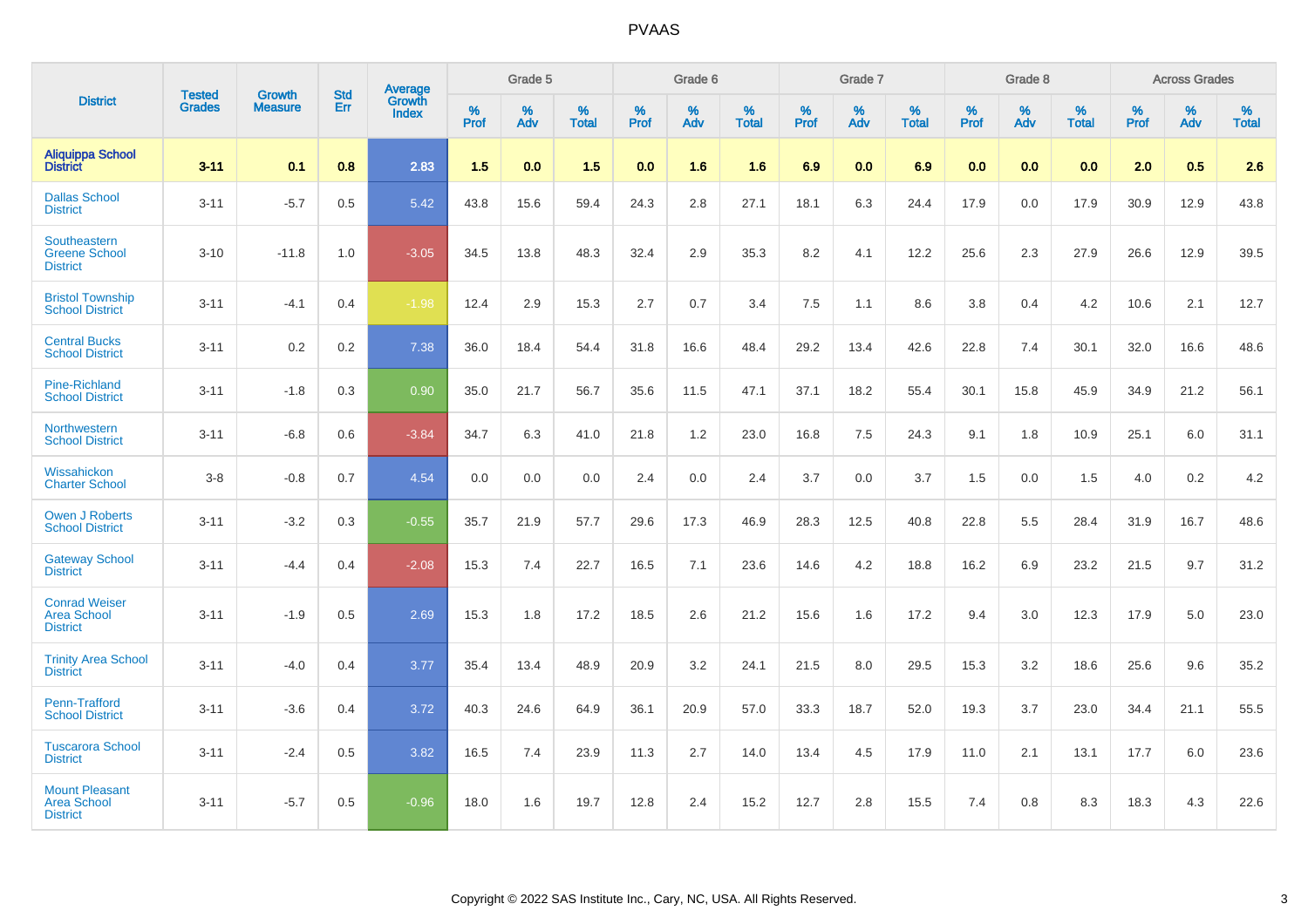| District | Tested Grades | Growth Measure | Std Err | Average Growth Index | Grade 5 | | | Grade 6 | | | Grade 7 | | | Grade 8 | | | Across Grades | | |
|---|---|---|---|---|---|---|---|---|---|---|---|---|---|---|---|---|---|---|---|
| | | | | | % Prof | % Adv | % Total | % Prof | % Adv | % Total | % Prof | % Adv | % Total | % Prof | % Adv | % Total | % Prof | % Adv | % Total |
| **Aliquippa School District** | **3-11** | **0.1** | **0.8** | **2.83** | **1.5** | **0.0** | **1.5** | **0.0** | **1.6** | **1.6** | **6.9** | **0.0** | **6.9** | **0.0** | **0.0** | **0.0** | **2.0** | **0.5** | **2.6** |
| Dallas School District | 3-11 | -5.7 | 0.5 | 5.42 | 43.8 | 15.6 | 59.4 | 24.3 | 2.8 | 27.1 | 18.1 | 6.3 | 24.4 | 17.9 | 0.0 | 17.9 | 30.9 | 12.9 | 43.8 |
| Southeastern Greene School District | 3-10 | -11.8 | 1.0 | -3.05 | 34.5 | 13.8 | 48.3 | 32.4 | 2.9 | 35.3 | 8.2 | 4.1 | 12.2 | 25.6 | 2.3 | 27.9 | 26.6 | 12.9 | 39.5 |
| Bristol Township School District | 3-11 | -4.1 | 0.4 | -1.98 | 12.4 | 2.9 | 15.3 | 2.7 | 0.7 | 3.4 | 7.5 | 1.1 | 8.6 | 3.8 | 0.4 | 4.2 | 10.6 | 2.1 | 12.7 |
| Central Bucks School District | 3-11 | 0.2 | 0.2 | 7.38 | 36.0 | 18.4 | 54.4 | 31.8 | 16.6 | 48.4 | 29.2 | 13.4 | 42.6 | 22.8 | 7.4 | 30.1 | 32.0 | 16.6 | 48.6 |
| Pine-Richland School District | 3-11 | -1.8 | 0.3 | 0.90 | 35.0 | 21.7 | 56.7 | 35.6 | 11.5 | 47.1 | 37.1 | 18.2 | 55.4 | 30.1 | 15.8 | 45.9 | 34.9 | 21.2 | 56.1 |
| Northwestern School District | 3-11 | -6.8 | 0.6 | -3.84 | 34.7 | 6.3 | 41.0 | 21.8 | 1.2 | 23.0 | 16.8 | 7.5 | 24.3 | 9.1 | 1.8 | 10.9 | 25.1 | 6.0 | 31.1 |
| Wissahickon Charter School | 3-8 | -0.8 | 0.7 | 4.54 | 0.0 | 0.0 | 0.0 | 2.4 | 0.0 | 2.4 | 3.7 | 0.0 | 3.7 | 1.5 | 0.0 | 1.5 | 4.0 | 0.2 | 4.2 |
| Owen J Roberts School District | 3-11 | -3.2 | 0.3 | -0.55 | 35.7 | 21.9 | 57.7 | 29.6 | 17.3 | 46.9 | 28.3 | 12.5 | 40.8 | 22.8 | 5.5 | 28.4 | 31.9 | 16.7 | 48.6 |
| Gateway School District | 3-11 | -4.4 | 0.4 | -2.08 | 15.3 | 7.4 | 22.7 | 16.5 | 7.1 | 23.6 | 14.6 | 4.2 | 18.8 | 16.2 | 6.9 | 23.2 | 21.5 | 9.7 | 31.2 |
| Conrad Weiser Area School District | 3-11 | -1.9 | 0.5 | 2.69 | 15.3 | 1.8 | 17.2 | 18.5 | 2.6 | 21.2 | 15.6 | 1.6 | 17.2 | 9.4 | 3.0 | 12.3 | 17.9 | 5.0 | 23.0 |
| Trinity Area School District | 3-11 | -4.0 | 0.4 | 3.77 | 35.4 | 13.4 | 48.9 | 20.9 | 3.2 | 24.1 | 21.5 | 8.0 | 29.5 | 15.3 | 3.2 | 18.6 | 25.6 | 9.6 | 35.2 |
| Penn-Trafford School District | 3-11 | -3.6 | 0.4 | 3.72 | 40.3 | 24.6 | 64.9 | 36.1 | 20.9 | 57.0 | 33.3 | 18.7 | 52.0 | 19.3 | 3.7 | 23.0 | 34.4 | 21.1 | 55.5 |
| Tuscarora School District | 3-11 | -2.4 | 0.5 | 3.82 | 16.5 | 7.4 | 23.9 | 11.3 | 2.7 | 14.0 | 13.4 | 4.5 | 17.9 | 11.0 | 2.1 | 13.1 | 17.7 | 6.0 | 23.6 |
| Mount Pleasant Area School District | 3-11 | -5.7 | 0.5 | -0.96 | 18.0 | 1.6 | 19.7 | 12.8 | 2.4 | 15.2 | 12.7 | 2.8 | 15.5 | 7.4 | 0.8 | 8.3 | 18.3 | 4.3 | 22.6 |

Copyright © 2022 SAS Institute Inc., Cary, NC, USA. All Rights Reserved.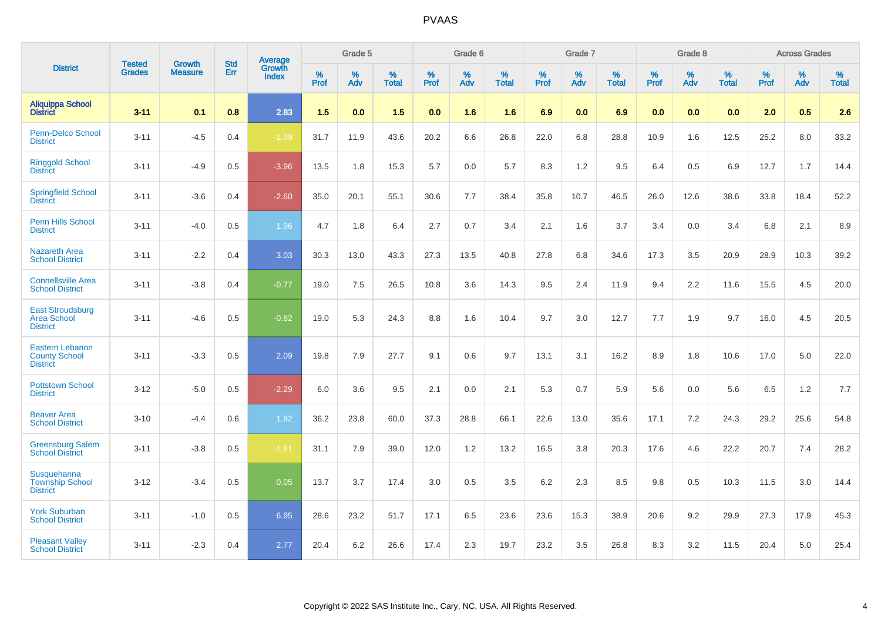# PVAAS

| District | Tested Grades | Growth Measure | Std Err | Average Growth Index | Grade 5 | | | Grade 6 | | | Grade 7 | | | Grade 8 | | | Across Grades | | |
|---|---|---|---|---|---|---|---|---|---|---|---|---|---|---|---|---|---|---|---|
| | | | | | % Prof | % Adv | % Total | % Prof | % Adv | % Total | % Prof | % Adv | % Total | % Prof | % Adv | % Total | % Prof | % Adv | % Total |
| **Aliquippa School District** | **3-11** | **0.1** | **0.8** | **2.83** | **1.5** | **0.0** | **1.5** | **0.0** | **1.6** | **1.6** | **6.9** | **0.0** | **6.9** | **0.0** | **0.0** | **0.0** | **2.0** | **0.5** | **2.6** |
| Penn-Delco School District | 3-11 | -4.5 | 0.4 | -1.99 | 31.7 | 11.9 | 43.6 | 20.2 | 6.6 | 26.8 | 22.0 | 6.8 | 28.8 | 10.9 | 1.6 | 12.5 | 25.2 | 8.0 | 33.2 |
| Ringgold School District | 3-11 | -4.9 | 0.5 | -3.96 | 13.5 | 1.8 | 15.3 | 5.7 | 0.0 | 5.7 | 8.3 | 1.2 | 9.5 | 6.4 | 0.5 | 6.9 | 12.7 | 1.7 | 14.4 |
| Springfield School District | 3-11 | -3.6 | 0.4 | -2.60 | 35.0 | 20.1 | 55.1 | 30.6 | 7.7 | 38.4 | 35.8 | 10.7 | 46.5 | 26.0 | 12.6 | 38.6 | 33.8 | 18.4 | 52.2 |
| Penn Hills School District | 3-11 | -4.0 | 0.5 | 1.96 | 4.7 | 1.8 | 6.4 | 2.7 | 0.7 | 3.4 | 2.1 | 1.6 | 3.7 | 3.4 | 0.0 | 3.4 | 6.8 | 2.1 | 8.9 |
| Nazareth Area School District | 3-11 | -2.2 | 0.4 | 3.03 | 30.3 | 13.0 | 43.3 | 27.3 | 13.5 | 40.8 | 27.8 | 6.8 | 34.6 | 17.3 | 3.5 | 20.9 | 28.9 | 10.3 | 39.2 |
| Connellsville Area School District | 3-11 | -3.8 | 0.4 | -0.77 | 19.0 | 7.5 | 26.5 | 10.8 | 3.6 | 14.3 | 9.5 | 2.4 | 11.9 | 9.4 | 2.2 | 11.6 | 15.5 | 4.5 | 20.0 |
| East Stroudsburg Area School District | 3-11 | -4.6 | 0.5 | -0.82 | 19.0 | 5.3 | 24.3 | 8.8 | 1.6 | 10.4 | 9.7 | 3.0 | 12.7 | 7.7 | 1.9 | 9.7 | 16.0 | 4.5 | 20.5 |
| Eastern Lebanon County School District | 3-11 | -3.3 | 0.5 | 2.09 | 19.8 | 7.9 | 27.7 | 9.1 | 0.6 | 9.7 | 13.1 | 3.1 | 16.2 | 8.9 | 1.8 | 10.6 | 17.0 | 5.0 | 22.0 |
| Pottstown School District | 3-12 | -5.0 | 0.5 | -2.29 | 6.0 | 3.6 | 9.5 | 2.1 | 0.0 | 2.1 | 5.3 | 0.7 | 5.9 | 5.6 | 0.0 | 5.6 | 6.5 | 1.2 | 7.7 |
| Beaver Area School District | 3-10 | -4.4 | 0.6 | 1.92 | 36.2 | 23.8 | 60.0 | 37.3 | 28.8 | 66.1 | 22.6 | 13.0 | 35.6 | 17.1 | 7.2 | 24.3 | 29.2 | 25.6 | 54.8 |
| Greensburg Salem School District | 3-11 | -3.8 | 0.5 | -1.81 | 31.1 | 7.9 | 39.0 | 12.0 | 1.2 | 13.2 | 16.5 | 3.8 | 20.3 | 17.6 | 4.6 | 22.2 | 20.7 | 7.4 | 28.2 |
| Susquehanna Township School District | 3-12 | -3.4 | 0.5 | 0.05 | 13.7 | 3.7 | 17.4 | 3.0 | 0.5 | 3.5 | 6.2 | 2.3 | 8.5 | 9.8 | 0.5 | 10.3 | 11.5 | 3.0 | 14.4 |
| York Suburban School District | 3-11 | -1.0 | 0.5 | 6.95 | 28.6 | 23.2 | 51.7 | 17.1 | 6.5 | 23.6 | 23.6 | 15.3 | 38.9 | 20.6 | 9.2 | 29.9 | 27.3 | 17.9 | 45.3 |
| Pleasant Valley School District | 3-11 | -2.3 | 0.4 | 2.77 | 20.4 | 6.2 | 26.6 | 17.4 | 2.3 | 19.7 | 23.2 | 3.5 | 26.8 | 8.3 | 3.2 | 11.5 | 20.4 | 5.0 | 25.4 |

Copyright © 2022 SAS Institute Inc., Cary, NC, USA. All Rights Reserved.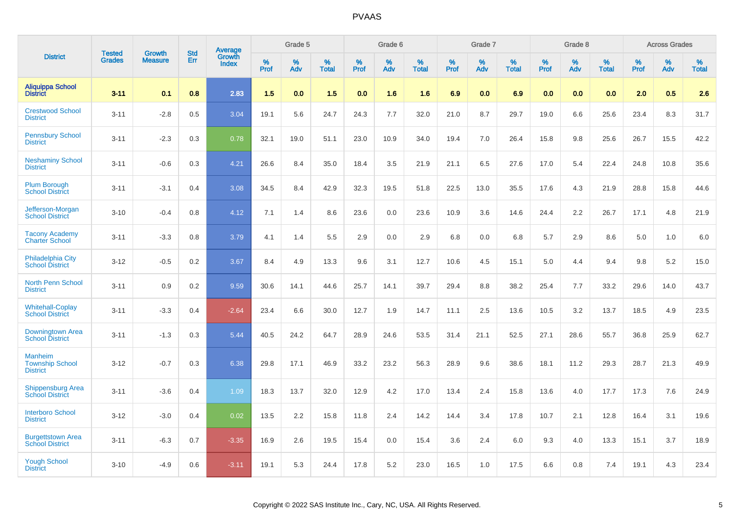# PVAAS

| District | Tested Grades | Growth Measure | Std Err | Average Growth Index | Grade 5 | | | Grade 6 | | | Grade 7 | | | Grade 8 | | | Across Grades | | |
|---|---|---|---|---|---|---|---|---|---|---|---|---|---|---|---|---|---|---|---|
| | | | | | % Prof | % Adv | % Total | % Prof | % Adv | % Total | % Prof | % Adv | % Total | % Prof | % Adv | % Total | % Prof | % Adv | % Total |
| **Aliquippa School District** | **3-11** | **0.1** | **0.8** | **2.83** | **1.5** | **0.0** | **1.5** | **0.0** | **1.6** | **1.6** | **6.9** | **0.0** | **6.9** | **0.0** | **0.0** | **0.0** | **2.0** | **0.5** | **2.6** |
| Crestwood School District | 3-11 | -2.8 | 0.5 | 3.04 | 19.1 | 5.6 | 24.7 | 24.3 | 7.7 | 32.0 | 21.0 | 8.7 | 29.7 | 19.0 | 6.6 | 25.6 | 23.4 | 8.3 | 31.7 |
| Pennsbury School District | 3-11 | -2.3 | 0.3 | 0.78 | 32.1 | 19.0 | 51.1 | 23.0 | 10.9 | 34.0 | 19.4 | 7.0 | 26.4 | 15.8 | 9.8 | 25.6 | 26.7 | 15.5 | 42.2 |
| Neshaminy School District | 3-11 | -0.6 | 0.3 | 4.21 | 26.6 | 8.4 | 35.0 | 18.4 | 3.5 | 21.9 | 21.1 | 6.5 | 27.6 | 17.0 | 5.4 | 22.4 | 24.8 | 10.8 | 35.6 |
| Plum Borough School District | 3-11 | -3.1 | 0.4 | 3.08 | 34.5 | 8.4 | 42.9 | 32.3 | 19.5 | 51.8 | 22.5 | 13.0 | 35.5 | 17.6 | 4.3 | 21.9 | 28.8 | 15.8 | 44.6 |
| Jefferson-Morgan School District | 3-10 | -0.4 | 0.8 | 4.12 | 7.1 | 1.4 | 8.6 | 23.6 | 0.0 | 23.6 | 10.9 | 3.6 | 14.6 | 24.4 | 2.2 | 26.7 | 17.1 | 4.8 | 21.9 |
| Tacony Academy Charter School | 3-11 | -3.3 | 0.8 | 3.79 | 4.1 | 1.4 | 5.5 | 2.9 | 0.0 | 2.9 | 6.8 | 0.0 | 6.8 | 5.7 | 2.9 | 8.6 | 5.0 | 1.0 | 6.0 |
| Philadelphia City School District | 3-12 | -0.5 | 0.2 | 3.67 | 8.4 | 4.9 | 13.3 | 9.6 | 3.1 | 12.7 | 10.6 | 4.5 | 15.1 | 5.0 | 4.4 | 9.4 | 9.8 | 5.2 | 15.0 |
| North Penn School District | 3-11 | 0.9 | 0.2 | 9.59 | 30.6 | 14.1 | 44.6 | 25.7 | 14.1 | 39.7 | 29.4 | 8.8 | 38.2 | 25.4 | 7.7 | 33.2 | 29.6 | 14.0 | 43.7 |
| Whitehall-Coplay School District | 3-11 | -3.3 | 0.4 | -2.64 | 23.4 | 6.6 | 30.0 | 12.7 | 1.9 | 14.7 | 11.1 | 2.5 | 13.6 | 10.5 | 3.2 | 13.7 | 18.5 | 4.9 | 23.5 |
| Downingtown Area School District | 3-11 | -1.3 | 0.3 | 5.44 | 40.5 | 24.2 | 64.7 | 28.9 | 24.6 | 53.5 | 31.4 | 21.1 | 52.5 | 27.1 | 28.6 | 55.7 | 36.8 | 25.9 | 62.7 |
| Manheim Township School District | 3-12 | -0.7 | 0.3 | 6.38 | 29.8 | 17.1 | 46.9 | 33.2 | 23.2 | 56.3 | 28.9 | 9.6 | 38.6 | 18.1 | 11.2 | 29.3 | 28.7 | 21.3 | 49.9 |
| Shippensburg Area School District | 3-11 | -3.6 | 0.4 | 1.09 | 18.3 | 13.7 | 32.0 | 12.9 | 4.2 | 17.0 | 13.4 | 2.4 | 15.8 | 13.6 | 4.0 | 17.7 | 17.3 | 7.6 | 24.9 |
| Interboro School District | 3-12 | -3.0 | 0.4 | 0.02 | 13.5 | 2.2 | 15.8 | 11.8 | 2.4 | 14.2 | 14.4 | 3.4 | 17.8 | 10.7 | 2.1 | 12.8 | 16.4 | 3.1 | 19.6 |
| Burgettstown Area School District | 3-11 | -6.3 | 0.7 | -3.35 | 16.9 | 2.6 | 19.5 | 15.4 | 0.0 | 15.4 | 3.6 | 2.4 | 6.0 | 9.3 | 4.0 | 13.3 | 15.1 | 3.7 | 18.9 |
| Yough School District | 3-10 | -4.9 | 0.6 | -3.11 | 19.1 | 5.3 | 24.4 | 17.8 | 5.2 | 23.0 | 16.5 | 1.0 | 17.5 | 6.6 | 0.8 | 7.4 | 19.1 | 4.3 | 23.4 |

Copyright © 2022 SAS Institute Inc., Cary, NC, USA. All Rights Reserved.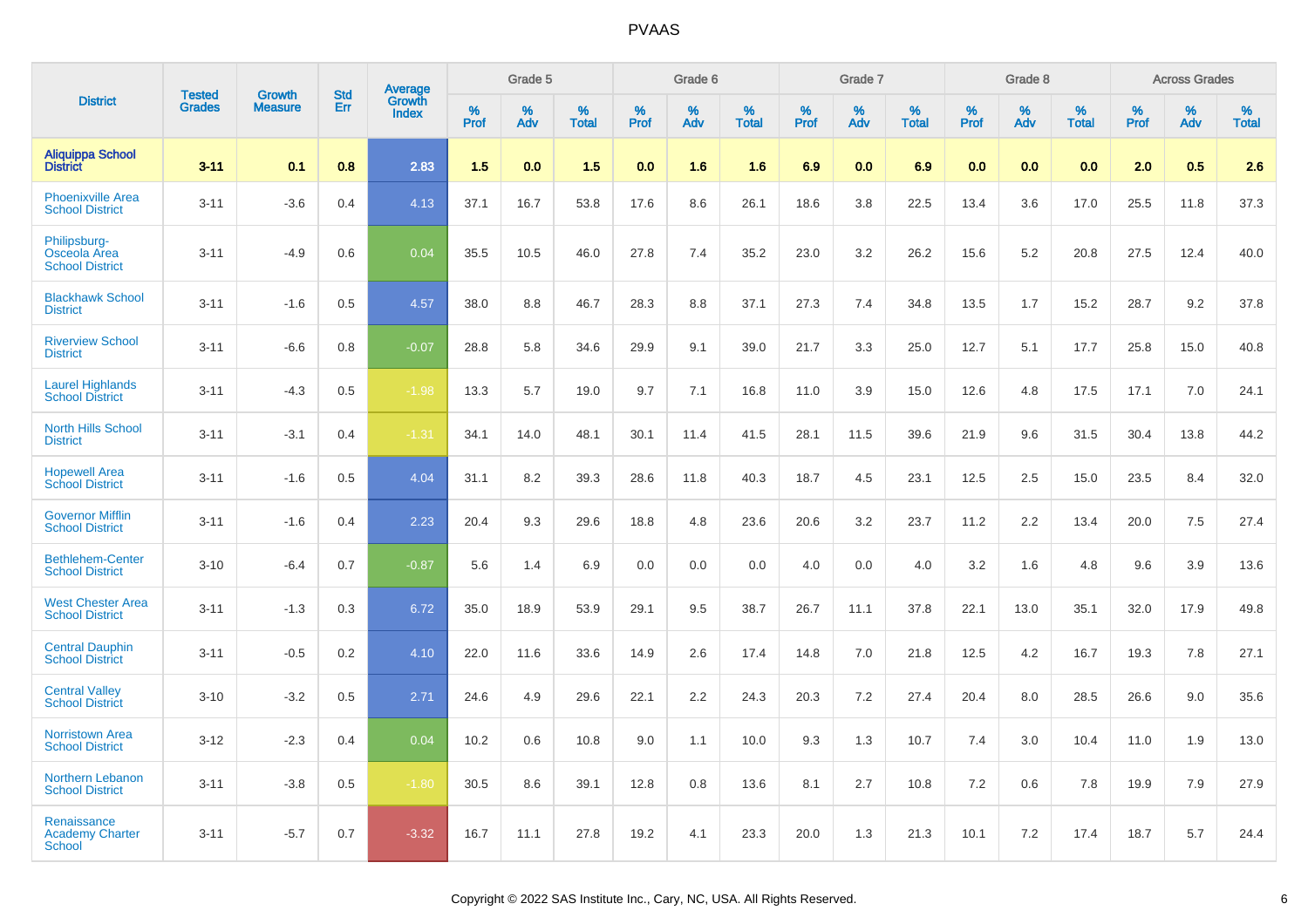| District | Tested Grades | Growth Measure | Std Err | Average Growth Index | Grade 5 | | | Grade 6 | | | Grade 7 | | | Grade 8 | | | Across Grades | | |
|---|---|---|---|---|---|---|---|---|---|---|---|---|---|---|---|---|---|---|---|
| | | | | | % Prof | % Adv | % Total | % Prof | % Adv | % Total | % Prof | % Adv | % Total | % Prof | % Adv | % Total | % Prof | % Adv | % Total |
| **Aliquippa School District** | **3-11** | **0.1** | **0.8** | **2.83** | **1.5** | **0.0** | **1.5** | **0.0** | **1.6** | **1.6** | **6.9** | **0.0** | **6.9** | **0.0** | **0.0** | **0.0** | **2.0** | **0.5** | **2.6** |
| Phoenixville Area School District | 3-11 | -3.6 | 0.4 | 4.13 | 37.1 | 16.7 | 53.8 | 17.6 | 8.6 | 26.1 | 18.6 | 3.8 | 22.5 | 13.4 | 3.6 | 17.0 | 25.5 | 11.8 | 37.3 |
| Philipsburg-Osceola Area School District | 3-11 | -4.9 | 0.6 | 0.04 | 35.5 | 10.5 | 46.0 | 27.8 | 7.4 | 35.2 | 23.0 | 3.2 | 26.2 | 15.6 | 5.2 | 20.8 | 27.5 | 12.4 | 40.0 |
| Blackhawk School District | 3-11 | -1.6 | 0.5 | 4.57 | 38.0 | 8.8 | 46.7 | 28.3 | 8.8 | 37.1 | 27.3 | 7.4 | 34.8 | 13.5 | 1.7 | 15.2 | 28.7 | 9.2 | 37.8 |
| Riverview School District | 3-11 | -6.6 | 0.8 | -0.07 | 28.8 | 5.8 | 34.6 | 29.9 | 9.1 | 39.0 | 21.7 | 3.3 | 25.0 | 12.7 | 5.1 | 17.7 | 25.8 | 15.0 | 40.8 |
| Laurel Highlands School District | 3-11 | -4.3 | 0.5 | -1.98 | 13.3 | 5.7 | 19.0 | 9.7 | 7.1 | 16.8 | 11.0 | 3.9 | 15.0 | 12.6 | 4.8 | 17.5 | 17.1 | 7.0 | 24.1 |
| North Hills School District | 3-11 | -3.1 | 0.4 | -1.31 | 34.1 | 14.0 | 48.1 | 30.1 | 11.4 | 41.5 | 28.1 | 11.5 | 39.6 | 21.9 | 9.6 | 31.5 | 30.4 | 13.8 | 44.2 |
| Hopewell Area School District | 3-11 | -1.6 | 0.5 | 4.04 | 31.1 | 8.2 | 39.3 | 28.6 | 11.8 | 40.3 | 18.7 | 4.5 | 23.1 | 12.5 | 2.5 | 15.0 | 23.5 | 8.4 | 32.0 |
| Governor Mifflin School District | 3-11 | -1.6 | 0.4 | 2.23 | 20.4 | 9.3 | 29.6 | 18.8 | 4.8 | 23.6 | 20.6 | 3.2 | 23.7 | 11.2 | 2.2 | 13.4 | 20.0 | 7.5 | 27.4 |
| Bethlehem-Center School District | 3-10 | -6.4 | 0.7 | -0.87 | 5.6 | 1.4 | 6.9 | 0.0 | 0.0 | 0.0 | 4.0 | 0.0 | 4.0 | 3.2 | 1.6 | 4.8 | 9.6 | 3.9 | 13.6 |
| West Chester Area School District | 3-11 | -1.3 | 0.3 | 6.72 | 35.0 | 18.9 | 53.9 | 29.1 | 9.5 | 38.7 | 26.7 | 11.1 | 37.8 | 22.1 | 13.0 | 35.1 | 32.0 | 17.9 | 49.8 |
| Central Dauphin School District | 3-11 | -0.5 | 0.2 | 4.10 | 22.0 | 11.6 | 33.6 | 14.9 | 2.6 | 17.4 | 14.8 | 7.0 | 21.8 | 12.5 | 4.2 | 16.7 | 19.3 | 7.8 | 27.1 |
| Central Valley School District | 3-10 | -3.2 | 0.5 | 2.71 | 24.6 | 4.9 | 29.6 | 22.1 | 2.2 | 24.3 | 20.3 | 7.2 | 27.4 | 20.4 | 8.0 | 28.5 | 26.6 | 9.0 | 35.6 |
| Norristown Area School District | 3-12 | -2.3 | 0.4 | 0.04 | 10.2 | 0.6 | 10.8 | 9.0 | 1.1 | 10.0 | 9.3 | 1.3 | 10.7 | 7.4 | 3.0 | 10.4 | 11.0 | 1.9 | 13.0 |
| Northern Lebanon School District | 3-11 | -3.8 | 0.5 | -1.80 | 30.5 | 8.6 | 39.1 | 12.8 | 0.8 | 13.6 | 8.1 | 2.7 | 10.8 | 7.2 | 0.6 | 7.8 | 19.9 | 7.9 | 27.9 |
| Renaissance Academy Charter School | 3-11 | -5.7 | 0.7 | -3.32 | 16.7 | 11.1 | 27.8 | 19.2 | 4.1 | 23.3 | 20.0 | 1.3 | 21.3 | 10.1 | 7.2 | 17.4 | 18.7 | 5.7 | 24.4 |

Copyright © 2022 SAS Institute Inc., Cary, NC, USA. All Rights Reserved.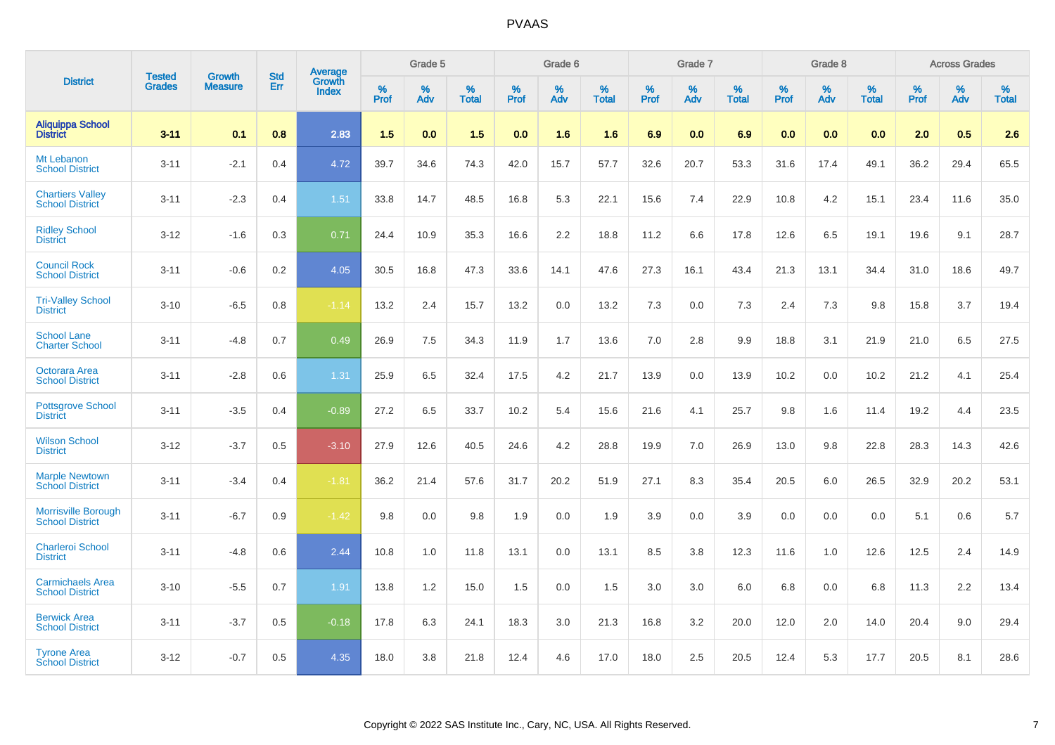# PVAAS

| District | Tested Grades | Growth Measure | Std Err | Average Growth Index | Grade 5 | | | Grade 6 | | | Grade 7 | | | Grade 8 | | | Across Grades | | |
|---|---|---|---|---|---|---|---|---|---|---|---|---|---|---|---|---|---|---|---|
| | | | | | % Prof | % Adv | % Total | % Prof | % Adv | % Total | % Prof | % Adv | % Total | % Prof | % Adv | % Total | % Prof | % Adv | % Total |
| **Aliquippa School District** | **3-11** | **0.1** | **0.8** | **2.83** | **1.5** | **0.0** | **1.5** | **0.0** | **1.6** | **1.6** | **6.9** | **0.0** | **6.9** | **0.0** | **0.0** | **0.0** | **2.0** | **0.5** | **2.6** |
| Mt Lebanon School District | 3-11 | -2.1 | 0.4 | 4.72 | 39.7 | 34.6 | 74.3 | 42.0 | 15.7 | 57.7 | 32.6 | 20.7 | 53.3 | 31.6 | 17.4 | 49.1 | 36.2 | 29.4 | 65.5 |
| Chartiers Valley School District | 3-11 | -2.3 | 0.4 | 1.51 | 33.8 | 14.7 | 48.5 | 16.8 | 5.3 | 22.1 | 15.6 | 7.4 | 22.9 | 10.8 | 4.2 | 15.1 | 23.4 | 11.6 | 35.0 |
| Ridley School District | 3-12 | -1.6 | 0.3 | 0.71 | 24.4 | 10.9 | 35.3 | 16.6 | 2.2 | 18.8 | 11.2 | 6.6 | 17.8 | 12.6 | 6.5 | 19.1 | 19.6 | 9.1 | 28.7 |
| Council Rock School District | 3-11 | -0.6 | 0.2 | 4.05 | 30.5 | 16.8 | 47.3 | 33.6 | 14.1 | 47.6 | 27.3 | 16.1 | 43.4 | 21.3 | 13.1 | 34.4 | 31.0 | 18.6 | 49.7 |
| Tri-Valley School District | 3-10 | -6.5 | 0.8 | -1.14 | 13.2 | 2.4 | 15.7 | 13.2 | 0.0 | 13.2 | 7.3 | 0.0 | 7.3 | 2.4 | 7.3 | 9.8 | 15.8 | 3.7 | 19.4 |
| School Lane Charter School | 3-11 | -4.8 | 0.7 | 0.49 | 26.9 | 7.5 | 34.3 | 11.9 | 1.7 | 13.6 | 7.0 | 2.8 | 9.9 | 18.8 | 3.1 | 21.9 | 21.0 | 6.5 | 27.5 |
| Octorara Area School District | 3-11 | -2.8 | 0.6 | 1.31 | 25.9 | 6.5 | 32.4 | 17.5 | 4.2 | 21.7 | 13.9 | 0.0 | 13.9 | 10.2 | 0.0 | 10.2 | 21.2 | 4.1 | 25.4 |
| Pottsgrove School District | 3-11 | -3.5 | 0.4 | -0.89 | 27.2 | 6.5 | 33.7 | 10.2 | 5.4 | 15.6 | 21.6 | 4.1 | 25.7 | 9.8 | 1.6 | 11.4 | 19.2 | 4.4 | 23.5 |
| Wilson School District | 3-12 | -3.7 | 0.5 | -3.10 | 27.9 | 12.6 | 40.5 | 24.6 | 4.2 | 28.8 | 19.9 | 7.0 | 26.9 | 13.0 | 9.8 | 22.8 | 28.3 | 14.3 | 42.6 |
| Marple Newtown School District | 3-11 | -3.4 | 0.4 | -1.81 | 36.2 | 21.4 | 57.6 | 31.7 | 20.2 | 51.9 | 27.1 | 8.3 | 35.4 | 20.5 | 6.0 | 26.5 | 32.9 | 20.2 | 53.1 |
| Morrisville Borough School District | 3-11 | -6.7 | 0.9 | -1.42 | 9.8 | 0.0 | 9.8 | 1.9 | 0.0 | 1.9 | 3.9 | 0.0 | 3.9 | 0.0 | 0.0 | 0.0 | 5.1 | 0.6 | 5.7 |
| Charleroi School District | 3-11 | -4.8 | 0.6 | 2.44 | 10.8 | 1.0 | 11.8 | 13.1 | 0.0 | 13.1 | 8.5 | 3.8 | 12.3 | 11.6 | 1.0 | 12.6 | 12.5 | 2.4 | 14.9 |
| Carmichaels Area School District | 3-10 | -5.5 | 0.7 | 1.91 | 13.8 | 1.2 | 15.0 | 1.5 | 0.0 | 1.5 | 3.0 | 3.0 | 6.0 | 6.8 | 0.0 | 6.8 | 11.3 | 2.2 | 13.4 |
| Berwick Area School District | 3-11 | -3.7 | 0.5 | -0.18 | 17.8 | 6.3 | 24.1 | 18.3 | 3.0 | 21.3 | 16.8 | 3.2 | 20.0 | 12.0 | 2.0 | 14.0 | 20.4 | 9.0 | 29.4 |
| Tyrone Area School District | 3-12 | -0.7 | 0.5 | 4.35 | 18.0 | 3.8 | 21.8 | 12.4 | 4.6 | 17.0 | 18.0 | 2.5 | 20.5 | 12.4 | 5.3 | 17.7 | 20.5 | 8.1 | 28.6 |

Copyright © 2022 SAS Institute Inc., Cary, NC, USA. All Rights Reserved.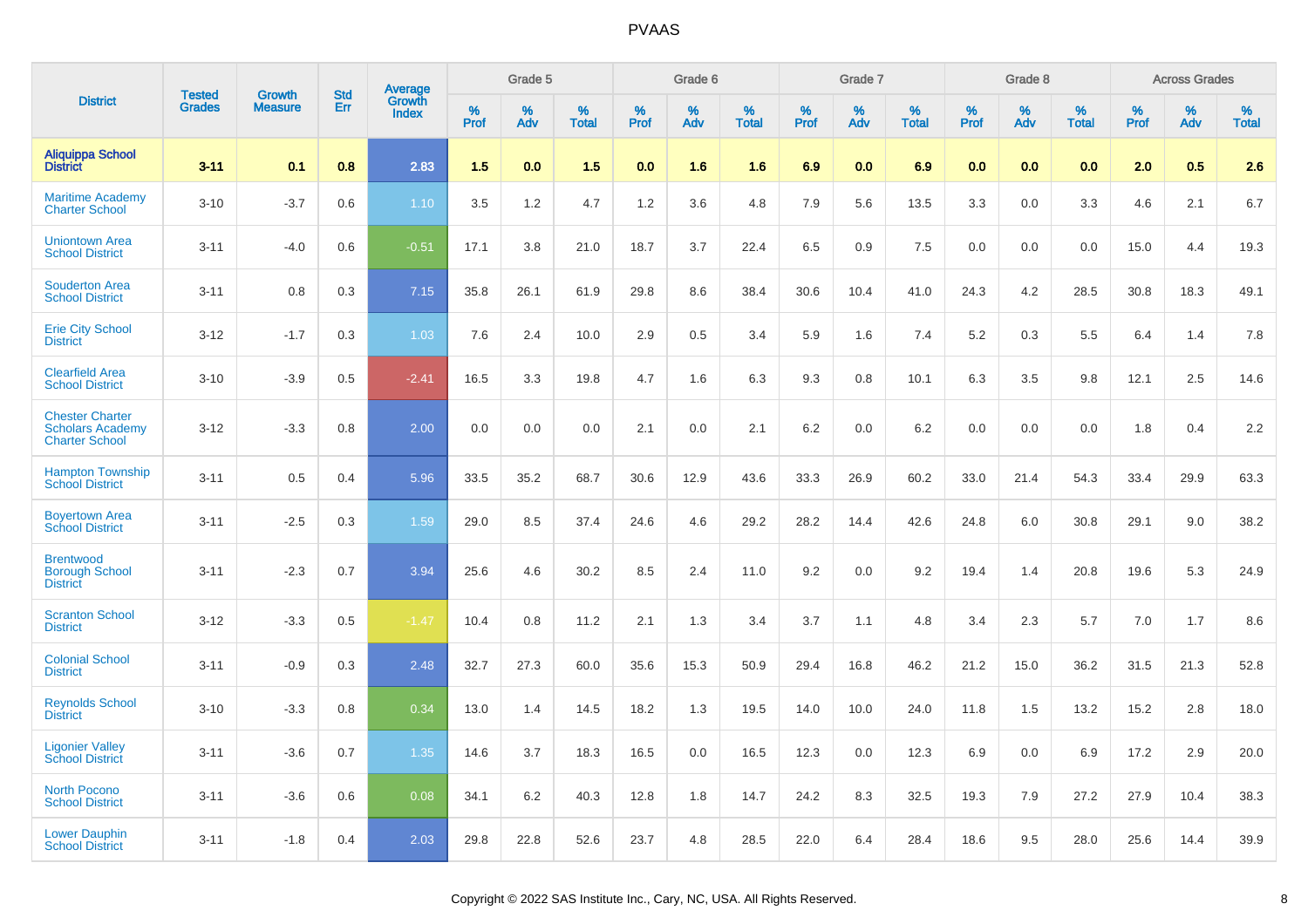# PVAAS

| District | Tested Grades | Growth Measure | Std Err | Average Growth Index | Grade 5 | | | Grade 6 | | | Grade 7 | | | Grade 8 | | | Across Grades | | |
|---|---|---|---|---|---|---|---|---|---|---|---|---|---|---|---|---|---|---|---|
| | | | | | % Prof | % Adv | % Total | % Prof | % Adv | % Total | % Prof | % Adv | % Total | % Prof | % Adv | % Total | % Prof | % Adv | % Total |
| **Aliquippa School District** | **3-11** | **0.1** | **0.8** | **2.83** | **1.5** | **0.0** | **1.5** | **0.0** | **1.6** | **1.6** | **6.9** | **0.0** | **6.9** | **0.0** | **0.0** | **0.0** | **2.0** | **0.5** | **2.6** |
| Maritime Academy Charter School | 3-10 | -3.7 | 0.6 | 1.10 | 3.5 | 1.2 | 4.7 | 1.2 | 3.6 | 4.8 | 7.9 | 5.6 | 13.5 | 3.3 | 0.0 | 3.3 | 4.6 | 2.1 | 6.7 |
| Uniontown Area School District | 3-11 | -4.0 | 0.6 | -0.51 | 17.1 | 3.8 | 21.0 | 18.7 | 3.7 | 22.4 | 6.5 | 0.9 | 7.5 | 0.0 | 0.0 | 0.0 | 15.0 | 4.4 | 19.3 |
| Souderton Area School District | 3-11 | 0.8 | 0.3 | 7.15 | 35.8 | 26.1 | 61.9 | 29.8 | 8.6 | 38.4 | 30.6 | 10.4 | 41.0 | 24.3 | 4.2 | 28.5 | 30.8 | 18.3 | 49.1 |
| Erie City School District | 3-12 | -1.7 | 0.3 | 1.03 | 7.6 | 2.4 | 10.0 | 2.9 | 0.5 | 3.4 | 5.9 | 1.6 | 7.4 | 5.2 | 0.3 | 5.5 | 6.4 | 1.4 | 7.8 |
| Clearfield Area School District | 3-10 | -3.9 | 0.5 | -2.41 | 16.5 | 3.3 | 19.8 | 4.7 | 1.6 | 6.3 | 9.3 | 0.8 | 10.1 | 6.3 | 3.5 | 9.8 | 12.1 | 2.5 | 14.6 |
| Chester Charter Scholars Academy Charter School | 3-12 | -3.3 | 0.8 | 2.00 | 0.0 | 0.0 | 0.0 | 2.1 | 0.0 | 2.1 | 6.2 | 0.0 | 6.2 | 0.0 | 0.0 | 0.0 | 1.8 | 0.4 | 2.2 |
| Hampton Township School District | 3-11 | 0.5 | 0.4 | 5.96 | 33.5 | 35.2 | 68.7 | 30.6 | 12.9 | 43.6 | 33.3 | 26.9 | 60.2 | 33.0 | 21.4 | 54.3 | 33.4 | 29.9 | 63.3 |
| Boyertown Area School District | 3-11 | -2.5 | 0.3 | 1.59 | 29.0 | 8.5 | 37.4 | 24.6 | 4.6 | 29.2 | 28.2 | 14.4 | 42.6 | 24.8 | 6.0 | 30.8 | 29.1 | 9.0 | 38.2 |
| Brentwood Borough School District | 3-11 | -2.3 | 0.7 | 3.94 | 25.6 | 4.6 | 30.2 | 8.5 | 2.4 | 11.0 | 9.2 | 0.0 | 9.2 | 19.4 | 1.4 | 20.8 | 19.6 | 5.3 | 24.9 |
| Scranton School District | 3-12 | -3.3 | 0.5 | -1.47 | 10.4 | 0.8 | 11.2 | 2.1 | 1.3 | 3.4 | 3.7 | 1.1 | 4.8 | 3.4 | 2.3 | 5.7 | 7.0 | 1.7 | 8.6 |
| Colonial School District | 3-11 | -0.9 | 0.3 | 2.48 | 32.7 | 27.3 | 60.0 | 35.6 | 15.3 | 50.9 | 29.4 | 16.8 | 46.2 | 21.2 | 15.0 | 36.2 | 31.5 | 21.3 | 52.8 |
| Reynolds School District | 3-10 | -3.3 | 0.8 | 0.34 | 13.0 | 1.4 | 14.5 | 18.2 | 1.3 | 19.5 | 14.0 | 10.0 | 24.0 | 11.8 | 1.5 | 13.2 | 15.2 | 2.8 | 18.0 |
| Ligonier Valley School District | 3-11 | -3.6 | 0.7 | 1.35 | 14.6 | 3.7 | 18.3 | 16.5 | 0.0 | 16.5 | 12.3 | 0.0 | 12.3 | 6.9 | 0.0 | 6.9 | 17.2 | 2.9 | 20.0 |
| North Pocono School District | 3-11 | -3.6 | 0.6 | 0.08 | 34.1 | 6.2 | 40.3 | 12.8 | 1.8 | 14.7 | 24.2 | 8.3 | 32.5 | 19.3 | 7.9 | 27.2 | 27.9 | 10.4 | 38.3 |
| Lower Dauphin School District | 3-11 | -1.8 | 0.4 | 2.03 | 29.8 | 22.8 | 52.6 | 23.7 | 4.8 | 28.5 | 22.0 | 6.4 | 28.4 | 18.6 | 9.5 | 28.0 | 25.6 | 14.4 | 39.9 |

Copyright © 2022 SAS Institute Inc., Cary, NC, USA. All Rights Reserved.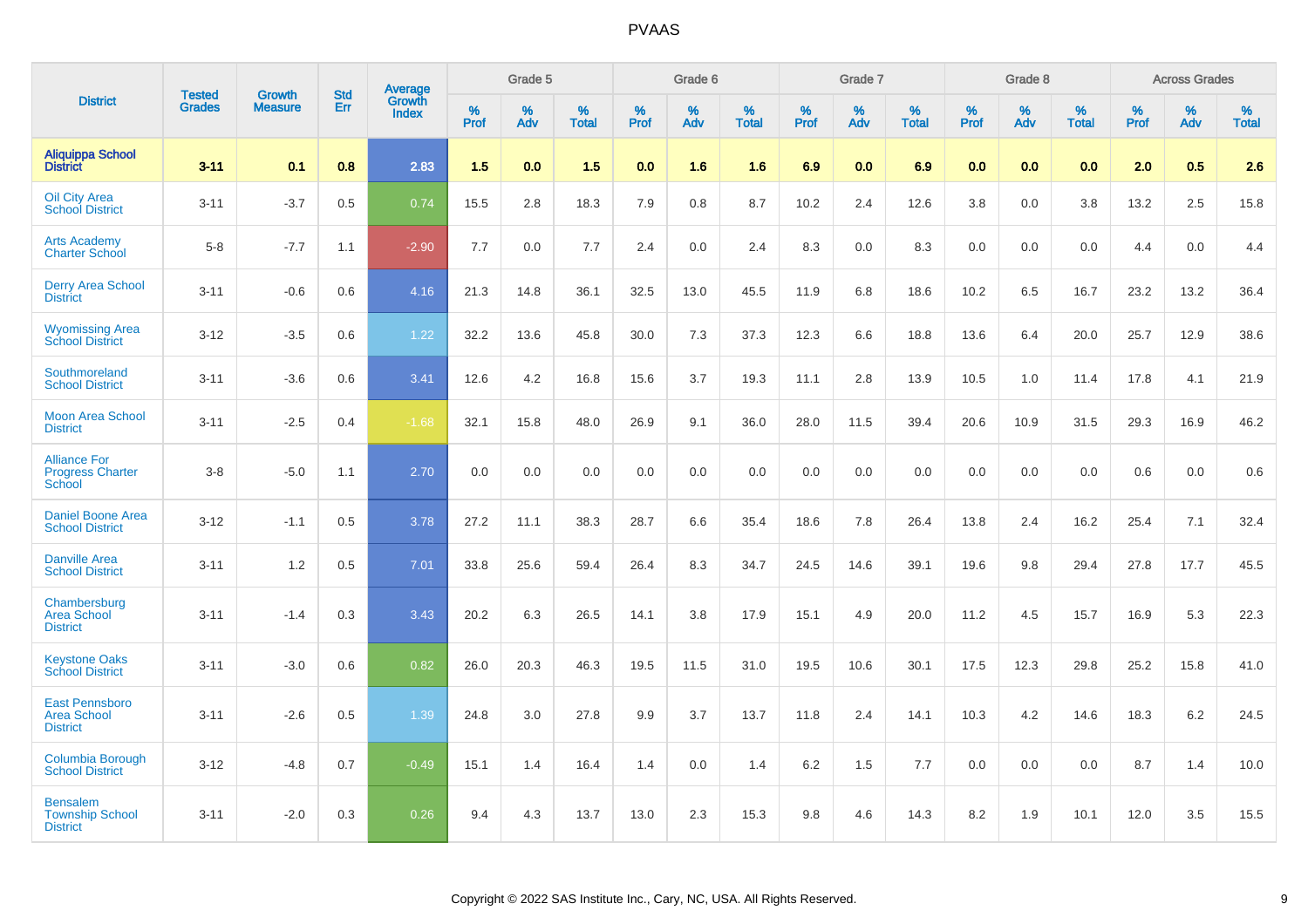# PVAAS

| District | Tested Grades | Growth Measure | Std Err | Average Growth Index | Grade 5 | | | Grade 6 | | | Grade 7 | | | Grade 8 | | | Across Grades | | |
|---|---|---|---|---|---|---|---|---|---|---|---|---|---|---|---|---|---|---|---|
| | | | | | % Prof | % Adv | % Total | % Prof | % Adv | % Total | % Prof | % Adv | % Total | % Prof | % Adv | % Total | % Prof | % Adv | % Total |
| **Aliquippa School District** | **3-11** | **0.1** | **0.8** | **2.83** | **1.5** | **0.0** | **1.5** | **0.0** | **1.6** | **1.6** | **6.9** | **0.0** | **6.9** | **0.0** | **0.0** | **0.0** | **2.0** | **0.5** | **2.6** |
| Oil City Area School District | 3-11 | -3.7 | 0.5 | 0.74 | 15.5 | 2.8 | 18.3 | 7.9 | 0.8 | 8.7 | 10.2 | 2.4 | 12.6 | 3.8 | 0.0 | 3.8 | 13.2 | 2.5 | 15.8 |
| Arts Academy Charter School | 5-8 | -7.7 | 1.1 | -2.90 | 7.7 | 0.0 | 7.7 | 2.4 | 0.0 | 2.4 | 8.3 | 0.0 | 8.3 | 0.0 | 0.0 | 0.0 | 4.4 | 0.0 | 4.4 |
| Derry Area School District | 3-11 | -0.6 | 0.6 | 4.16 | 21.3 | 14.8 | 36.1 | 32.5 | 13.0 | 45.5 | 11.9 | 6.8 | 18.6 | 10.2 | 6.5 | 16.7 | 23.2 | 13.2 | 36.4 |
| Wyomissing Area School District | 3-12 | -3.5 | 0.6 | 1.22 | 32.2 | 13.6 | 45.8 | 30.0 | 7.3 | 37.3 | 12.3 | 6.6 | 18.8 | 13.6 | 6.4 | 20.0 | 25.7 | 12.9 | 38.6 |
| Southmoreland School District | 3-11 | -3.6 | 0.6 | 3.41 | 12.6 | 4.2 | 16.8 | 15.6 | 3.7 | 19.3 | 11.1 | 2.8 | 13.9 | 10.5 | 1.0 | 11.4 | 17.8 | 4.1 | 21.9 |
| Moon Area School District | 3-11 | -2.5 | 0.4 | -1.68 | 32.1 | 15.8 | 48.0 | 26.9 | 9.1 | 36.0 | 28.0 | 11.5 | 39.4 | 20.6 | 10.9 | 31.5 | 29.3 | 16.9 | 46.2 |
| Alliance For Progress Charter School | 3-8 | -5.0 | 1.1 | 2.70 | 0.0 | 0.0 | 0.0 | 0.0 | 0.0 | 0.0 | 0.0 | 0.0 | 0.0 | 0.0 | 0.0 | 0.0 | 0.6 | 0.0 | 0.6 |
| Daniel Boone Area School District | 3-12 | -1.1 | 0.5 | 3.78 | 27.2 | 11.1 | 38.3 | 28.7 | 6.6 | 35.4 | 18.6 | 7.8 | 26.4 | 13.8 | 2.4 | 16.2 | 25.4 | 7.1 | 32.4 |
| Danville Area School District | 3-11 | 1.2 | 0.5 | 7.01 | 33.8 | 25.6 | 59.4 | 26.4 | 8.3 | 34.7 | 24.5 | 14.6 | 39.1 | 19.6 | 9.8 | 29.4 | 27.8 | 17.7 | 45.5 |
| Chambersburg Area School District | 3-11 | -1.4 | 0.3 | 3.43 | 20.2 | 6.3 | 26.5 | 14.1 | 3.8 | 17.9 | 15.1 | 4.9 | 20.0 | 11.2 | 4.5 | 15.7 | 16.9 | 5.3 | 22.3 |
| Keystone Oaks School District | 3-11 | -3.0 | 0.6 | 0.82 | 26.0 | 20.3 | 46.3 | 19.5 | 11.5 | 31.0 | 19.5 | 10.6 | 30.1 | 17.5 | 12.3 | 29.8 | 25.2 | 15.8 | 41.0 |
| East Pennsboro Area School District | 3-11 | -2.6 | 0.5 | 1.39 | 24.8 | 3.0 | 27.8 | 9.9 | 3.7 | 13.7 | 11.8 | 2.4 | 14.1 | 10.3 | 4.2 | 14.6 | 18.3 | 6.2 | 24.5 |
| Columbia Borough School District | 3-12 | -4.8 | 0.7 | -0.49 | 15.1 | 1.4 | 16.4 | 1.4 | 0.0 | 1.4 | 6.2 | 1.5 | 7.7 | 0.0 | 0.0 | 0.0 | 8.7 | 1.4 | 10.0 |
| Bensalem Township School District | 3-11 | -2.0 | 0.3 | 0.26 | 9.4 | 4.3 | 13.7 | 13.0 | 2.3 | 15.3 | 9.8 | 4.6 | 14.3 | 8.2 | 1.9 | 10.1 | 12.0 | 3.5 | 15.5 |

Copyright © 2022 SAS Institute Inc., Cary, NC, USA. All Rights Reserved.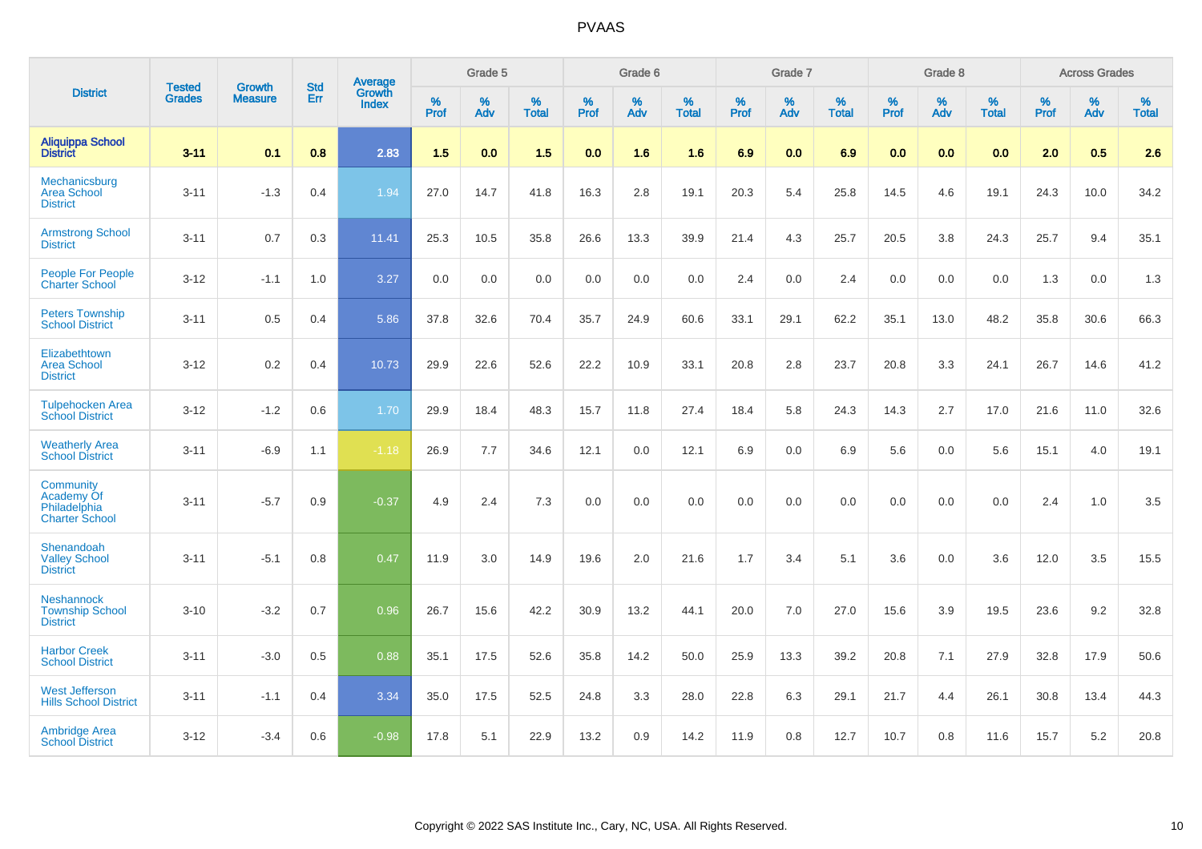# PVAAS

| District | Tested Grades | Growth Measure | Std Err | Average Growth Index | Grade 5 | | | Grade 6 | | | Grade 7 | | | Grade 8 | | | Across Grades | | |
|---|---|---|---|---|---|---|---|---|---|---|---|---|---|---|---|---|---|---|---|
| | | | | | % Prof | % Adv | % Total | % Prof | % Adv | % Total | % Prof | % Adv | % Total | % Prof | % Adv | % Total | % Prof | % Adv | % Total |
| **Aliquippa School District** | **3-11** | **0.1** | **0.8** | **2.83** | **1.5** | **0.0** | **1.5** | **0.0** | **1.6** | **1.6** | **6.9** | **0.0** | **6.9** | **0.0** | **0.0** | **0.0** | **2.0** | **0.5** | **2.6** |
| Mechanicsburg Area School District | 3-11 | -1.3 | 0.4 | 1.94 | 27.0 | 14.7 | 41.8 | 16.3 | 2.8 | 19.1 | 20.3 | 5.4 | 25.8 | 14.5 | 4.6 | 19.1 | 24.3 | 10.0 | 34.2 |
| Armstrong School District | 3-11 | 0.7 | 0.3 | 11.41 | 25.3 | 10.5 | 35.8 | 26.6 | 13.3 | 39.9 | 21.4 | 4.3 | 25.7 | 20.5 | 3.8 | 24.3 | 25.7 | 9.4 | 35.1 |
| People For People Charter School | 3-12 | -1.1 | 1.0 | 3.27 | 0.0 | 0.0 | 0.0 | 0.0 | 0.0 | 0.0 | 2.4 | 0.0 | 2.4 | 0.0 | 0.0 | 0.0 | 1.3 | 0.0 | 1.3 |
| Peters Township School District | 3-11 | 0.5 | 0.4 | 5.86 | 37.8 | 32.6 | 70.4 | 35.7 | 24.9 | 60.6 | 33.1 | 29.1 | 62.2 | 35.1 | 13.0 | 48.2 | 35.8 | 30.6 | 66.3 |
| Elizabethtown Area School District | 3-12 | 0.2 | 0.4 | 10.73 | 29.9 | 22.6 | 52.6 | 22.2 | 10.9 | 33.1 | 20.8 | 2.8 | 23.7 | 20.8 | 3.3 | 24.1 | 26.7 | 14.6 | 41.2 |
| Tulpehocken Area School District | 3-12 | -1.2 | 0.6 | 1.70 | 29.9 | 18.4 | 48.3 | 15.7 | 11.8 | 27.4 | 18.4 | 5.8 | 24.3 | 14.3 | 2.7 | 17.0 | 21.6 | 11.0 | 32.6 |
| Weatherly Area School District | 3-11 | -6.9 | 1.1 | -1.18 | 26.9 | 7.7 | 34.6 | 12.1 | 0.0 | 12.1 | 6.9 | 0.0 | 6.9 | 5.6 | 0.0 | 5.6 | 15.1 | 4.0 | 19.1 |
| Community Academy Of Philadelphia Charter School | 3-11 | -5.7 | 0.9 | -0.37 | 4.9 | 2.4 | 7.3 | 0.0 | 0.0 | 0.0 | 0.0 | 0.0 | 0.0 | 0.0 | 0.0 | 0.0 | 2.4 | 1.0 | 3.5 |
| Shenandoah Valley School District | 3-11 | -5.1 | 0.8 | 0.47 | 11.9 | 3.0 | 14.9 | 19.6 | 2.0 | 21.6 | 1.7 | 3.4 | 5.1 | 3.6 | 0.0 | 3.6 | 12.0 | 3.5 | 15.5 |
| Neshannock Township School District | 3-10 | -3.2 | 0.7 | 0.96 | 26.7 | 15.6 | 42.2 | 30.9 | 13.2 | 44.1 | 20.0 | 7.0 | 27.0 | 15.6 | 3.9 | 19.5 | 23.6 | 9.2 | 32.8 |
| Harbor Creek School District | 3-11 | -3.0 | 0.5 | 0.88 | 35.1 | 17.5 | 52.6 | 35.8 | 14.2 | 50.0 | 25.9 | 13.3 | 39.2 | 20.8 | 7.1 | 27.9 | 32.8 | 17.9 | 50.6 |
| West Jefferson Hills School District | 3-11 | -1.1 | 0.4 | 3.34 | 35.0 | 17.5 | 52.5 | 24.8 | 3.3 | 28.0 | 22.8 | 6.3 | 29.1 | 21.7 | 4.4 | 26.1 | 30.8 | 13.4 | 44.3 |
| Ambridge Area School District | 3-12 | -3.4 | 0.6 | -0.98 | 17.8 | 5.1 | 22.9 | 13.2 | 0.9 | 14.2 | 11.9 | 0.8 | 12.7 | 10.7 | 0.8 | 11.6 | 15.7 | 5.2 | 20.8 |

Copyright © 2022 SAS Institute Inc., Cary, NC, USA. All Rights Reserved.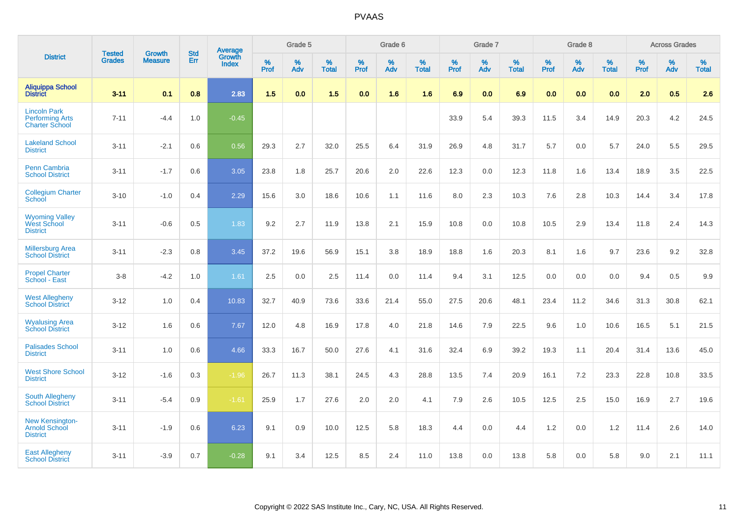PVAAS

| District | Tested Grades | Growth Measure | Std Err | Average Growth Index | Grade 5 | | | Grade 6 | | | Grade 7 | | | Grade 8 | | | Across Grades | | |
|---|---|---|---|---|---|---|---|---|---|---|---|---|---|---|---|---|---|---|---|
| | | | | | % Prof | % Adv | % Total | % Prof | % Adv | % Total | % Prof | % Adv | % Total | % Prof | % Adv | % Total | % Prof | % Adv | % Total |
| **Aliquippa School District** | **3-11** | **0.1** | **0.8** | **2.83** | **1.5** | **0.0** | **1.5** | **0.0** | **1.6** | **1.6** | **6.9** | **0.0** | **6.9** | **0.0** | **0.0** | **0.0** | **2.0** | **0.5** | **2.6** |
| Lincoln Park Performing Arts Charter School | 7-11 | -4.4 | 1.0 | -0.45 | | | | | | | 33.9 | 5.4 | 39.3 | 11.5 | 3.4 | 14.9 | 20.3 | 4.2 | 24.5 |
| Lakeland School District | 3-11 | -2.1 | 0.6 | 0.56 | 29.3 | 2.7 | 32.0 | 25.5 | 6.4 | 31.9 | 26.9 | 4.8 | 31.7 | 5.7 | 0.0 | 5.7 | 24.0 | 5.5 | 29.5 |
| Penn Cambria School District | 3-11 | -1.7 | 0.6 | 3.05 | 23.8 | 1.8 | 25.7 | 20.6 | 2.0 | 22.6 | 12.3 | 0.0 | 12.3 | 11.8 | 1.6 | 13.4 | 18.9 | 3.5 | 22.5 |
| Collegium Charter School | 3-10 | -1.0 | 0.4 | 2.29 | 15.6 | 3.0 | 18.6 | 10.6 | 1.1 | 11.6 | 8.0 | 2.3 | 10.3 | 7.6 | 2.8 | 10.3 | 14.4 | 3.4 | 17.8 |
| Wyoming Valley West School District | 3-11 | -0.6 | 0.5 | 1.83 | 9.2 | 2.7 | 11.9 | 13.8 | 2.1 | 15.9 | 10.8 | 0.0 | 10.8 | 10.5 | 2.9 | 13.4 | 11.8 | 2.4 | 14.3 |
| Millersburg Area School District | 3-11 | -2.3 | 0.8 | 3.45 | 37.2 | 19.6 | 56.9 | 15.1 | 3.8 | 18.9 | 18.8 | 1.6 | 20.3 | 8.1 | 1.6 | 9.7 | 23.6 | 9.2 | 32.8 |
| Propel Charter School - East | 3-8 | -4.2 | 1.0 | 1.61 | 2.5 | 0.0 | 2.5 | 11.4 | 0.0 | 11.4 | 9.4 | 3.1 | 12.5 | 0.0 | 0.0 | 0.0 | 9.4 | 0.5 | 9.9 |
| West Allegheny School District | 3-12 | 1.0 | 0.4 | 10.83 | 32.7 | 40.9 | 73.6 | 33.6 | 21.4 | 55.0 | 27.5 | 20.6 | 48.1 | 23.4 | 11.2 | 34.6 | 31.3 | 30.8 | 62.1 |
| Wyalusing Area School District | 3-12 | 1.6 | 0.6 | 7.67 | 12.0 | 4.8 | 16.9 | 17.8 | 4.0 | 21.8 | 14.6 | 7.9 | 22.5 | 9.6 | 1.0 | 10.6 | 16.5 | 5.1 | 21.5 |
| Palisades School District | 3-11 | 1.0 | 0.6 | 4.66 | 33.3 | 16.7 | 50.0 | 27.6 | 4.1 | 31.6 | 32.4 | 6.9 | 39.2 | 19.3 | 1.1 | 20.4 | 31.4 | 13.6 | 45.0 |
| West Shore School District | 3-12 | -1.6 | 0.3 | -1.96 | 26.7 | 11.3 | 38.1 | 24.5 | 4.3 | 28.8 | 13.5 | 7.4 | 20.9 | 16.1 | 7.2 | 23.3 | 22.8 | 10.8 | 33.5 |
| South Allegheny School District | 3-11 | -5.4 | 0.9 | -1.61 | 25.9 | 1.7 | 27.6 | 2.0 | 2.0 | 4.1 | 7.9 | 2.6 | 10.5 | 12.5 | 2.5 | 15.0 | 16.9 | 2.7 | 19.6 |
| New Kensington-Arnold School District | 3-11 | -1.9 | 0.6 | 6.23 | 9.1 | 0.9 | 10.0 | 12.5 | 5.8 | 18.3 | 4.4 | 0.0 | 4.4 | 1.2 | 0.0 | 1.2 | 11.4 | 2.6 | 14.0 |
| East Allegheny School District | 3-11 | -3.9 | 0.7 | -0.28 | 9.1 | 3.4 | 12.5 | 8.5 | 2.4 | 11.0 | 13.8 | 0.0 | 13.8 | 5.8 | 0.0 | 5.8 | 9.0 | 2.1 | 11.1 |

Copyright © 2022 SAS Institute Inc., Cary, NC, USA. All Rights Reserved.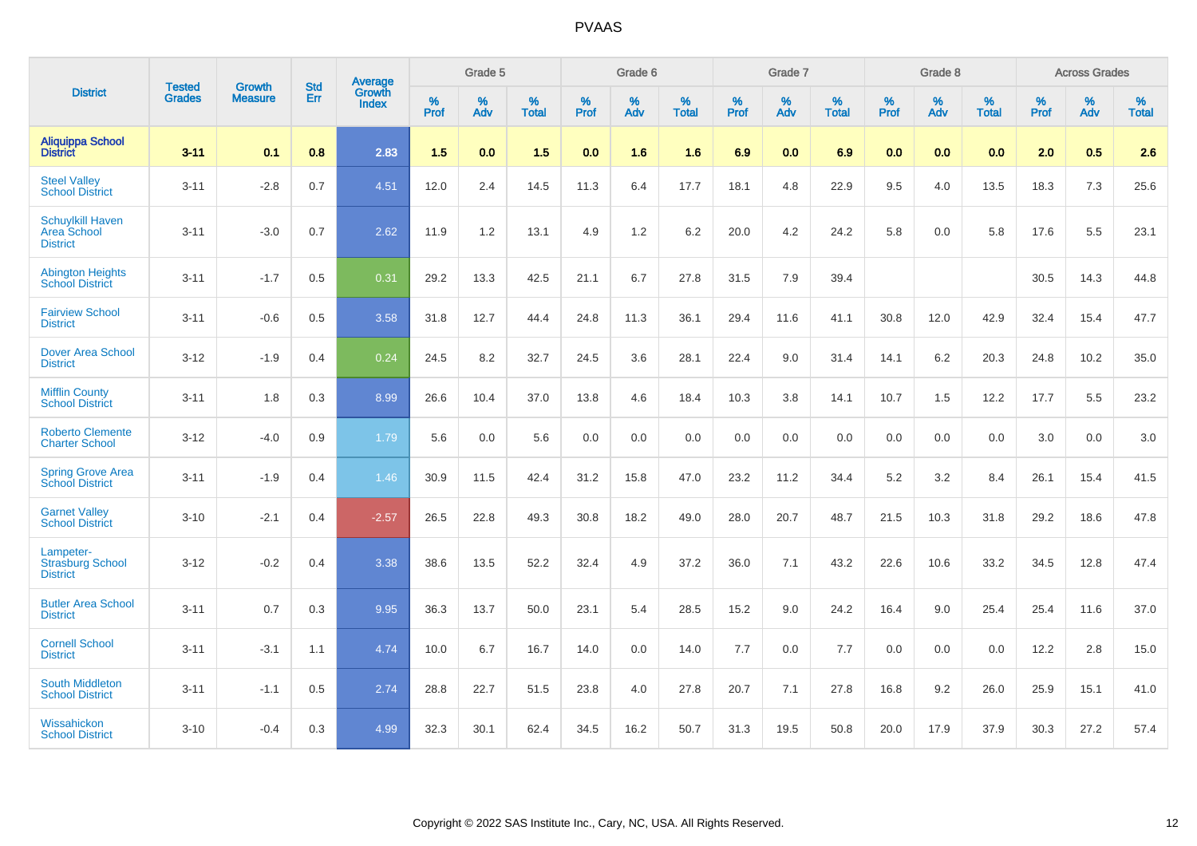# PVAAS

| District | Tested Grades | Growth Measure | Std Err | Average Growth Index | Grade 5 | | | Grade 6 | | | Grade 7 | | | Grade 8 | | | Across Grades | | |
|---|---|---|---|---|---|---|---|---|---|---|---|---|---|---|---|---|---|---|---|
| | | | | | % Prof | % Adv | % Total | % Prof | % Adv | % Total | % Prof | % Adv | % Total | % Prof | % Adv | % Total | % Prof | % Adv | % Total |
| **Aliquippa School District** | **3-11** | **0.1** | **0.8** | **2.83** | **1.5** | **0.0** | **1.5** | **0.0** | **1.6** | **1.6** | **6.9** | **0.0** | **6.9** | **0.0** | **0.0** | **0.0** | **2.0** | **0.5** | **2.6** |
| Steel Valley School District | 3-11 | -2.8 | 0.7 | 4.51 | 12.0 | 2.4 | 14.5 | 11.3 | 6.4 | 17.7 | 18.1 | 4.8 | 22.9 | 9.5 | 4.0 | 13.5 | 18.3 | 7.3 | 25.6 |
| Schuylkill Haven Area School District | 3-11 | -3.0 | 0.7 | 2.62 | 11.9 | 1.2 | 13.1 | 4.9 | 1.2 | 6.2 | 20.0 | 4.2 | 24.2 | 5.8 | 0.0 | 5.8 | 17.6 | 5.5 | 23.1 |
| Abington Heights School District | 3-11 | -1.7 | 0.5 | 0.31 | 29.2 | 13.3 | 42.5 | 21.1 | 6.7 | 27.8 | 31.5 | 7.9 | 39.4 | | | | 30.5 | 14.3 | 44.8 |
| Fairview School District | 3-11 | -0.6 | 0.5 | 3.58 | 31.8 | 12.7 | 44.4 | 24.8 | 11.3 | 36.1 | 29.4 | 11.6 | 41.1 | 30.8 | 12.0 | 42.9 | 32.4 | 15.4 | 47.7 |
| Dover Area School District | 3-12 | -1.9 | 0.4 | 0.24 | 24.5 | 8.2 | 32.7 | 24.5 | 3.6 | 28.1 | 22.4 | 9.0 | 31.4 | 14.1 | 6.2 | 20.3 | 24.8 | 10.2 | 35.0 |
| Mifflin County School District | 3-11 | 1.8 | 0.3 | 8.99 | 26.6 | 10.4 | 37.0 | 13.8 | 4.6 | 18.4 | 10.3 | 3.8 | 14.1 | 10.7 | 1.5 | 12.2 | 17.7 | 5.5 | 23.2 |
| Roberto Clemente Charter School | 3-12 | -4.0 | 0.9 | 1.79 | 5.6 | 0.0 | 5.6 | 0.0 | 0.0 | 0.0 | 0.0 | 0.0 | 0.0 | 0.0 | 0.0 | 0.0 | 3.0 | 0.0 | 3.0 |
| Spring Grove Area School District | 3-11 | -1.9 | 0.4 | 1.46 | 30.9 | 11.5 | 42.4 | 31.2 | 15.8 | 47.0 | 23.2 | 11.2 | 34.4 | 5.2 | 3.2 | 8.4 | 26.1 | 15.4 | 41.5 |
| Garnet Valley School District | 3-10 | -2.1 | 0.4 | -2.57 | 26.5 | 22.8 | 49.3 | 30.8 | 18.2 | 49.0 | 28.0 | 20.7 | 48.7 | 21.5 | 10.3 | 31.8 | 29.2 | 18.6 | 47.8 |
| Lampeter-Strasburg School District | 3-12 | -0.2 | 0.4 | 3.38 | 38.6 | 13.5 | 52.2 | 32.4 | 4.9 | 37.2 | 36.0 | 7.1 | 43.2 | 22.6 | 10.6 | 33.2 | 34.5 | 12.8 | 47.4 |
| Butler Area School District | 3-11 | 0.7 | 0.3 | 9.95 | 36.3 | 13.7 | 50.0 | 23.1 | 5.4 | 28.5 | 15.2 | 9.0 | 24.2 | 16.4 | 9.0 | 25.4 | 25.4 | 11.6 | 37.0 |
| Cornell School District | 3-11 | -3.1 | 1.1 | 4.74 | 10.0 | 6.7 | 16.7 | 14.0 | 0.0 | 14.0 | 7.7 | 0.0 | 7.7 | 0.0 | 0.0 | 0.0 | 12.2 | 2.8 | 15.0 |
| South Middleton School District | 3-11 | -1.1 | 0.5 | 2.74 | 28.8 | 22.7 | 51.5 | 23.8 | 4.0 | 27.8 | 20.7 | 7.1 | 27.8 | 16.8 | 9.2 | 26.0 | 25.9 | 15.1 | 41.0 |
| Wissahickon School District | 3-10 | -0.4 | 0.3 | 4.99 | 32.3 | 30.1 | 62.4 | 34.5 | 16.2 | 50.7 | 31.3 | 19.5 | 50.8 | 20.0 | 17.9 | 37.9 | 30.3 | 27.2 | 57.4 |

Copyright © 2022 SAS Institute Inc., Cary, NC, USA. All Rights Reserved.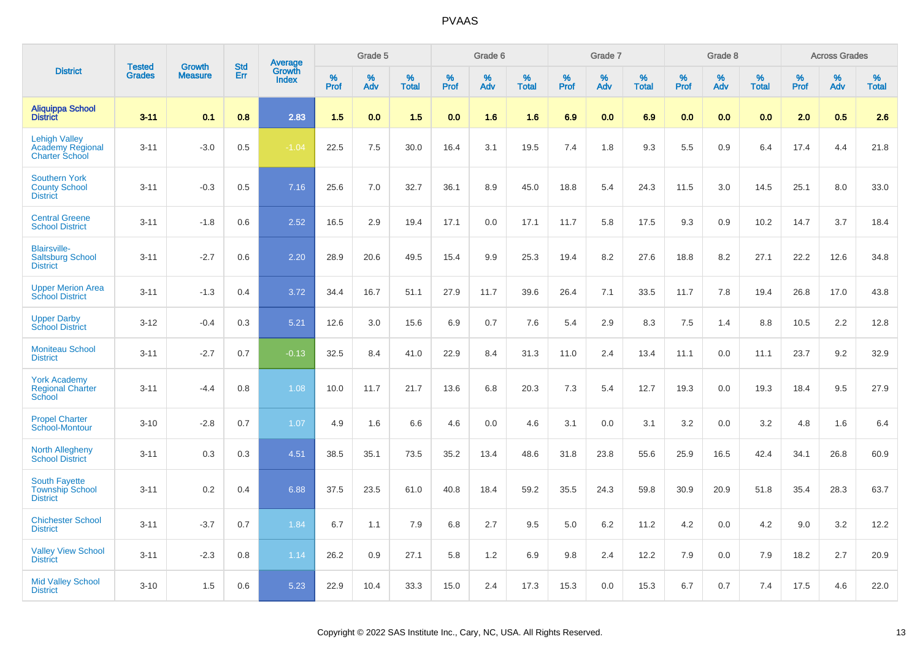| District | Tested Grades | Growth Measure | Std Err | Average Growth Index | Grade 5 | | | Grade 6 | | | Grade 7 | | | Grade 8 | | | Across Grades | | |
|---|---|---|---|---|---|---|---|---|---|---|---|---|---|---|---|---|---|---|---|
| | | | | | % Prof | % Adv | % Total | % Prof | % Adv | % Total | % Prof | % Adv | % Total | % Prof | % Adv | % Total | % Prof | % Adv | % Total |
| **Aliquippa School District** | **3-11** | **0.1** | **0.8** | **2.83** | **1.5** | **0.0** | **1.5** | **0.0** | **1.6** | **1.6** | **6.9** | **0.0** | **6.9** | **0.0** | **0.0** | **0.0** | **2.0** | **0.5** | **2.6** |
| Lehigh Valley Academy Regional Charter School | 3-11 | -3.0 | 0.5 | -1.04 | 22.5 | 7.5 | 30.0 | 16.4 | 3.1 | 19.5 | 7.4 | 1.8 | 9.3 | 5.5 | 0.9 | 6.4 | 17.4 | 4.4 | 21.8 |
| Southern York County School District | 3-11 | -0.3 | 0.5 | 7.16 | 25.6 | 7.0 | 32.7 | 36.1 | 8.9 | 45.0 | 18.8 | 5.4 | 24.3 | 11.5 | 3.0 | 14.5 | 25.1 | 8.0 | 33.0 |
| Central Greene School District | 3-11 | -1.8 | 0.6 | 2.52 | 16.5 | 2.9 | 19.4 | 17.1 | 0.0 | 17.1 | 11.7 | 5.8 | 17.5 | 9.3 | 0.9 | 10.2 | 14.7 | 3.7 | 18.4 |
| Blairsville-Saltsburg School District | 3-11 | -2.7 | 0.6 | 2.20 | 28.9 | 20.6 | 49.5 | 15.4 | 9.9 | 25.3 | 19.4 | 8.2 | 27.6 | 18.8 | 8.2 | 27.1 | 22.2 | 12.6 | 34.8 |
| Upper Merion Area School District | 3-11 | -1.3 | 0.4 | 3.72 | 34.4 | 16.7 | 51.1 | 27.9 | 11.7 | 39.6 | 26.4 | 7.1 | 33.5 | 11.7 | 7.8 | 19.4 | 26.8 | 17.0 | 43.8 |
| Upper Darby School District | 3-12 | -0.4 | 0.3 | 5.21 | 12.6 | 3.0 | 15.6 | 6.9 | 0.7 | 7.6 | 5.4 | 2.9 | 8.3 | 7.5 | 1.4 | 8.8 | 10.5 | 2.2 | 12.8 |
| Moniteau School District | 3-11 | -2.7 | 0.7 | -0.13 | 32.5 | 8.4 | 41.0 | 22.9 | 8.4 | 31.3 | 11.0 | 2.4 | 13.4 | 11.1 | 0.0 | 11.1 | 23.7 | 9.2 | 32.9 |
| York Academy Regional Charter School | 3-11 | -4.4 | 0.8 | 1.08 | 10.0 | 11.7 | 21.7 | 13.6 | 6.8 | 20.3 | 7.3 | 5.4 | 12.7 | 19.3 | 0.0 | 19.3 | 18.4 | 9.5 | 27.9 |
| Propel Charter School-Montour | 3-10 | -2.8 | 0.7 | 1.07 | 4.9 | 1.6 | 6.6 | 4.6 | 0.0 | 4.6 | 3.1 | 0.0 | 3.1 | 3.2 | 0.0 | 3.2 | 4.8 | 1.6 | 6.4 |
| North Allegheny School District | 3-11 | 0.3 | 0.3 | 4.51 | 38.5 | 35.1 | 73.5 | 35.2 | 13.4 | 48.6 | 31.8 | 23.8 | 55.6 | 25.9 | 16.5 | 42.4 | 34.1 | 26.8 | 60.9 |
| South Fayette Township School District | 3-11 | 0.2 | 0.4 | 6.88 | 37.5 | 23.5 | 61.0 | 40.8 | 18.4 | 59.2 | 35.5 | 24.3 | 59.8 | 30.9 | 20.9 | 51.8 | 35.4 | 28.3 | 63.7 |
| Chichester School District | 3-11 | -3.7 | 0.7 | 1.84 | 6.7 | 1.1 | 7.9 | 6.8 | 2.7 | 9.5 | 5.0 | 6.2 | 11.2 | 4.2 | 0.0 | 4.2 | 9.0 | 3.2 | 12.2 |
| Valley View School District | 3-11 | -2.3 | 0.8 | 1.14 | 26.2 | 0.9 | 27.1 | 5.8 | 1.2 | 6.9 | 9.8 | 2.4 | 12.2 | 7.9 | 0.0 | 7.9 | 18.2 | 2.7 | 20.9 |
| Mid Valley School District | 3-10 | 1.5 | 0.6 | 5.23 | 22.9 | 10.4 | 33.3 | 15.0 | 2.4 | 17.3 | 15.3 | 0.0 | 15.3 | 6.7 | 0.7 | 7.4 | 17.5 | 4.6 | 22.0 |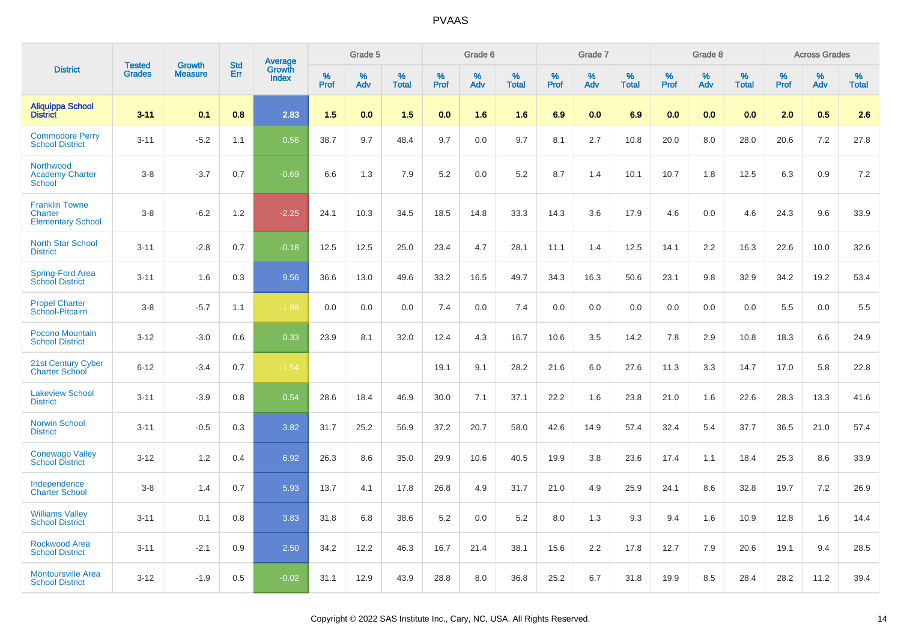# PVAAS

| District | Tested Grades | Growth Measure | Std Err | Average Growth Index | Grade 5 | | | Grade 6 | | | Grade 7 | | | Grade 8 | | | Across Grades | | |
|---|---|---|---|---|---|---|---|---|---|---|---|---|---|---|---|---|---|---|---|
| | | | | | % Prof | % Adv | % Total | % Prof | % Adv | % Total | % Prof | % Adv | % Total | % Prof | % Adv | % Total | % Prof | % Adv | % Total |
| **Aliquippa School District** | **3-11** | **0.1** | **0.8** | **2.83** | **1.5** | **0.0** | **1.5** | **0.0** | **1.6** | **1.6** | **6.9** | **0.0** | **6.9** | **0.0** | **0.0** | **0.0** | **2.0** | **0.5** | **2.6** |
| Commodore Perry School District | 3-11 | -5.2 | 1.1 | 0.56 | 38.7 | 9.7 | 48.4 | 9.7 | 0.0 | 9.7 | 8.1 | 2.7 | 10.8 | 20.0 | 8.0 | 28.0 | 20.6 | 7.2 | 27.8 |
| Northwood Academy Charter School | 3-8 | -3.7 | 0.7 | -0.69 | 6.6 | 1.3 | 7.9 | 5.2 | 0.0 | 5.2 | 8.7 | 1.4 | 10.1 | 10.7 | 1.8 | 12.5 | 6.3 | 0.9 | 7.2 |
| Franklin Towne Charter Elementary School | 3-8 | -6.2 | 1.2 | -2.25 | 24.1 | 10.3 | 34.5 | 18.5 | 14.8 | 33.3 | 14.3 | 3.6 | 17.9 | 4.6 | 0.0 | 4.6 | 24.3 | 9.6 | 33.9 |
| North Star School District | 3-11 | -2.8 | 0.7 | -0.18 | 12.5 | 12.5 | 25.0 | 23.4 | 4.7 | 28.1 | 11.1 | 1.4 | 12.5 | 14.1 | 2.2 | 16.3 | 22.6 | 10.0 | 32.6 |
| Spring-Ford Area School District | 3-11 | 1.6 | 0.3 | 9.56 | 36.6 | 13.0 | 49.6 | 33.2 | 16.5 | 49.7 | 34.3 | 16.3 | 50.6 | 23.1 | 9.8 | 32.9 | 34.2 | 19.2 | 53.4 |
| Propel Charter School-Pitcairn | 3-8 | -5.7 | 1.1 | -1.88 | 0.0 | 0.0 | 0.0 | 7.4 | 0.0 | 7.4 | 0.0 | 0.0 | 0.0 | 0.0 | 0.0 | 0.0 | 5.5 | 0.0 | 5.5 |
| Pocono Mountain School District | 3-12 | -3.0 | 0.6 | 0.33 | 23.9 | 8.1 | 32.0 | 12.4 | 4.3 | 16.7 | 10.6 | 3.5 | 14.2 | 7.8 | 2.9 | 10.8 | 18.3 | 6.6 | 24.9 |
| 21st Century Cyber Charter School | 6-12 | -3.4 | 0.7 | -1.54 | | | | 19.1 | 9.1 | 28.2 | 21.6 | 6.0 | 27.6 | 11.3 | 3.3 | 14.7 | 17.0 | 5.8 | 22.8 |
| Lakeview School District | 3-11 | -3.9 | 0.8 | 0.54 | 28.6 | 18.4 | 46.9 | 30.0 | 7.1 | 37.1 | 22.2 | 1.6 | 23.8 | 21.0 | 1.6 | 22.6 | 28.3 | 13.3 | 41.6 |
| Norwin School District | 3-11 | -0.5 | 0.3 | 3.82 | 31.7 | 25.2 | 56.9 | 37.2 | 20.7 | 58.0 | 42.6 | 14.9 | 57.4 | 32.4 | 5.4 | 37.7 | 36.5 | 21.0 | 57.4 |
| Conewago Valley School District | 3-12 | 1.2 | 0.4 | 6.92 | 26.3 | 8.6 | 35.0 | 29.9 | 10.6 | 40.5 | 19.9 | 3.8 | 23.6 | 17.4 | 1.1 | 18.4 | 25.3 | 8.6 | 33.9 |
| Independence Charter School | 3-8 | 1.4 | 0.7 | 5.93 | 13.7 | 4.1 | 17.8 | 26.8 | 4.9 | 31.7 | 21.0 | 4.9 | 25.9 | 24.1 | 8.6 | 32.8 | 19.7 | 7.2 | 26.9 |
| Williams Valley School District | 3-11 | 0.1 | 0.8 | 3.83 | 31.8 | 6.8 | 38.6 | 5.2 | 0.0 | 5.2 | 8.0 | 1.3 | 9.3 | 9.4 | 1.6 | 10.9 | 12.8 | 1.6 | 14.4 |
| Rockwood Area School District | 3-11 | -2.1 | 0.9 | 2.50 | 34.2 | 12.2 | 46.3 | 16.7 | 21.4 | 38.1 | 15.6 | 2.2 | 17.8 | 12.7 | 7.9 | 20.6 | 19.1 | 9.4 | 28.5 |
| Montoursville Area School District | 3-12 | -1.9 | 0.5 | -0.02 | 31.1 | 12.9 | 43.9 | 28.8 | 8.0 | 36.8 | 25.2 | 6.7 | 31.8 | 19.9 | 8.5 | 28.4 | 28.2 | 11.2 | 39.4 |

Copyright © 2022 SAS Institute Inc., Cary, NC, USA. All Rights Reserved.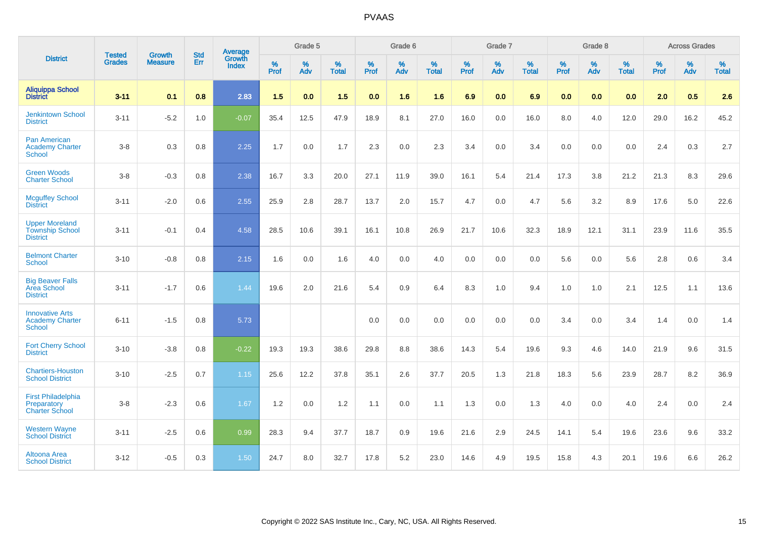# PVAAS

| District | Tested Grades | Growth Measure | Std Err | Average Growth Index | Grade 5 | | | Grade 6 | | | Grade 7 | | | Grade 8 | | | Across Grades | | |
|---|---|---|---|---|---|---|---|---|---|---|---|---|---|---|---|---|---|---|---|
| | | | | | % Prof | % Adv | % Total | % Prof | % Adv | % Total | % Prof | % Adv | % Total | % Prof | % Adv | % Total | % Prof | % Adv | % Total |
| **Aliquippa School District** | **3-11** | **0.1** | **0.8** | **2.83** | **1.5** | **0.0** | **1.5** | **0.0** | **1.6** | **1.6** | **6.9** | **0.0** | **6.9** | **0.0** | **0.0** | **0.0** | **2.0** | **0.5** | **2.6** |
| Jenkintown School District | 3-11 | -5.2 | 1.0 | -0.07 | 35.4 | 12.5 | 47.9 | 18.9 | 8.1 | 27.0 | 16.0 | 0.0 | 16.0 | 8.0 | 4.0 | 12.0 | 29.0 | 16.2 | 45.2 |
| Pan American Academy Charter School | 3-8 | 0.3 | 0.8 | 2.25 | 1.7 | 0.0 | 1.7 | 2.3 | 0.0 | 2.3 | 3.4 | 0.0 | 3.4 | 0.0 | 0.0 | 0.0 | 2.4 | 0.3 | 2.7 |
| Green Woods Charter School | 3-8 | -0.3 | 0.8 | 2.38 | 16.7 | 3.3 | 20.0 | 27.1 | 11.9 | 39.0 | 16.1 | 5.4 | 21.4 | 17.3 | 3.8 | 21.2 | 21.3 | 8.3 | 29.6 |
| Mcguffey School District | 3-11 | -2.0 | 0.6 | 2.55 | 25.9 | 2.8 | 28.7 | 13.7 | 2.0 | 15.7 | 4.7 | 0.0 | 4.7 | 5.6 | 3.2 | 8.9 | 17.6 | 5.0 | 22.6 |
| Upper Moreland Township School District | 3-11 | -0.1 | 0.4 | 4.58 | 28.5 | 10.6 | 39.1 | 16.1 | 10.8 | 26.9 | 21.7 | 10.6 | 32.3 | 18.9 | 12.1 | 31.1 | 23.9 | 11.6 | 35.5 |
| Belmont Charter School | 3-10 | -0.8 | 0.8 | 2.15 | 1.6 | 0.0 | 1.6 | 4.0 | 0.0 | 4.0 | 0.0 | 0.0 | 0.0 | 5.6 | 0.0 | 5.6 | 2.8 | 0.6 | 3.4 |
| Big Beaver Falls Area School District | 3-11 | -1.7 | 0.6 | 1.44 | 19.6 | 2.0 | 21.6 | 5.4 | 0.9 | 6.4 | 8.3 | 1.0 | 9.4 | 1.0 | 1.0 | 2.1 | 12.5 | 1.1 | 13.6 |
| Innovative Arts Academy Charter School | 6-11 | -1.5 | 0.8 | 5.73 | | | | 0.0 | 0.0 | 0.0 | 0.0 | 0.0 | 0.0 | 3.4 | 0.0 | 3.4 | 1.4 | 0.0 | 1.4 |
| Fort Cherry School District | 3-10 | -3.8 | 0.8 | -0.22 | 19.3 | 19.3 | 38.6 | 29.8 | 8.8 | 38.6 | 14.3 | 5.4 | 19.6 | 9.3 | 4.6 | 14.0 | 21.9 | 9.6 | 31.5 |
| Chartiers-Houston School District | 3-10 | -2.5 | 0.7 | 1.15 | 25.6 | 12.2 | 37.8 | 35.1 | 2.6 | 37.7 | 20.5 | 1.3 | 21.8 | 18.3 | 5.6 | 23.9 | 28.7 | 8.2 | 36.9 |
| First Philadelphia Preparatory Charter School | 3-8 | -2.3 | 0.6 | 1.67 | 1.2 | 0.0 | 1.2 | 1.1 | 0.0 | 1.1 | 1.3 | 0.0 | 1.3 | 4.0 | 0.0 | 4.0 | 2.4 | 0.0 | 2.4 |
| Western Wayne School District | 3-11 | -2.5 | 0.6 | 0.99 | 28.3 | 9.4 | 37.7 | 18.7 | 0.9 | 19.6 | 21.6 | 2.9 | 24.5 | 14.1 | 5.4 | 19.6 | 23.6 | 9.6 | 33.2 |
| Altoona Area School District | 3-12 | -0.5 | 0.3 | 1.50 | 24.7 | 8.0 | 32.7 | 17.8 | 5.2 | 23.0 | 14.6 | 4.9 | 19.5 | 15.8 | 4.3 | 20.1 | 19.6 | 6.6 | 26.2 |

Copyright © 2022 SAS Institute Inc., Cary, NC, USA. All Rights Reserved.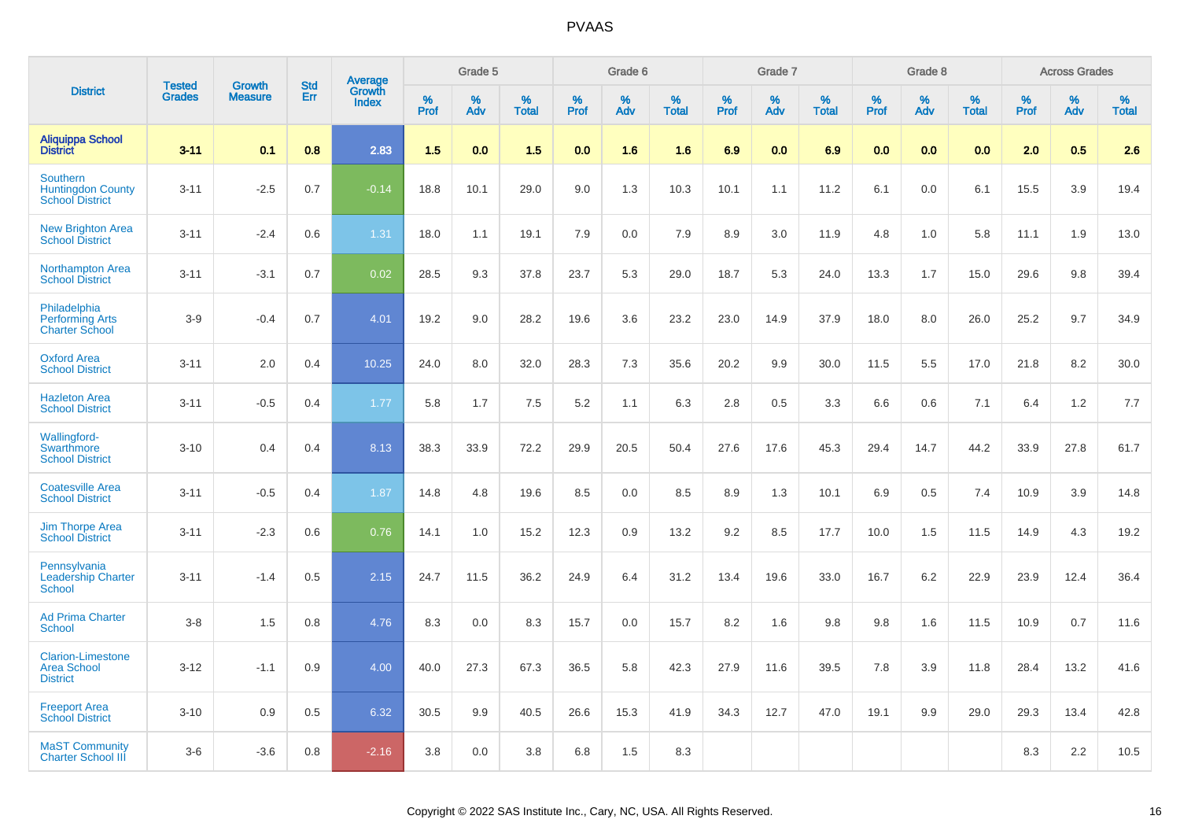| District | Tested Grades | Growth Measure | Std Err | Average Growth Index | Grade 5 | | | Grade 6 | | | Grade 7 | | | Grade 8 | | | Across Grades | | |
|---|---|---|---|---|---|---|---|---|---|---|---|---|---|---|---|---|---|---|---|
| | | | | | % Prof | % Adv | % Total | % Prof | % Adv | % Total | % Prof | % Adv | % Total | % Prof | % Adv | % Total | % Prof | % Adv | % Total |
| **Aliquippa School District** | **3-11** | **0.1** | **0.8** | **2.83** | **1.5** | **0.0** | **1.5** | **0.0** | **1.6** | **1.6** | **6.9** | **0.0** | **6.9** | **0.0** | **0.0** | **0.0** | **2.0** | **0.5** | **2.6** |
| Southern Huntingdon County School District | 3-11 | -2.5 | 0.7 | -0.14 | 18.8 | 10.1 | 29.0 | 9.0 | 1.3 | 10.3 | 10.1 | 1.1 | 11.2 | 6.1 | 0.0 | 6.1 | 15.5 | 3.9 | 19.4 |
| New Brighton Area School District | 3-11 | -2.4 | 0.6 | 1.31 | 18.0 | 1.1 | 19.1 | 7.9 | 0.0 | 7.9 | 8.9 | 3.0 | 11.9 | 4.8 | 1.0 | 5.8 | 11.1 | 1.9 | 13.0 |
| Northampton Area School District | 3-11 | -3.1 | 0.7 | 0.02 | 28.5 | 9.3 | 37.8 | 23.7 | 5.3 | 29.0 | 18.7 | 5.3 | 24.0 | 13.3 | 1.7 | 15.0 | 29.6 | 9.8 | 39.4 |
| Philadelphia Performing Arts Charter School | 3-9 | -0.4 | 0.7 | 4.01 | 19.2 | 9.0 | 28.2 | 19.6 | 3.6 | 23.2 | 23.0 | 14.9 | 37.9 | 18.0 | 8.0 | 26.0 | 25.2 | 9.7 | 34.9 |
| Oxford Area School District | 3-11 | 2.0 | 0.4 | 10.25 | 24.0 | 8.0 | 32.0 | 28.3 | 7.3 | 35.6 | 20.2 | 9.9 | 30.0 | 11.5 | 5.5 | 17.0 | 21.8 | 8.2 | 30.0 |
| Hazleton Area School District | 3-11 | -0.5 | 0.4 | 1.77 | 5.8 | 1.7 | 7.5 | 5.2 | 1.1 | 6.3 | 2.8 | 0.5 | 3.3 | 6.6 | 0.6 | 7.1 | 6.4 | 1.2 | 7.7 |
| Wallingford-Swarthmore School District | 3-10 | 0.4 | 0.4 | 8.13 | 38.3 | 33.9 | 72.2 | 29.9 | 20.5 | 50.4 | 27.6 | 17.6 | 45.3 | 29.4 | 14.7 | 44.2 | 33.9 | 27.8 | 61.7 |
| Coatesville Area School District | 3-11 | -0.5 | 0.4 | 1.87 | 14.8 | 4.8 | 19.6 | 8.5 | 0.0 | 8.5 | 8.9 | 1.3 | 10.1 | 6.9 | 0.5 | 7.4 | 10.9 | 3.9 | 14.8 |
| Jim Thorpe Area School District | 3-11 | -2.3 | 0.6 | 0.76 | 14.1 | 1.0 | 15.2 | 12.3 | 0.9 | 13.2 | 9.2 | 8.5 | 17.7 | 10.0 | 1.5 | 11.5 | 14.9 | 4.3 | 19.2 |
| Pennsylvania Leadership Charter School | 3-11 | -1.4 | 0.5 | 2.15 | 24.7 | 11.5 | 36.2 | 24.9 | 6.4 | 31.2 | 13.4 | 19.6 | 33.0 | 16.7 | 6.2 | 22.9 | 23.9 | 12.4 | 36.4 |
| Ad Prima Charter School | 3-8 | 1.5 | 0.8 | 4.76 | 8.3 | 0.0 | 8.3 | 15.7 | 0.0 | 15.7 | 8.2 | 1.6 | 9.8 | 9.8 | 1.6 | 11.5 | 10.9 | 0.7 | 11.6 |
| Clarion-Limestone Area School District | 3-12 | -1.1 | 0.9 | 4.00 | 40.0 | 27.3 | 67.3 | 36.5 | 5.8 | 42.3 | 27.9 | 11.6 | 39.5 | 7.8 | 3.9 | 11.8 | 28.4 | 13.2 | 41.6 |
| Freeport Area School District | 3-10 | 0.9 | 0.5 | 6.32 | 30.5 | 9.9 | 40.5 | 26.6 | 15.3 | 41.9 | 34.3 | 12.7 | 47.0 | 19.1 | 9.9 | 29.0 | 29.3 | 13.4 | 42.8 |
| MaST Community Charter School III | 3-6 | -3.6 | 0.8 | -2.16 | 3.8 | 0.0 | 3.8 | 6.8 | 1.5 | 8.3 | | | | | | | 8.3 | 2.2 | 10.5 |

Copyright © 2022 SAS Institute Inc., Cary, NC, USA. All Rights Reserved.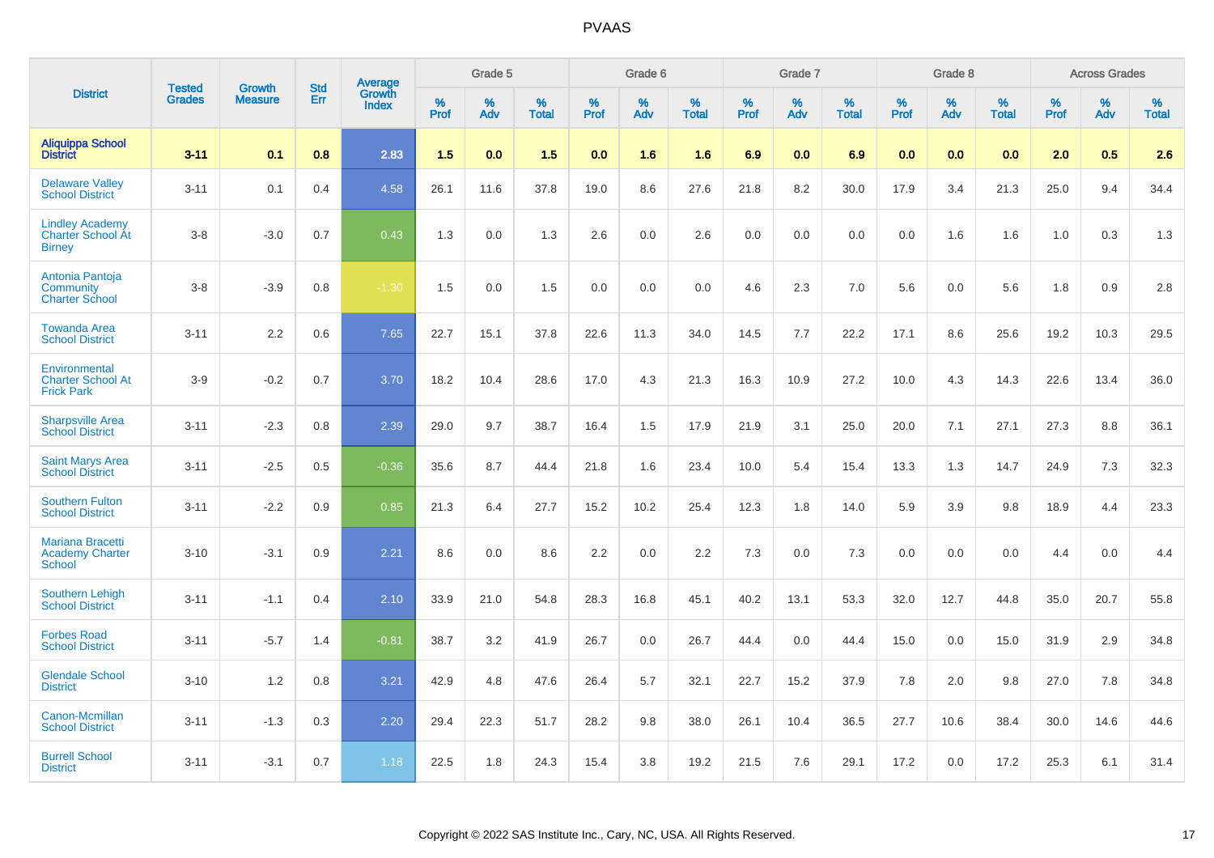# PVAAS

| District | Tested Grades | Growth Measure | Std Err | Average Growth Index | Grade 5 | | | Grade 6 | | | Grade 7 | | | Grade 8 | | | Across Grades | | |
|---|---|---|---|---|---|---|---|---|---|---|---|---|---|---|---|---|---|---|---|
| | | | | | % Prof | % Adv | % Total | % Prof | % Adv | % Total | % Prof | % Adv | % Total | % Prof | % Adv | % Total | % Prof | % Adv | % Total |
| **Aliquippa School District** | **3-11** | **0.1** | **0.8** | **2.83** | **1.5** | **0.0** | **1.5** | **0.0** | **1.6** | **1.6** | **6.9** | **0.0** | **6.9** | **0.0** | **0.0** | **0.0** | **2.0** | **0.5** | **2.6** |
| Delaware Valley School District | 3-11 | 0.1 | 0.4 | 4.58 | 26.1 | 11.6 | 37.8 | 19.0 | 8.6 | 27.6 | 21.8 | 8.2 | 30.0 | 17.9 | 3.4 | 21.3 | 25.0 | 9.4 | 34.4 |
| Lindley Academy Charter School At Birney | 3-8 | -3.0 | 0.7 | 0.43 | 1.3 | 0.0 | 1.3 | 2.6 | 0.0 | 2.6 | 0.0 | 0.0 | 0.0 | 0.0 | 1.6 | 1.6 | 1.0 | 0.3 | 1.3 |
| Antonia Pantoja Community Charter School | 3-8 | -3.9 | 0.8 | -1.30 | 1.5 | 0.0 | 1.5 | 0.0 | 0.0 | 0.0 | 4.6 | 2.3 | 7.0 | 5.6 | 0.0 | 5.6 | 1.8 | 0.9 | 2.8 |
| Towanda Area School District | 3-11 | 2.2 | 0.6 | 7.65 | 22.7 | 15.1 | 37.8 | 22.6 | 11.3 | 34.0 | 14.5 | 7.7 | 22.2 | 17.1 | 8.6 | 25.6 | 19.2 | 10.3 | 29.5 |
| Environmental Charter School At Frick Park | 3-9 | -0.2 | 0.7 | 3.70 | 18.2 | 10.4 | 28.6 | 17.0 | 4.3 | 21.3 | 16.3 | 10.9 | 27.2 | 10.0 | 4.3 | 14.3 | 22.6 | 13.4 | 36.0 |
| Sharpsville Area School District | 3-11 | -2.3 | 0.8 | 2.39 | 29.0 | 9.7 | 38.7 | 16.4 | 1.5 | 17.9 | 21.9 | 3.1 | 25.0 | 20.0 | 7.1 | 27.1 | 27.3 | 8.8 | 36.1 |
| Saint Marys Area School District | 3-11 | -2.5 | 0.5 | -0.36 | 35.6 | 8.7 | 44.4 | 21.8 | 1.6 | 23.4 | 10.0 | 5.4 | 15.4 | 13.3 | 1.3 | 14.7 | 24.9 | 7.3 | 32.3 |
| Southern Fulton School District | 3-11 | -2.2 | 0.9 | 0.85 | 21.3 | 6.4 | 27.7 | 15.2 | 10.2 | 25.4 | 12.3 | 1.8 | 14.0 | 5.9 | 3.9 | 9.8 | 18.9 | 4.4 | 23.3 |
| Mariana Bracetti Academy Charter School | 3-10 | -3.1 | 0.9 | 2.21 | 8.6 | 0.0 | 8.6 | 2.2 | 0.0 | 2.2 | 7.3 | 0.0 | 7.3 | 0.0 | 0.0 | 0.0 | 4.4 | 0.0 | 4.4 |
| Southern Lehigh School District | 3-11 | -1.1 | 0.4 | 2.10 | 33.9 | 21.0 | 54.8 | 28.3 | 16.8 | 45.1 | 40.2 | 13.1 | 53.3 | 32.0 | 12.7 | 44.8 | 35.0 | 20.7 | 55.8 |
| Forbes Road School District | 3-11 | -5.7 | 1.4 | -0.81 | 38.7 | 3.2 | 41.9 | 26.7 | 0.0 | 26.7 | 44.4 | 0.0 | 44.4 | 15.0 | 0.0 | 15.0 | 31.9 | 2.9 | 34.8 |
| Glendale School District | 3-10 | 1.2 | 0.8 | 3.21 | 42.9 | 4.8 | 47.6 | 26.4 | 5.7 | 32.1 | 22.7 | 15.2 | 37.9 | 7.8 | 2.0 | 9.8 | 27.0 | 7.8 | 34.8 |
| Canon-Mcmillan School District | 3-11 | -1.3 | 0.3 | 2.20 | 29.4 | 22.3 | 51.7 | 28.2 | 9.8 | 38.0 | 26.1 | 10.4 | 36.5 | 27.7 | 10.6 | 38.4 | 30.0 | 14.6 | 44.6 |
| Burrell School District | 3-11 | -3.1 | 0.7 | 1.18 | 22.5 | 1.8 | 24.3 | 15.4 | 3.8 | 19.2 | 21.5 | 7.6 | 29.1 | 17.2 | 0.0 | 17.2 | 25.3 | 6.1 | 31.4 |

Copyright © 2022 SAS Institute Inc., Cary, NC, USA. All Rights Reserved.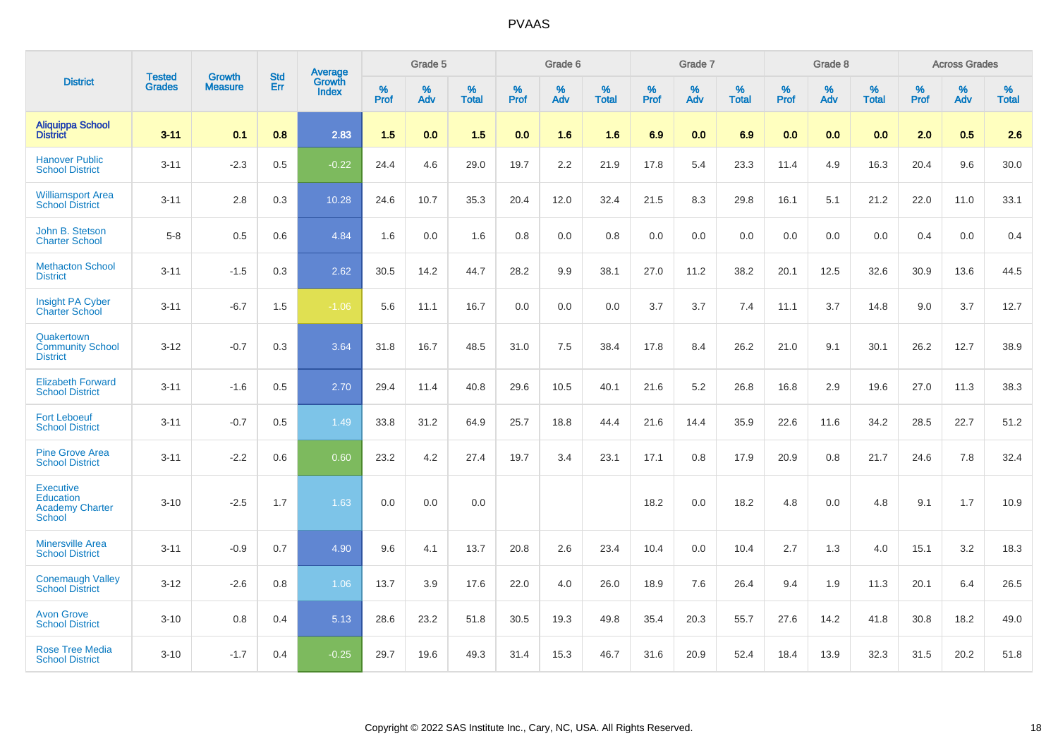# PVAAS

| District | Tested Grades | Growth Measure | Std Err | Average Growth Index | Grade 5 | | | Grade 6 | | | Grade 7 | | | Grade 8 | | | Across Grades | | |
|---|---|---|---|---|---|---|---|---|---|---|---|---|---|---|---|---|---|---|---|
| | | | | | % Prof | % Adv | % Total | % Prof | % Adv | % Total | % Prof | % Adv | % Total | % Prof | % Adv | % Total | % Prof | % Adv | % Total |
| **Aliquippa School District** | **3-11** | **0.1** | **0.8** | **2.83** | **1.5** | **0.0** | **1.5** | **0.0** | **1.6** | **1.6** | **6.9** | **0.0** | **6.9** | **0.0** | **0.0** | **0.0** | **2.0** | **0.5** | **2.6** |
| Hanover Public School District | 3-11 | -2.3 | 0.5 | -0.22 | 24.4 | 4.6 | 29.0 | 19.7 | 2.2 | 21.9 | 17.8 | 5.4 | 23.3 | 11.4 | 4.9 | 16.3 | 20.4 | 9.6 | 30.0 |
| Williamsport Area School District | 3-11 | 2.8 | 0.3 | 10.28 | 24.6 | 10.7 | 35.3 | 20.4 | 12.0 | 32.4 | 21.5 | 8.3 | 29.8 | 16.1 | 5.1 | 21.2 | 22.0 | 11.0 | 33.1 |
| John B. Stetson Charter School | 5-8 | 0.5 | 0.6 | 4.84 | 1.6 | 0.0 | 1.6 | 0.8 | 0.0 | 0.8 | 0.0 | 0.0 | 0.0 | 0.0 | 0.0 | 0.0 | 0.4 | 0.0 | 0.4 |
| Methacton School District | 3-11 | -1.5 | 0.3 | 2.62 | 30.5 | 14.2 | 44.7 | 28.2 | 9.9 | 38.1 | 27.0 | 11.2 | 38.2 | 20.1 | 12.5 | 32.6 | 30.9 | 13.6 | 44.5 |
| Insight PA Cyber Charter School | 3-11 | -6.7 | 1.5 | -1.06 | 5.6 | 11.1 | 16.7 | 0.0 | 0.0 | 0.0 | 3.7 | 3.7 | 7.4 | 11.1 | 3.7 | 14.8 | 9.0 | 3.7 | 12.7 |
| Quakertown Community School District | 3-12 | -0.7 | 0.3 | 3.64 | 31.8 | 16.7 | 48.5 | 31.0 | 7.5 | 38.4 | 17.8 | 8.4 | 26.2 | 21.0 | 9.1 | 30.1 | 26.2 | 12.7 | 38.9 |
| Elizabeth Forward School District | 3-11 | -1.6 | 0.5 | 2.70 | 29.4 | 11.4 | 40.8 | 29.6 | 10.5 | 40.1 | 21.6 | 5.2 | 26.8 | 16.8 | 2.9 | 19.6 | 27.0 | 11.3 | 38.3 |
| Fort Leboeuf School District | 3-11 | -0.7 | 0.5 | 1.49 | 33.8 | 31.2 | 64.9 | 25.7 | 18.8 | 44.4 | 21.6 | 14.4 | 35.9 | 22.6 | 11.6 | 34.2 | 28.5 | 22.7 | 51.2 |
| Pine Grove Area School District | 3-11 | -2.2 | 0.6 | 0.60 | 23.2 | 4.2 | 27.4 | 19.7 | 3.4 | 23.1 | 17.1 | 0.8 | 17.9 | 20.9 | 0.8 | 21.7 | 24.6 | 7.8 | 32.4 |
| Executive Education Academy Charter School | 3-10 | -2.5 | 1.7 | 1.63 | 0.0 | 0.0 | 0.0 | | | | 18.2 | 0.0 | 18.2 | 4.8 | 0.0 | 4.8 | 9.1 | 1.7 | 10.9 |
| Minersville Area School District | 3-11 | -0.9 | 0.7 | 4.90 | 9.6 | 4.1 | 13.7 | 20.8 | 2.6 | 23.4 | 10.4 | 0.0 | 10.4 | 2.7 | 1.3 | 4.0 | 15.1 | 3.2 | 18.3 |
| Conemaugh Valley School District | 3-12 | -2.6 | 0.8 | 1.06 | 13.7 | 3.9 | 17.6 | 22.0 | 4.0 | 26.0 | 18.9 | 7.6 | 26.4 | 9.4 | 1.9 | 11.3 | 20.1 | 6.4 | 26.5 |
| Avon Grove School District | 3-10 | 0.8 | 0.4 | 5.13 | 28.6 | 23.2 | 51.8 | 30.5 | 19.3 | 49.8 | 35.4 | 20.3 | 55.7 | 27.6 | 14.2 | 41.8 | 30.8 | 18.2 | 49.0 |
| Rose Tree Media School District | 3-10 | -1.7 | 0.4 | -0.25 | 29.7 | 19.6 | 49.3 | 31.4 | 15.3 | 46.7 | 31.6 | 20.9 | 52.4 | 18.4 | 13.9 | 32.3 | 31.5 | 20.2 | 51.8 |

Copyright © 2022 SAS Institute Inc., Cary, NC, USA. All Rights Reserved.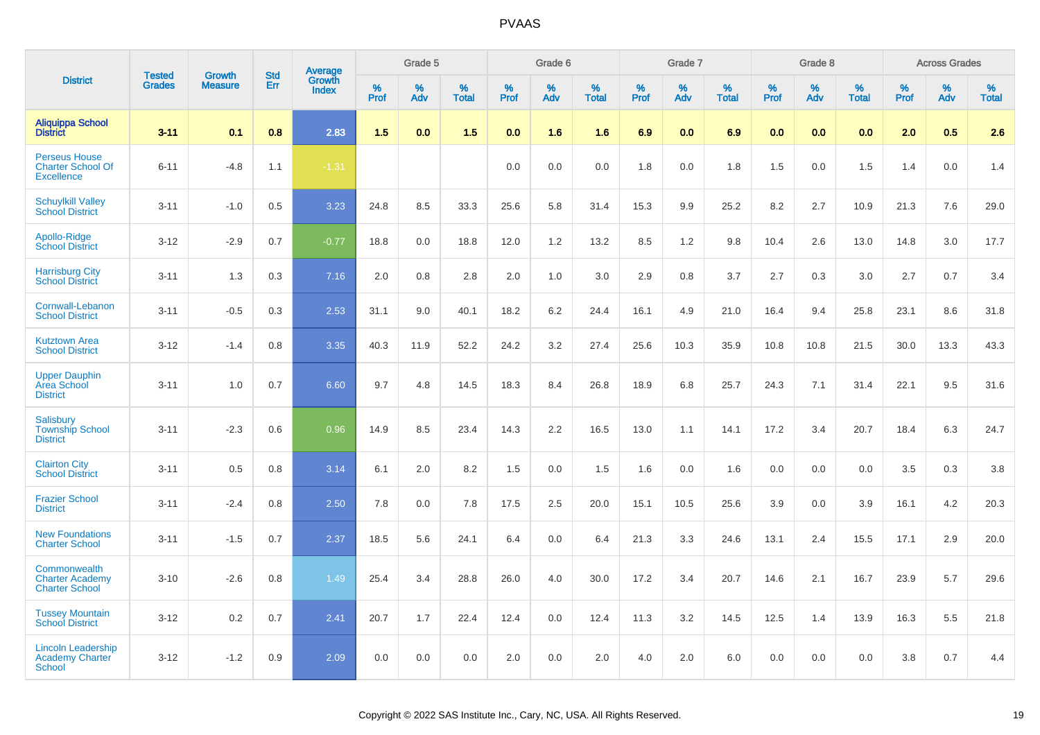# PVAAS

| District | Tested Grades | Growth Measure | Std Err | Average Growth Index | Grade 5 | | | Grade 6 | | | Grade 7 | | | Grade 8 | | | Across Grades | | |
|---|---|---|---|---|---|---|---|---|---|---|---|---|---|---|---|---|---|---|---|
| | | | | | % Prof | % Adv | % Total | % Prof | % Adv | % Total | % Prof | % Adv | % Total | % Prof | % Adv | % Total | % Prof | % Adv | % Total |
| **Aliquippa School District** | **3-11** | **0.1** | **0.8** | **2.83** | **1.5** | **0.0** | **1.5** | **0.0** | **1.6** | **1.6** | **6.9** | **0.0** | **6.9** | **0.0** | **0.0** | **0.0** | **2.0** | **0.5** | **2.6** |
| Perseus House Charter School Of Excellence | 6-11 | -4.8 | 1.1 | -1.31 | | | | 0.0 | 0.0 | 0.0 | 1.8 | 0.0 | 1.8 | 1.5 | 0.0 | 1.5 | 1.4 | 0.0 | 1.4 |
| Schuylkill Valley School District | 3-11 | -1.0 | 0.5 | 3.23 | 24.8 | 8.5 | 33.3 | 25.6 | 5.8 | 31.4 | 15.3 | 9.9 | 25.2 | 8.2 | 2.7 | 10.9 | 21.3 | 7.6 | 29.0 |
| Apollo-Ridge School District | 3-12 | -2.9 | 0.7 | -0.77 | 18.8 | 0.0 | 18.8 | 12.0 | 1.2 | 13.2 | 8.5 | 1.2 | 9.8 | 10.4 | 2.6 | 13.0 | 14.8 | 3.0 | 17.7 |
| Harrisburg City School District | 3-11 | 1.3 | 0.3 | 7.16 | 2.0 | 0.8 | 2.8 | 2.0 | 1.0 | 3.0 | 2.9 | 0.8 | 3.7 | 2.7 | 0.3 | 3.0 | 2.7 | 0.7 | 3.4 |
| Cornwall-Lebanon School District | 3-11 | -0.5 | 0.3 | 2.53 | 31.1 | 9.0 | 40.1 | 18.2 | 6.2 | 24.4 | 16.1 | 4.9 | 21.0 | 16.4 | 9.4 | 25.8 | 23.1 | 8.6 | 31.8 |
| Kutztown Area School District | 3-12 | -1.4 | 0.8 | 3.35 | 40.3 | 11.9 | 52.2 | 24.2 | 3.2 | 27.4 | 25.6 | 10.3 | 35.9 | 10.8 | 10.8 | 21.5 | 30.0 | 13.3 | 43.3 |
| Upper Dauphin Area School District | 3-11 | 1.0 | 0.7 | 6.60 | 9.7 | 4.8 | 14.5 | 18.3 | 8.4 | 26.8 | 18.9 | 6.8 | 25.7 | 24.3 | 7.1 | 31.4 | 22.1 | 9.5 | 31.6 |
| Salisbury Township School District | 3-11 | -2.3 | 0.6 | 0.96 | 14.9 | 8.5 | 23.4 | 14.3 | 2.2 | 16.5 | 13.0 | 1.1 | 14.1 | 17.2 | 3.4 | 20.7 | 18.4 | 6.3 | 24.7 |
| Clairton City School District | 3-11 | 0.5 | 0.8 | 3.14 | 6.1 | 2.0 | 8.2 | 1.5 | 0.0 | 1.5 | 1.6 | 0.0 | 1.6 | 0.0 | 0.0 | 0.0 | 3.5 | 0.3 | 3.8 |
| Frazier School District | 3-11 | -2.4 | 0.8 | 2.50 | 7.8 | 0.0 | 7.8 | 17.5 | 2.5 | 20.0 | 15.1 | 10.5 | 25.6 | 3.9 | 0.0 | 3.9 | 16.1 | 4.2 | 20.3 |
| New Foundations Charter School | 3-11 | -1.5 | 0.7 | 2.37 | 18.5 | 5.6 | 24.1 | 6.4 | 0.0 | 6.4 | 21.3 | 3.3 | 24.6 | 13.1 | 2.4 | 15.5 | 17.1 | 2.9 | 20.0 |
| Commonwealth Charter Academy Charter School | 3-10 | -2.6 | 0.8 | 1.49 | 25.4 | 3.4 | 28.8 | 26.0 | 4.0 | 30.0 | 17.2 | 3.4 | 20.7 | 14.6 | 2.1 | 16.7 | 23.9 | 5.7 | 29.6 |
| Tussey Mountain School District | 3-12 | 0.2 | 0.7 | 2.41 | 20.7 | 1.7 | 22.4 | 12.4 | 0.0 | 12.4 | 11.3 | 3.2 | 14.5 | 12.5 | 1.4 | 13.9 | 16.3 | 5.5 | 21.8 |
| Lincoln Leadership Academy Charter School | 3-12 | -1.2 | 0.9 | 2.09 | 0.0 | 0.0 | 0.0 | 2.0 | 0.0 | 2.0 | 4.0 | 2.0 | 6.0 | 0.0 | 0.0 | 0.0 | 3.8 | 0.7 | 4.4 |

Copyright © 2022 SAS Institute Inc., Cary, NC, USA. All Rights Reserved.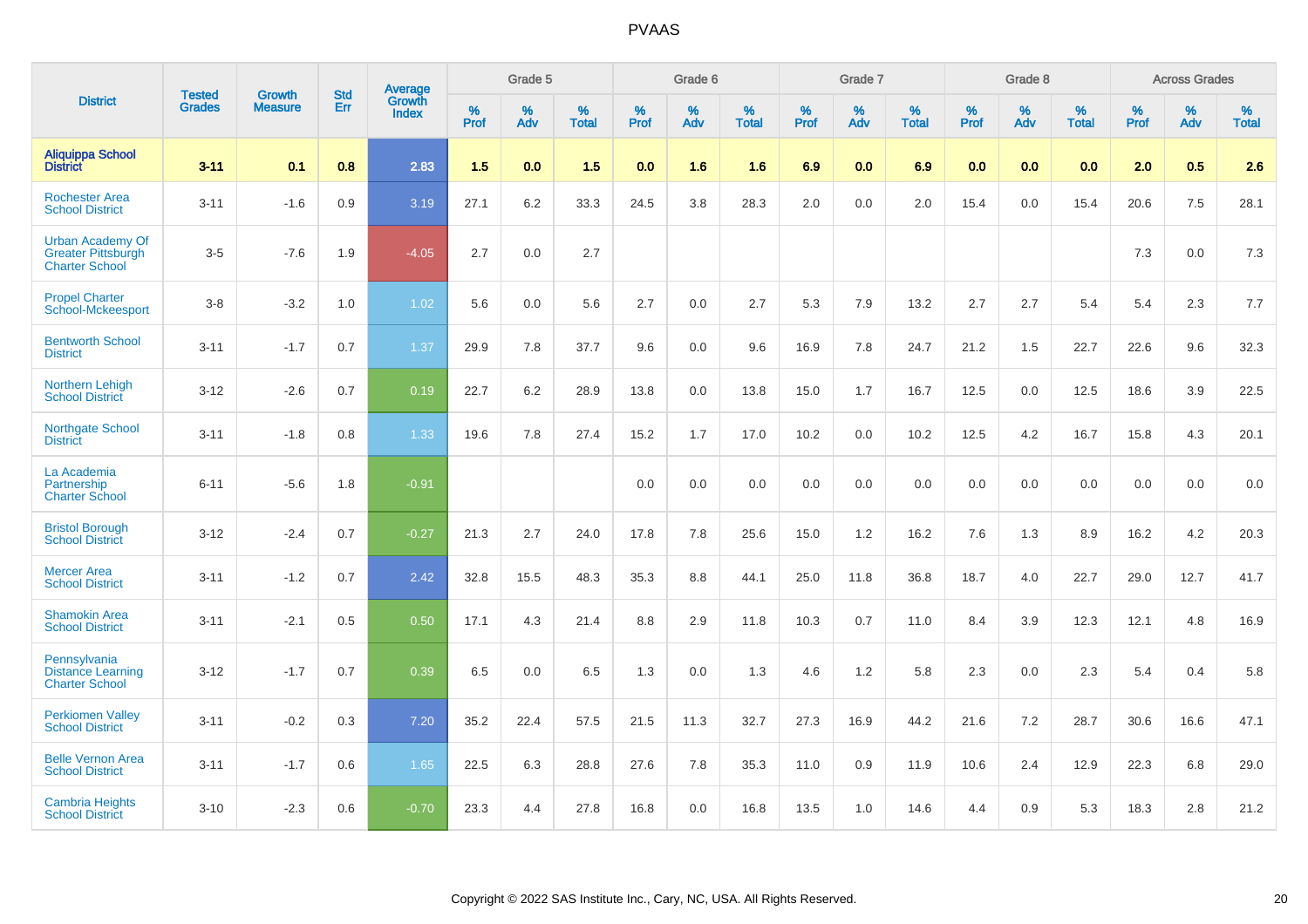| District | Tested Grades | Growth Measure | Std Err | Average Growth Index | Grade 5 | | | Grade 6 | | | Grade 7 | | | Grade 8 | | | Across Grades | | |
|---|---|---|---|---|---|---|---|---|---|---|---|---|---|---|---|---|---|---|---|
| | | | | | % Prof | % Adv | % Total | % Prof | % Adv | % Total | % Prof | % Adv | % Total | % Prof | % Adv | % Total | % Prof | % Adv | % Total |
| **Aliquippa School District** | **3-11** | **0.1** | **0.8** | **2.83** | **1.5** | **0.0** | **1.5** | **0.0** | **1.6** | **1.6** | **6.9** | **0.0** | **6.9** | **0.0** | **0.0** | **0.0** | **2.0** | **0.5** | **2.6** |
| Rochester Area School District | 3-11 | -1.6 | 0.9 | 3.19 | 27.1 | 6.2 | 33.3 | 24.5 | 3.8 | 28.3 | 2.0 | 0.0 | 2.0 | 15.4 | 0.0 | 15.4 | 20.6 | 7.5 | 28.1 |
| Urban Academy Of Greater Pittsburgh Charter School | 3-5 | -7.6 | 1.9 | -4.05 | 2.7 | 0.0 | 2.7 | | | | | | | | | | 7.3 | 0.0 | 7.3 |
| Propel Charter School-Mckeesport | 3-8 | -3.2 | 1.0 | 1.02 | 5.6 | 0.0 | 5.6 | 2.7 | 0.0 | 2.7 | 5.3 | 7.9 | 13.2 | 2.7 | 2.7 | 5.4 | 5.4 | 2.3 | 7.7 |
| Bentworth School District | 3-11 | -1.7 | 0.7 | 1.37 | 29.9 | 7.8 | 37.7 | 9.6 | 0.0 | 9.6 | 16.9 | 7.8 | 24.7 | 21.2 | 1.5 | 22.7 | 22.6 | 9.6 | 32.3 |
| Northern Lehigh School District | 3-12 | -2.6 | 0.7 | 0.19 | 22.7 | 6.2 | 28.9 | 13.8 | 0.0 | 13.8 | 15.0 | 1.7 | 16.7 | 12.5 | 0.0 | 12.5 | 18.6 | 3.9 | 22.5 |
| Northgate School District | 3-11 | -1.8 | 0.8 | 1.33 | 19.6 | 7.8 | 27.4 | 15.2 | 1.7 | 17.0 | 10.2 | 0.0 | 10.2 | 12.5 | 4.2 | 16.7 | 15.8 | 4.3 | 20.1 |
| La Academia Partnership Charter School | 6-11 | -5.6 | 1.8 | -0.91 | | | | 0.0 | 0.0 | 0.0 | 0.0 | 0.0 | 0.0 | 0.0 | 0.0 | 0.0 | 0.0 | 0.0 | 0.0 |
| Bristol Borough School District | 3-12 | -2.4 | 0.7 | -0.27 | 21.3 | 2.7 | 24.0 | 17.8 | 7.8 | 25.6 | 15.0 | 1.2 | 16.2 | 7.6 | 1.3 | 8.9 | 16.2 | 4.2 | 20.3 |
| Mercer Area School District | 3-11 | -1.2 | 0.7 | 2.42 | 32.8 | 15.5 | 48.3 | 35.3 | 8.8 | 44.1 | 25.0 | 11.8 | 36.8 | 18.7 | 4.0 | 22.7 | 29.0 | 12.7 | 41.7 |
| Shamokin Area School District | 3-11 | -2.1 | 0.5 | 0.50 | 17.1 | 4.3 | 21.4 | 8.8 | 2.9 | 11.8 | 10.3 | 0.7 | 11.0 | 8.4 | 3.9 | 12.3 | 12.1 | 4.8 | 16.9 |
| Pennsylvania Distance Learning Charter School | 3-12 | -1.7 | 0.7 | 0.39 | 6.5 | 0.0 | 6.5 | 1.3 | 0.0 | 1.3 | 4.6 | 1.2 | 5.8 | 2.3 | 0.0 | 2.3 | 5.4 | 0.4 | 5.8 |
| Perkiomen Valley School District | 3-11 | -0.2 | 0.3 | 7.20 | 35.2 | 22.4 | 57.5 | 21.5 | 11.3 | 32.7 | 27.3 | 16.9 | 44.2 | 21.6 | 7.2 | 28.7 | 30.6 | 16.6 | 47.1 |
| Belle Vernon Area School District | 3-11 | -1.7 | 0.6 | 1.65 | 22.5 | 6.3 | 28.8 | 27.6 | 7.8 | 35.3 | 11.0 | 0.9 | 11.9 | 10.6 | 2.4 | 12.9 | 22.3 | 6.8 | 29.0 |
| Cambria Heights School District | 3-10 | -2.3 | 0.6 | -0.70 | 23.3 | 4.4 | 27.8 | 16.8 | 0.0 | 16.8 | 13.5 | 1.0 | 14.6 | 4.4 | 0.9 | 5.3 | 18.3 | 2.8 | 21.2 |

Copyright © 2022 SAS Institute Inc., Cary, NC, USA. All Rights Reserved.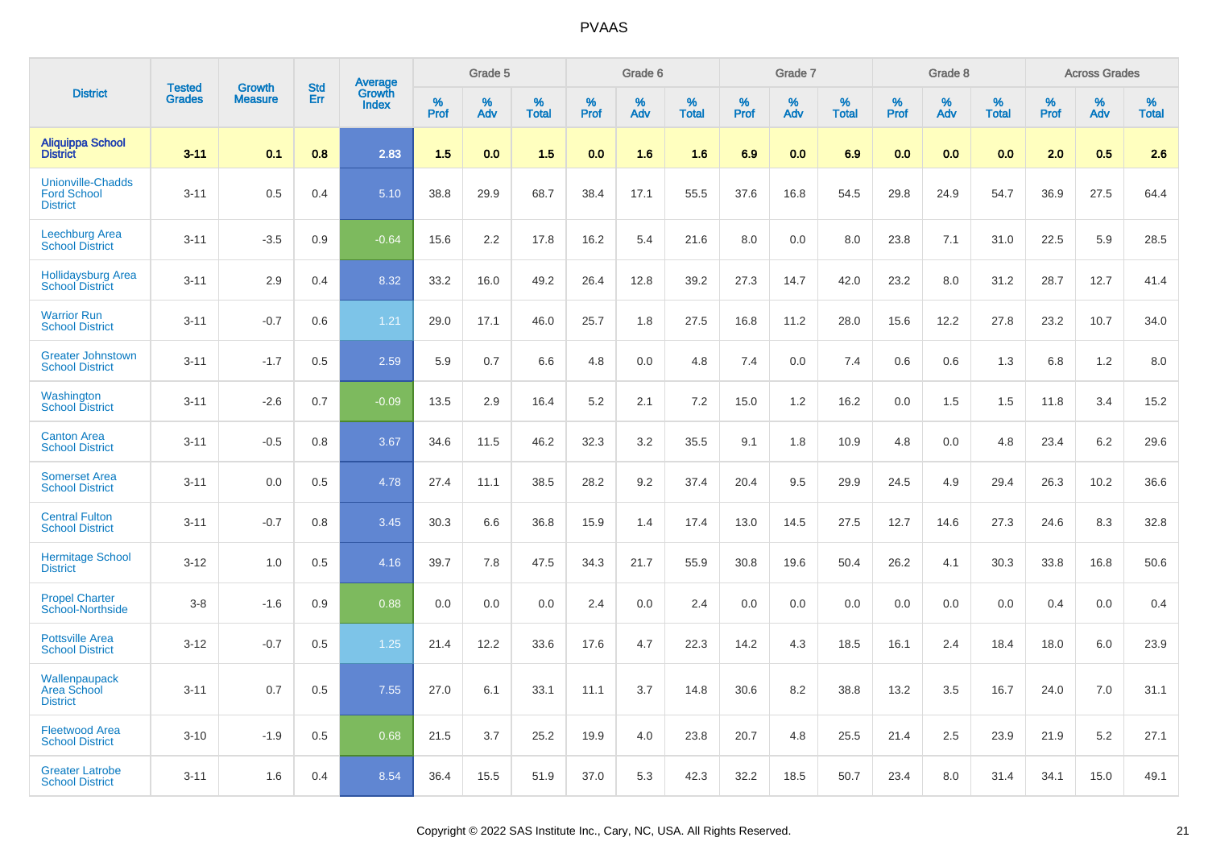| District | Tested Grades | Growth Measure | Std Err | Average Growth Index | Grade 5 | | | Grade 6 | | | Grade 7 | | | Grade 8 | | | Across Grades | | |
|---|---|---|---|---|---|---|---|---|---|---|---|---|---|---|---|---|---|---|---|
| | | | | | % Prof | % Adv | % Total | % Prof | % Adv | % Total | % Prof | % Adv | % Total | % Prof | % Adv | % Total | % Prof | % Adv | % Total |
| **Aliquippa School District** | **3-11** | **0.1** | **0.8** | **2.83** | **1.5** | **0.0** | **1.5** | **0.0** | **1.6** | **1.6** | **6.9** | **0.0** | **6.9** | **0.0** | **0.0** | **0.0** | **2.0** | **0.5** | **2.6** |
| Unionville-Chadds Ford School District | 3-11 | 0.5 | 0.4 | 5.10 | 38.8 | 29.9 | 68.7 | 38.4 | 17.1 | 55.5 | 37.6 | 16.8 | 54.5 | 29.8 | 24.9 | 54.7 | 36.9 | 27.5 | 64.4 |
| Leechburg Area School District | 3-11 | -3.5 | 0.9 | -0.64 | 15.6 | 2.2 | 17.8 | 16.2 | 5.4 | 21.6 | 8.0 | 0.0 | 8.0 | 23.8 | 7.1 | 31.0 | 22.5 | 5.9 | 28.5 |
| Hollidaysburg Area School District | 3-11 | 2.9 | 0.4 | 8.32 | 33.2 | 16.0 | 49.2 | 26.4 | 12.8 | 39.2 | 27.3 | 14.7 | 42.0 | 23.2 | 8.0 | 31.2 | 28.7 | 12.7 | 41.4 |
| Warrior Run School District | 3-11 | -0.7 | 0.6 | 1.21 | 29.0 | 17.1 | 46.0 | 25.7 | 1.8 | 27.5 | 16.8 | 11.2 | 28.0 | 15.6 | 12.2 | 27.8 | 23.2 | 10.7 | 34.0 |
| Greater Johnstown School District | 3-11 | -1.7 | 0.5 | 2.59 | 5.9 | 0.7 | 6.6 | 4.8 | 0.0 | 4.8 | 7.4 | 0.0 | 7.4 | 0.6 | 0.6 | 1.3 | 6.8 | 1.2 | 8.0 |
| Washington School District | 3-11 | -2.6 | 0.7 | -0.09 | 13.5 | 2.9 | 16.4 | 5.2 | 2.1 | 7.2 | 15.0 | 1.2 | 16.2 | 0.0 | 1.5 | 1.5 | 11.8 | 3.4 | 15.2 |
| Canton Area School District | 3-11 | -0.5 | 0.8 | 3.67 | 34.6 | 11.5 | 46.2 | 32.3 | 3.2 | 35.5 | 9.1 | 1.8 | 10.9 | 4.8 | 0.0 | 4.8 | 23.4 | 6.2 | 29.6 |
| Somerset Area School District | 3-11 | 0.0 | 0.5 | 4.78 | 27.4 | 11.1 | 38.5 | 28.2 | 9.2 | 37.4 | 20.4 | 9.5 | 29.9 | 24.5 | 4.9 | 29.4 | 26.3 | 10.2 | 36.6 |
| Central Fulton School District | 3-11 | -0.7 | 0.8 | 3.45 | 30.3 | 6.6 | 36.8 | 15.9 | 1.4 | 17.4 | 13.0 | 14.5 | 27.5 | 12.7 | 14.6 | 27.3 | 24.6 | 8.3 | 32.8 |
| Hermitage School District | 3-12 | 1.0 | 0.5 | 4.16 | 39.7 | 7.8 | 47.5 | 34.3 | 21.7 | 55.9 | 30.8 | 19.6 | 50.4 | 26.2 | 4.1 | 30.3 | 33.8 | 16.8 | 50.6 |
| Propel Charter School-Northside | 3-8 | -1.6 | 0.9 | 0.88 | 0.0 | 0.0 | 0.0 | 2.4 | 0.0 | 2.4 | 0.0 | 0.0 | 0.0 | 0.0 | 0.0 | 0.0 | 0.4 | 0.0 | 0.4 |
| Pottsville Area School District | 3-12 | -0.7 | 0.5 | 1.25 | 21.4 | 12.2 | 33.6 | 17.6 | 4.7 | 22.3 | 14.2 | 4.3 | 18.5 | 16.1 | 2.4 | 18.4 | 18.0 | 6.0 | 23.9 |
| Wallenpaupack Area School District | 3-11 | 0.7 | 0.5 | 7.55 | 27.0 | 6.1 | 33.1 | 11.1 | 3.7 | 14.8 | 30.6 | 8.2 | 38.8 | 13.2 | 3.5 | 16.7 | 24.0 | 7.0 | 31.1 |
| Fleetwood Area School District | 3-10 | -1.9 | 0.5 | 0.68 | 21.5 | 3.7 | 25.2 | 19.9 | 4.0 | 23.8 | 20.7 | 4.8 | 25.5 | 21.4 | 2.5 | 23.9 | 21.9 | 5.2 | 27.1 |
| Greater Latrobe School District | 3-11 | 1.6 | 0.4 | 8.54 | 36.4 | 15.5 | 51.9 | 37.0 | 5.3 | 42.3 | 32.2 | 18.5 | 50.7 | 23.4 | 8.0 | 31.4 | 34.1 | 15.0 | 49.1 |

Copyright © 2022 SAS Institute Inc., Cary, NC, USA. All Rights Reserved.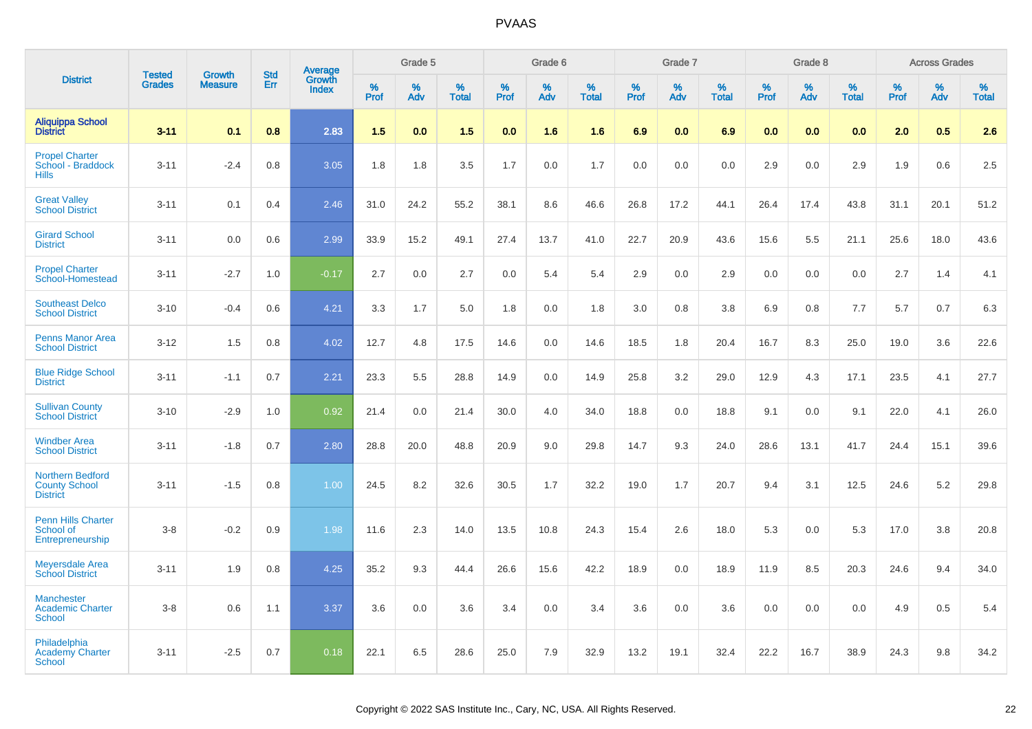| District | Tested Grades | Growth Measure | Std Err | Average Growth Index | Grade 5 | | | Grade 6 | | | Grade 7 | | | Grade 8 | | | Across Grades | | |
|---|---|---|---|---|---|---|---|---|---|---|---|---|---|---|---|---|---|---|---|
| | | | | | % Prof | % Adv | % Total | % Prof | % Adv | % Total | % Prof | % Adv | % Total | % Prof | % Adv | % Total | % Prof | % Adv | % Total |
| **Aliquippa School District** | **3-11** | **0.1** | **0.8** | **2.83** | **1.5** | **0.0** | **1.5** | **0.0** | **1.6** | **1.6** | **6.9** | **0.0** | **6.9** | **0.0** | **0.0** | **0.0** | **2.0** | **0.5** | **2.6** |
| Propel Charter School - Braddock Hills | 3-11 | -2.4 | 0.8 | 3.05 | 1.8 | 1.8 | 3.5 | 1.7 | 0.0 | 1.7 | 0.0 | 0.0 | 0.0 | 2.9 | 0.0 | 2.9 | 1.9 | 0.6 | 2.5 |
| Great Valley School District | 3-11 | 0.1 | 0.4 | 2.46 | 31.0 | 24.2 | 55.2 | 38.1 | 8.6 | 46.6 | 26.8 | 17.2 | 44.1 | 26.4 | 17.4 | 43.8 | 31.1 | 20.1 | 51.2 |
| Girard School District | 3-11 | 0.0 | 0.6 | 2.99 | 33.9 | 15.2 | 49.1 | 27.4 | 13.7 | 41.0 | 22.7 | 20.9 | 43.6 | 15.6 | 5.5 | 21.1 | 25.6 | 18.0 | 43.6 |
| Propel Charter School-Homestead | 3-11 | -2.7 | 1.0 | -0.17 | 2.7 | 0.0 | 2.7 | 0.0 | 5.4 | 5.4 | 2.9 | 0.0 | 2.9 | 0.0 | 0.0 | 0.0 | 2.7 | 1.4 | 4.1 |
| Southeast Delco School District | 3-10 | -0.4 | 0.6 | 4.21 | 3.3 | 1.7 | 5.0 | 1.8 | 0.0 | 1.8 | 3.0 | 0.8 | 3.8 | 6.9 | 0.8 | 7.7 | 5.7 | 0.7 | 6.3 |
| Penns Manor Area School District | 3-12 | 1.5 | 0.8 | 4.02 | 12.7 | 4.8 | 17.5 | 14.6 | 0.0 | 14.6 | 18.5 | 1.8 | 20.4 | 16.7 | 8.3 | 25.0 | 19.0 | 3.6 | 22.6 |
| Blue Ridge School District | 3-11 | -1.1 | 0.7 | 2.21 | 23.3 | 5.5 | 28.8 | 14.9 | 0.0 | 14.9 | 25.8 | 3.2 | 29.0 | 12.9 | 4.3 | 17.1 | 23.5 | 4.1 | 27.7 |
| Sullivan County School District | 3-10 | -2.9 | 1.0 | 0.92 | 21.4 | 0.0 | 21.4 | 30.0 | 4.0 | 34.0 | 18.8 | 0.0 | 18.8 | 9.1 | 0.0 | 9.1 | 22.0 | 4.1 | 26.0 |
| Windber Area School District | 3-11 | -1.8 | 0.7 | 2.80 | 28.8 | 20.0 | 48.8 | 20.9 | 9.0 | 29.8 | 14.7 | 9.3 | 24.0 | 28.6 | 13.1 | 41.7 | 24.4 | 15.1 | 39.6 |
| Northern Bedford County School District | 3-11 | -1.5 | 0.8 | 1.00 | 24.5 | 8.2 | 32.6 | 30.5 | 1.7 | 32.2 | 19.0 | 1.7 | 20.7 | 9.4 | 3.1 | 12.5 | 24.6 | 5.2 | 29.8 |
| Penn Hills Charter School of Entrepreneurship | 3-8 | -0.2 | 0.9 | 1.98 | 11.6 | 2.3 | 14.0 | 13.5 | 10.8 | 24.3 | 15.4 | 2.6 | 18.0 | 5.3 | 0.0 | 5.3 | 17.0 | 3.8 | 20.8 |
| Meyersdale Area School District | 3-11 | 1.9 | 0.8 | 4.25 | 35.2 | 9.3 | 44.4 | 26.6 | 15.6 | 42.2 | 18.9 | 0.0 | 18.9 | 11.9 | 8.5 | 20.3 | 24.6 | 9.4 | 34.0 |
| Manchester Academic Charter School | 3-8 | 0.6 | 1.1 | 3.37 | 3.6 | 0.0 | 3.6 | 3.4 | 0.0 | 3.4 | 3.6 | 0.0 | 3.6 | 0.0 | 0.0 | 0.0 | 4.9 | 0.5 | 5.4 |
| Philadelphia Academy Charter School | 3-11 | -2.5 | 0.7 | 0.18 | 22.1 | 6.5 | 28.6 | 25.0 | 7.9 | 32.9 | 13.2 | 19.1 | 32.4 | 22.2 | 16.7 | 38.9 | 24.3 | 9.8 | 34.2 |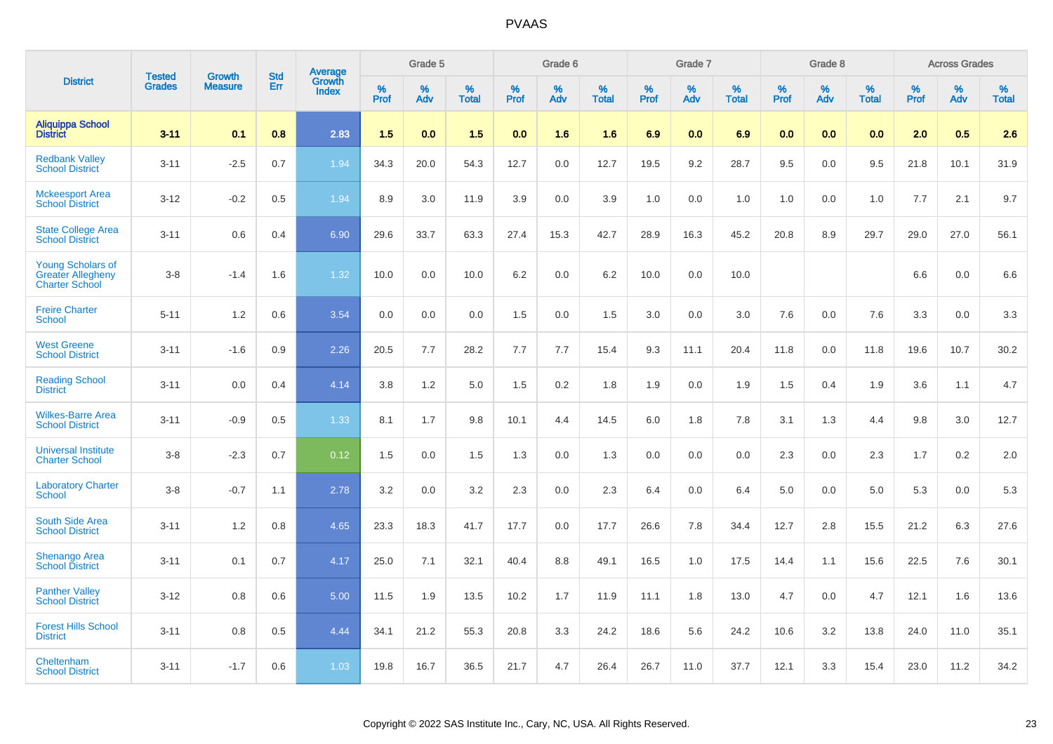# PVAAS

| District | Tested Grades | Growth Measure | Std Err | Average Growth Index | Grade 5 | | | Grade 6 | | | Grade 7 | | | Grade 8 | | | Across Grades | | |
|---|---|---|---|---|---|---|---|---|---|---|---|---|---|---|---|---|---|---|---|
| | | | | | % Prof | % Adv | % Total | % Prof | % Adv | % Total | % Prof | % Adv | % Total | % Prof | % Adv | % Total | % Prof | % Adv | % Total |
| **Aliquippa School District** | **3-11** | **0.1** | **0.8** | **2.83** | **1.5** | **0.0** | **1.5** | **0.0** | **1.6** | **1.6** | **6.9** | **0.0** | **6.9** | **0.0** | **0.0** | **0.0** | **2.0** | **0.5** | **2.6** |
| Redbank Valley School District | 3-11 | -2.5 | 0.7 | 1.94 | 34.3 | 20.0 | 54.3 | 12.7 | 0.0 | 12.7 | 19.5 | 9.2 | 28.7 | 9.5 | 0.0 | 9.5 | 21.8 | 10.1 | 31.9 |
| Mckeesport Area School District | 3-12 | -0.2 | 0.5 | 1.94 | 8.9 | 3.0 | 11.9 | 3.9 | 0.0 | 3.9 | 1.0 | 0.0 | 1.0 | 1.0 | 0.0 | 1.0 | 7.7 | 2.1 | 9.7 |
| State College Area School District | 3-11 | 0.6 | 0.4 | 6.90 | 29.6 | 33.7 | 63.3 | 27.4 | 15.3 | 42.7 | 28.9 | 16.3 | 45.2 | 20.8 | 8.9 | 29.7 | 29.0 | 27.0 | 56.1 |
| Young Scholars of Greater Allegheny Charter School | 3-8 | -1.4 | 1.6 | 1.32 | 10.0 | 0.0 | 10.0 | 6.2 | 0.0 | 6.2 | 10.0 | 0.0 | 10.0 | | | | 6.6 | 0.0 | 6.6 |
| Freire Charter School | 5-11 | 1.2 | 0.6 | 3.54 | 0.0 | 0.0 | 0.0 | 1.5 | 0.0 | 1.5 | 3.0 | 0.0 | 3.0 | 7.6 | 0.0 | 7.6 | 3.3 | 0.0 | 3.3 |
| West Greene School District | 3-11 | -1.6 | 0.9 | 2.26 | 20.5 | 7.7 | 28.2 | 7.7 | 7.7 | 15.4 | 9.3 | 11.1 | 20.4 | 11.8 | 0.0 | 11.8 | 19.6 | 10.7 | 30.2 |
| Reading School District | 3-11 | 0.0 | 0.4 | 4.14 | 3.8 | 1.2 | 5.0 | 1.5 | 0.2 | 1.8 | 1.9 | 0.0 | 1.9 | 1.5 | 0.4 | 1.9 | 3.6 | 1.1 | 4.7 |
| Wilkes-Barre Area School District | 3-11 | -0.9 | 0.5 | 1.33 | 8.1 | 1.7 | 9.8 | 10.1 | 4.4 | 14.5 | 6.0 | 1.8 | 7.8 | 3.1 | 1.3 | 4.4 | 9.8 | 3.0 | 12.7 |
| Universal Institute Charter School | 3-8 | -2.3 | 0.7 | 0.12 | 1.5 | 0.0 | 1.5 | 1.3 | 0.0 | 1.3 | 0.0 | 0.0 | 0.0 | 2.3 | 0.0 | 2.3 | 1.7 | 0.2 | 2.0 |
| Laboratory Charter School | 3-8 | -0.7 | 1.1 | 2.78 | 3.2 | 0.0 | 3.2 | 2.3 | 0.0 | 2.3 | 6.4 | 0.0 | 6.4 | 5.0 | 0.0 | 5.0 | 5.3 | 0.0 | 5.3 |
| South Side Area School District | 3-11 | 1.2 | 0.8 | 4.65 | 23.3 | 18.3 | 41.7 | 17.7 | 0.0 | 17.7 | 26.6 | 7.8 | 34.4 | 12.7 | 2.8 | 15.5 | 21.2 | 6.3 | 27.6 |
| Shenango Area School District | 3-11 | 0.1 | 0.7 | 4.17 | 25.0 | 7.1 | 32.1 | 40.4 | 8.8 | 49.1 | 16.5 | 1.0 | 17.5 | 14.4 | 1.1 | 15.6 | 22.5 | 7.6 | 30.1 |
| Panther Valley School District | 3-12 | 0.8 | 0.6 | 5.00 | 11.5 | 1.9 | 13.5 | 10.2 | 1.7 | 11.9 | 11.1 | 1.8 | 13.0 | 4.7 | 0.0 | 4.7 | 12.1 | 1.6 | 13.6 |
| Forest Hills School District | 3-11 | 0.8 | 0.5 | 4.44 | 34.1 | 21.2 | 55.3 | 20.8 | 3.3 | 24.2 | 18.6 | 5.6 | 24.2 | 10.6 | 3.2 | 13.8 | 24.0 | 11.0 | 35.1 |
| Cheltenham School District | 3-11 | -1.7 | 0.6 | 1.03 | 19.8 | 16.7 | 36.5 | 21.7 | 4.7 | 26.4 | 26.7 | 11.0 | 37.7 | 12.1 | 3.3 | 15.4 | 23.0 | 11.2 | 34.2 |

Copyright © 2022 SAS Institute Inc., Cary, NC, USA. All Rights Reserved.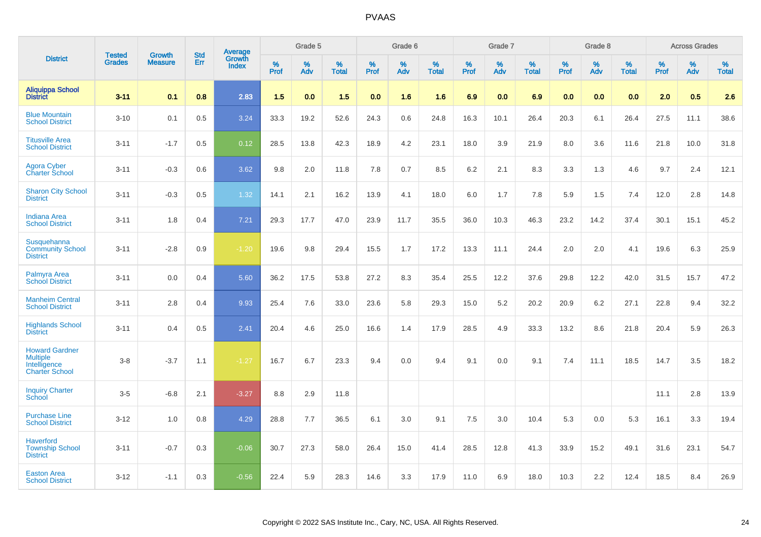# PVAAS

| District | Tested Grades | Growth Measure | Std Err | Average Growth Index | Grade 5 | | | Grade 6 | | | Grade 7 | | | Grade 8 | | | Across Grades | | |
|---|---|---|---|---|---|---|---|---|---|---|---|---|---|---|---|---|---|---|---|
| | | | | | % Prof | % Adv | % Total | % Prof | % Adv | % Total | % Prof | % Adv | % Total | % Prof | % Adv | % Total | % Prof | % Adv | % Total |
| **Aliquippa School District** | **3-11** | **0.1** | **0.8** | **2.83** | **1.5** | **0.0** | **1.5** | **0.0** | **1.6** | **1.6** | **6.9** | **0.0** | **6.9** | **0.0** | **0.0** | **0.0** | **2.0** | **0.5** | **2.6** |
| Blue Mountain School District | 3-10 | 0.1 | 0.5 | 3.24 | 33.3 | 19.2 | 52.6 | 24.3 | 0.6 | 24.8 | 16.3 | 10.1 | 26.4 | 20.3 | 6.1 | 26.4 | 27.5 | 11.1 | 38.6 |
| Titusville Area School District | 3-11 | -1.7 | 0.5 | 0.12 | 28.5 | 13.8 | 42.3 | 18.9 | 4.2 | 23.1 | 18.0 | 3.9 | 21.9 | 8.0 | 3.6 | 11.6 | 21.8 | 10.0 | 31.8 |
| Agora Cyber Charter School | 3-11 | -0.3 | 0.6 | 3.62 | 9.8 | 2.0 | 11.8 | 7.8 | 0.7 | 8.5 | 6.2 | 2.1 | 8.3 | 3.3 | 1.3 | 4.6 | 9.7 | 2.4 | 12.1 |
| Sharon City School District | 3-11 | -0.3 | 0.5 | 1.32 | 14.1 | 2.1 | 16.2 | 13.9 | 4.1 | 18.0 | 6.0 | 1.7 | 7.8 | 5.9 | 1.5 | 7.4 | 12.0 | 2.8 | 14.8 |
| Indiana Area School District | 3-11 | 1.8 | 0.4 | 7.21 | 29.3 | 17.7 | 47.0 | 23.9 | 11.7 | 35.5 | 36.0 | 10.3 | 46.3 | 23.2 | 14.2 | 37.4 | 30.1 | 15.1 | 45.2 |
| Susquehanna Community School District | 3-11 | -2.8 | 0.9 | -1.20 | 19.6 | 9.8 | 29.4 | 15.5 | 1.7 | 17.2 | 13.3 | 11.1 | 24.4 | 2.0 | 2.0 | 4.1 | 19.6 | 6.3 | 25.9 |
| Palmyra Area School District | 3-11 | 0.0 | 0.4 | 5.60 | 36.2 | 17.5 | 53.8 | 27.2 | 8.3 | 35.4 | 25.5 | 12.2 | 37.6 | 29.8 | 12.2 | 42.0 | 31.5 | 15.7 | 47.2 |
| Manheim Central School District | 3-11 | 2.8 | 0.4 | 9.93 | 25.4 | 7.6 | 33.0 | 23.6 | 5.8 | 29.3 | 15.0 | 5.2 | 20.2 | 20.9 | 6.2 | 27.1 | 22.8 | 9.4 | 32.2 |
| Highlands School District | 3-11 | 0.4 | 0.5 | 2.41 | 20.4 | 4.6 | 25.0 | 16.6 | 1.4 | 17.9 | 28.5 | 4.9 | 33.3 | 13.2 | 8.6 | 21.8 | 20.4 | 5.9 | 26.3 |
| Howard Gardner Multiple Intelligence Charter School | 3-8 | -3.7 | 1.1 | -1.27 | 16.7 | 6.7 | 23.3 | 9.4 | 0.0 | 9.4 | 9.1 | 0.0 | 9.1 | 7.4 | 11.1 | 18.5 | 14.7 | 3.5 | 18.2 |
| Inquiry Charter School | 3-5 | -6.8 | 2.1 | -3.27 | 8.8 | 2.9 | 11.8 | | | | | | | | | | 11.1 | 2.8 | 13.9 |
| Purchase Line School District | 3-12 | 1.0 | 0.8 | 4.29 | 28.8 | 7.7 | 36.5 | 6.1 | 3.0 | 9.1 | 7.5 | 3.0 | 10.4 | 5.3 | 0.0 | 5.3 | 16.1 | 3.3 | 19.4 |
| Haverford Township School District | 3-11 | -0.7 | 0.3 | -0.06 | 30.7 | 27.3 | 58.0 | 26.4 | 15.0 | 41.4 | 28.5 | 12.8 | 41.3 | 33.9 | 15.2 | 49.1 | 31.6 | 23.1 | 54.7 |
| Easton Area School District | 3-12 | -1.1 | 0.3 | -0.56 | 22.4 | 5.9 | 28.3 | 14.6 | 3.3 | 17.9 | 11.0 | 6.9 | 18.0 | 10.3 | 2.2 | 12.4 | 18.5 | 8.4 | 26.9 |

Copyright © 2022 SAS Institute Inc., Cary, NC, USA. All Rights Reserved.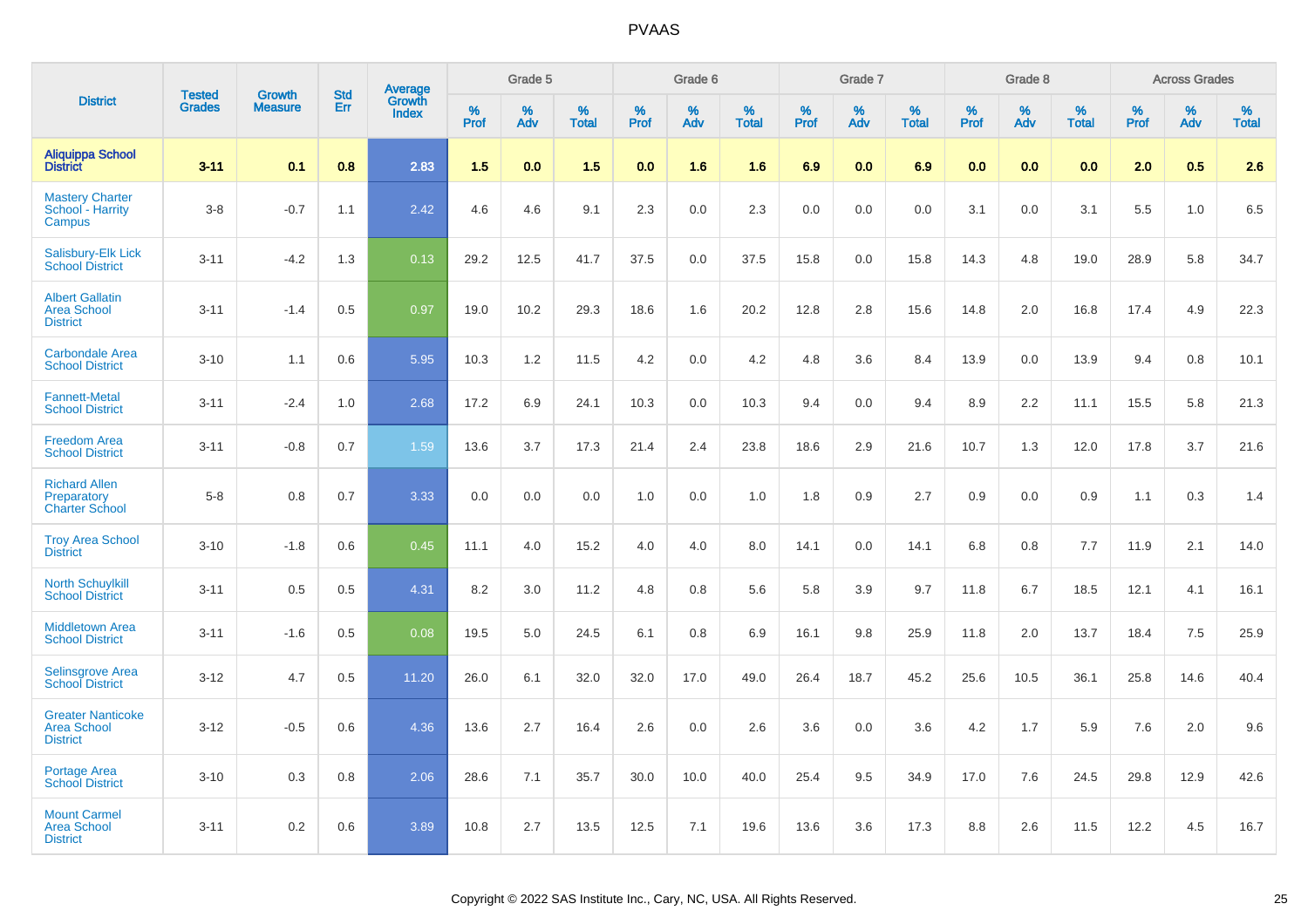# PVAAS

| District | Tested Grades | Growth Measure | Std Err | Average Growth Index | Grade 5 | | | Grade 6 | | | Grade 7 | | | Grade 8 | | | Across Grades | | |
|---|---|---|---|---|---|---|---|---|---|---|---|---|---|---|---|---|---|---|---|
| | | | | | % Prof | % Adv | % Total | % Prof | % Adv | % Total | % Prof | % Adv | % Total | % Prof | % Adv | % Total | % Prof | % Adv | % Total |
| **Aliquippa School District** | **3-11** | **0.1** | **0.8** | **2.83** | **1.5** | **0.0** | **1.5** | **0.0** | **1.6** | **1.6** | **6.9** | **0.0** | **6.9** | **0.0** | **0.0** | **0.0** | **2.0** | **0.5** | **2.6** |
| Mastery Charter School - Harrity Campus | 3-8 | -0.7 | 1.1 | 2.42 | 4.6 | 4.6 | 9.1 | 2.3 | 0.0 | 2.3 | 0.0 | 0.0 | 0.0 | 3.1 | 0.0 | 3.1 | 5.5 | 1.0 | 6.5 |
| Salisbury-Elk Lick School District | 3-11 | -4.2 | 1.3 | 0.13 | 29.2 | 12.5 | 41.7 | 37.5 | 0.0 | 37.5 | 15.8 | 0.0 | 15.8 | 14.3 | 4.8 | 19.0 | 28.9 | 5.8 | 34.7 |
| Albert Gallatin Area School District | 3-11 | -1.4 | 0.5 | 0.97 | 19.0 | 10.2 | 29.3 | 18.6 | 1.6 | 20.2 | 12.8 | 2.8 | 15.6 | 14.8 | 2.0 | 16.8 | 17.4 | 4.9 | 22.3 |
| Carbondale Area School District | 3-10 | 1.1 | 0.6 | 5.95 | 10.3 | 1.2 | 11.5 | 4.2 | 0.0 | 4.2 | 4.8 | 3.6 | 8.4 | 13.9 | 0.0 | 13.9 | 9.4 | 0.8 | 10.1 |
| Fannett-Metal School District | 3-11 | -2.4 | 1.0 | 2.68 | 17.2 | 6.9 | 24.1 | 10.3 | 0.0 | 10.3 | 9.4 | 0.0 | 9.4 | 8.9 | 2.2 | 11.1 | 15.5 | 5.8 | 21.3 |
| Freedom Area School District | 3-11 | -0.8 | 0.7 | 1.59 | 13.6 | 3.7 | 17.3 | 21.4 | 2.4 | 23.8 | 18.6 | 2.9 | 21.6 | 10.7 | 1.3 | 12.0 | 17.8 | 3.7 | 21.6 |
| Richard Allen Preparatory Charter School | 5-8 | 0.8 | 0.7 | 3.33 | 0.0 | 0.0 | 0.0 | 1.0 | 0.0 | 1.0 | 1.8 | 0.9 | 2.7 | 0.9 | 0.0 | 0.9 | 1.1 | 0.3 | 1.4 |
| Troy Area School District | 3-10 | -1.8 | 0.6 | 0.45 | 11.1 | 4.0 | 15.2 | 4.0 | 4.0 | 8.0 | 14.1 | 0.0 | 14.1 | 6.8 | 0.8 | 7.7 | 11.9 | 2.1 | 14.0 |
| North Schuylkill School District | 3-11 | 0.5 | 0.5 | 4.31 | 8.2 | 3.0 | 11.2 | 4.8 | 0.8 | 5.6 | 5.8 | 3.9 | 9.7 | 11.8 | 6.7 | 18.5 | 12.1 | 4.1 | 16.1 |
| Middletown Area School District | 3-11 | -1.6 | 0.5 | 0.08 | 19.5 | 5.0 | 24.5 | 6.1 | 0.8 | 6.9 | 16.1 | 9.8 | 25.9 | 11.8 | 2.0 | 13.7 | 18.4 | 7.5 | 25.9 |
| Selinsgrove Area School District | 3-12 | 4.7 | 0.5 | 11.20 | 26.0 | 6.1 | 32.0 | 32.0 | 17.0 | 49.0 | 26.4 | 18.7 | 45.2 | 25.6 | 10.5 | 36.1 | 25.8 | 14.6 | 40.4 |
| Greater Nanticoke Area School District | 3-12 | -0.5 | 0.6 | 4.36 | 13.6 | 2.7 | 16.4 | 2.6 | 0.0 | 2.6 | 3.6 | 0.0 | 3.6 | 4.2 | 1.7 | 5.9 | 7.6 | 2.0 | 9.6 |
| Portage Area School District | 3-10 | 0.3 | 0.8 | 2.06 | 28.6 | 7.1 | 35.7 | 30.0 | 10.0 | 40.0 | 25.4 | 9.5 | 34.9 | 17.0 | 7.6 | 24.5 | 29.8 | 12.9 | 42.6 |
| Mount Carmel Area School District | 3-11 | 0.2 | 0.6 | 3.89 | 10.8 | 2.7 | 13.5 | 12.5 | 7.1 | 19.6 | 13.6 | 3.6 | 17.3 | 8.8 | 2.6 | 11.5 | 12.2 | 4.5 | 16.7 |

Copyright © 2022 SAS Institute Inc., Cary, NC, USA. All Rights Reserved.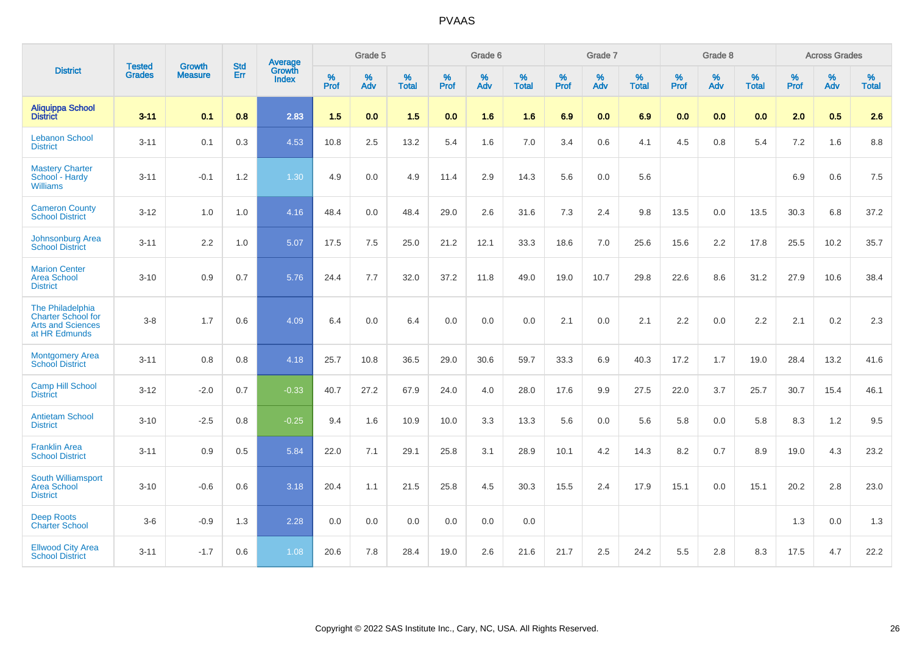| District | Tested Grades | Growth Measure | Std Err | Average Growth Index | Grade 5 | | | Grade 6 | | | Grade 7 | | | Grade 8 | | | Across Grades | | |
|---|---|---|---|---|---|---|---|---|---|---|---|---|---|---|---|---|---|---|---|
| | | | | | % Prof | % Adv | % Total | % Prof | % Adv | % Total | % Prof | % Adv | % Total | % Prof | % Adv | % Total | % Prof | % Adv | % Total |
| **Aliquippa School District** | **3-11** | **0.1** | **0.8** | **2.83** | **1.5** | **0.0** | **1.5** | **0.0** | **1.6** | **1.6** | **6.9** | **0.0** | **6.9** | **0.0** | **0.0** | **0.0** | **2.0** | **0.5** | **2.6** |
| Lebanon School District | 3-11 | 0.1 | 0.3 | 4.53 | 10.8 | 2.5 | 13.2 | 5.4 | 1.6 | 7.0 | 3.4 | 0.6 | 4.1 | 4.5 | 0.8 | 5.4 | 7.2 | 1.6 | 8.8 |
| Mastery Charter School - Hardy Williams | 3-11 | -0.1 | 1.2 | 1.30 | 4.9 | 0.0 | 4.9 | 11.4 | 2.9 | 14.3 | 5.6 | 0.0 | 5.6 | | | | 6.9 | 0.6 | 7.5 |
| Cameron County School District | 3-12 | 1.0 | 1.0 | 4.16 | 48.4 | 0.0 | 48.4 | 29.0 | 2.6 | 31.6 | 7.3 | 2.4 | 9.8 | 13.5 | 0.0 | 13.5 | 30.3 | 6.8 | 37.2 |
| Johnsonburg Area School District | 3-11 | 2.2 | 1.0 | 5.07 | 17.5 | 7.5 | 25.0 | 21.2 | 12.1 | 33.3 | 18.6 | 7.0 | 25.6 | 15.6 | 2.2 | 17.8 | 25.5 | 10.2 | 35.7 |
| Marion Center Area School District | 3-10 | 0.9 | 0.7 | 5.76 | 24.4 | 7.7 | 32.0 | 37.2 | 11.8 | 49.0 | 19.0 | 10.7 | 29.8 | 22.6 | 8.6 | 31.2 | 27.9 | 10.6 | 38.4 |
| The Philadelphia Charter School for Arts and Sciences at HR Edmunds | 3-8 | 1.7 | 0.6 | 4.09 | 6.4 | 0.0 | 6.4 | 0.0 | 0.0 | 0.0 | 2.1 | 0.0 | 2.1 | 2.2 | 0.0 | 2.2 | 2.1 | 0.2 | 2.3 |
| Montgomery Area School District | 3-11 | 0.8 | 0.8 | 4.18 | 25.7 | 10.8 | 36.5 | 29.0 | 30.6 | 59.7 | 33.3 | 6.9 | 40.3 | 17.2 | 1.7 | 19.0 | 28.4 | 13.2 | 41.6 |
| Camp Hill School District | 3-12 | -2.0 | 0.7 | -0.33 | 40.7 | 27.2 | 67.9 | 24.0 | 4.0 | 28.0 | 17.6 | 9.9 | 27.5 | 22.0 | 3.7 | 25.7 | 30.7 | 15.4 | 46.1 |
| Antietam School District | 3-10 | -2.5 | 0.8 | -0.25 | 9.4 | 1.6 | 10.9 | 10.0 | 3.3 | 13.3 | 5.6 | 0.0 | 5.6 | 5.8 | 0.0 | 5.8 | 8.3 | 1.2 | 9.5 |
| Franklin Area School District | 3-11 | 0.9 | 0.5 | 5.84 | 22.0 | 7.1 | 29.1 | 25.8 | 3.1 | 28.9 | 10.1 | 4.2 | 14.3 | 8.2 | 0.7 | 8.9 | 19.0 | 4.3 | 23.2 |
| South Williamsport Area School District | 3-10 | -0.6 | 0.6 | 3.18 | 20.4 | 1.1 | 21.5 | 25.8 | 4.5 | 30.3 | 15.5 | 2.4 | 17.9 | 15.1 | 0.0 | 15.1 | 20.2 | 2.8 | 23.0 |
| Deep Roots Charter School | 3-6 | -0.9 | 1.3 | 2.28 | 0.0 | 0.0 | 0.0 | 0.0 | 0.0 | 0.0 | | | | | | | 1.3 | 0.0 | 1.3 |
| Ellwood City Area School District | 3-11 | -1.7 | 0.6 | 1.08 | 20.6 | 7.8 | 28.4 | 19.0 | 2.6 | 21.6 | 21.7 | 2.5 | 24.2 | 5.5 | 2.8 | 8.3 | 17.5 | 4.7 | 22.2 |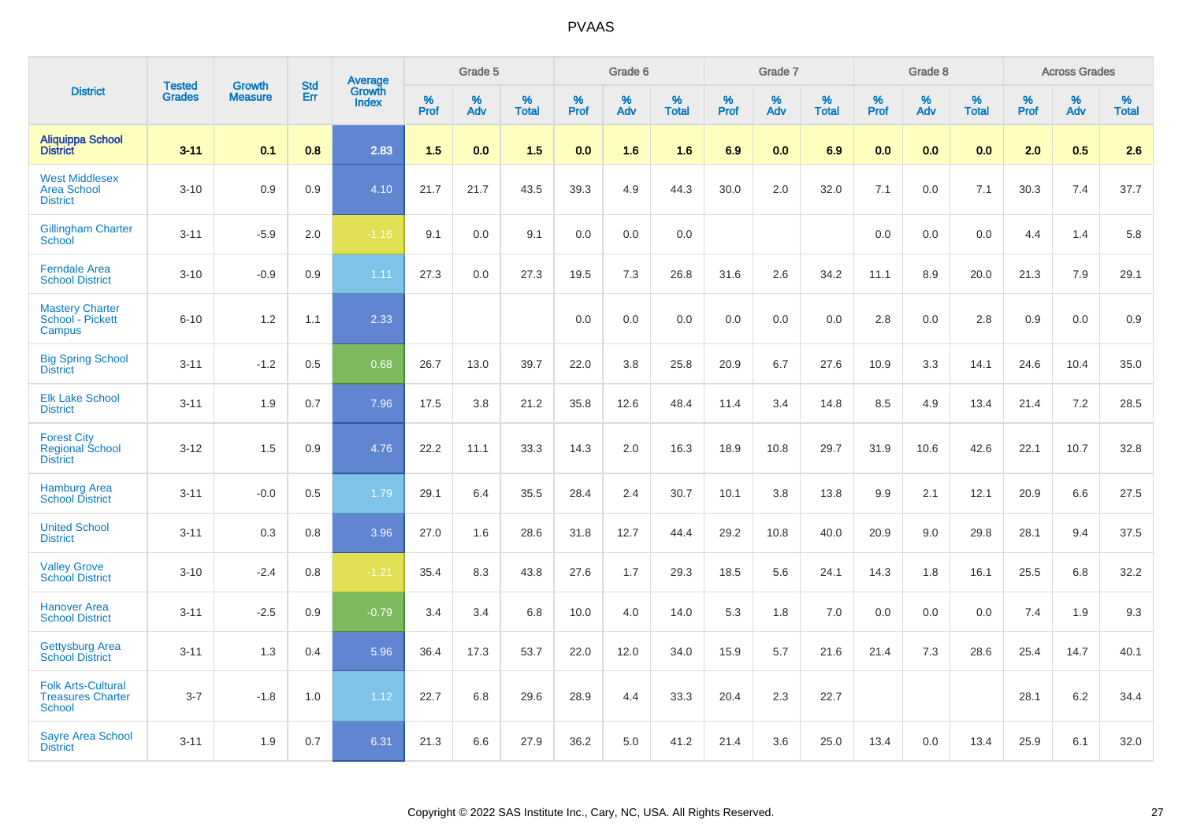| District | Tested Grades | Growth Measure | Std Err | Average Growth Index | Grade 5 | | | Grade 6 | | | Grade 7 | | | Grade 8 | | | Across Grades | | |
|---|---|---|---|---|---|---|---|---|---|---|---|---|---|---|---|---|---|---|---|
| | | | | | % Prof | % Adv | % Total | % Prof | % Adv | % Total | % Prof | % Adv | % Total | % Prof | % Adv | % Total | % Prof | % Adv | % Total |
| **Aliquippa School District** | **3-11** | **0.1** | **0.8** | **2.83** | **1.5** | **0.0** | **1.5** | **0.0** | **1.6** | **1.6** | **6.9** | **0.0** | **6.9** | **0.0** | **0.0** | **0.0** | **2.0** | **0.5** | **2.6** |
| West Middlesex Area School District | 3-10 | 0.9 | 0.9 | 4.10 | 21.7 | 21.7 | 43.5 | 39.3 | 4.9 | 44.3 | 30.0 | 2.0 | 32.0 | 7.1 | 0.0 | 7.1 | 30.3 | 7.4 | 37.7 |
| Gillingham Charter School | 3-11 | -5.9 | 2.0 | -1.16 | 9.1 | 0.0 | 9.1 | 0.0 | 0.0 | 0.0 | | | | 0.0 | 0.0 | 0.0 | 4.4 | 1.4 | 5.8 |
| Ferndale Area School District | 3-10 | -0.9 | 0.9 | 1.11 | 27.3 | 0.0 | 27.3 | 19.5 | 7.3 | 26.8 | 31.6 | 2.6 | 34.2 | 11.1 | 8.9 | 20.0 | 21.3 | 7.9 | 29.1 |
| Mastery Charter School - Pickett Campus | 6-10 | 1.2 | 1.1 | 2.33 | | | | 0.0 | 0.0 | 0.0 | 0.0 | 0.0 | 0.0 | 2.8 | 0.0 | 2.8 | 0.9 | 0.0 | 0.9 |
| Big Spring School District | 3-11 | -1.2 | 0.5 | 0.68 | 26.7 | 13.0 | 39.7 | 22.0 | 3.8 | 25.8 | 20.9 | 6.7 | 27.6 | 10.9 | 3.3 | 14.1 | 24.6 | 10.4 | 35.0 |
| Elk Lake School District | 3-11 | 1.9 | 0.7 | 7.96 | 17.5 | 3.8 | 21.2 | 35.8 | 12.6 | 48.4 | 11.4 | 3.4 | 14.8 | 8.5 | 4.9 | 13.4 | 21.4 | 7.2 | 28.5 |
| Forest City Regional School District | 3-12 | 1.5 | 0.9 | 4.76 | 22.2 | 11.1 | 33.3 | 14.3 | 2.0 | 16.3 | 18.9 | 10.8 | 29.7 | 31.9 | 10.6 | 42.6 | 22.1 | 10.7 | 32.8 |
| Hamburg Area School District | 3-11 | -0.0 | 0.5 | 1.79 | 29.1 | 6.4 | 35.5 | 28.4 | 2.4 | 30.7 | 10.1 | 3.8 | 13.8 | 9.9 | 2.1 | 12.1 | 20.9 | 6.6 | 27.5 |
| United School District | 3-11 | 0.3 | 0.8 | 3.96 | 27.0 | 1.6 | 28.6 | 31.8 | 12.7 | 44.4 | 29.2 | 10.8 | 40.0 | 20.9 | 9.0 | 29.8 | 28.1 | 9.4 | 37.5 |
| Valley Grove School District | 3-10 | -2.4 | 0.8 | -1.21 | 35.4 | 8.3 | 43.8 | 27.6 | 1.7 | 29.3 | 18.5 | 5.6 | 24.1 | 14.3 | 1.8 | 16.1 | 25.5 | 6.8 | 32.2 |
| Hanover Area School District | 3-11 | -2.5 | 0.9 | -0.79 | 3.4 | 3.4 | 6.8 | 10.0 | 4.0 | 14.0 | 5.3 | 1.8 | 7.0 | 0.0 | 0.0 | 0.0 | 7.4 | 1.9 | 9.3 |
| Gettysburg Area School District | 3-11 | 1.3 | 0.4 | 5.96 | 36.4 | 17.3 | 53.7 | 22.0 | 12.0 | 34.0 | 15.9 | 5.7 | 21.6 | 21.4 | 7.3 | 28.6 | 25.4 | 14.7 | 40.1 |
| Folk Arts-Cultural Treasures Charter School | 3-7 | -1.8 | 1.0 | 1.12 | 22.7 | 6.8 | 29.6 | 28.9 | 4.4 | 33.3 | 20.4 | 2.3 | 22.7 | | | | 28.1 | 6.2 | 34.4 |
| Sayre Area School District | 3-11 | 1.9 | 0.7 | 6.31 | 21.3 | 6.6 | 27.9 | 36.2 | 5.0 | 41.2 | 21.4 | 3.6 | 25.0 | 13.4 | 0.0 | 13.4 | 25.9 | 6.1 | 32.0 |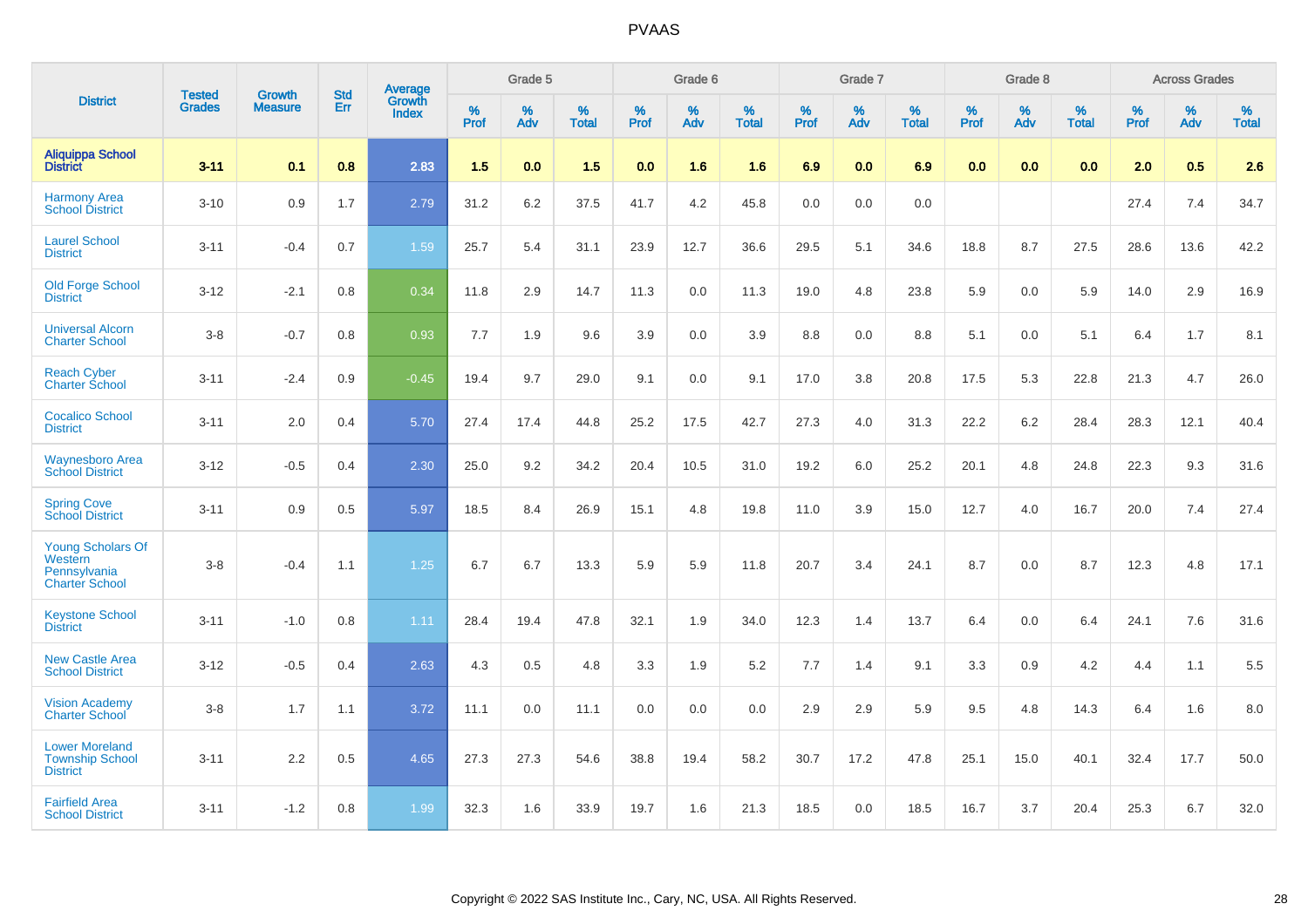| District | Tested Grades | Growth Measure | Std Err | Average Growth Index | Grade 5 | | | Grade 6 | | | Grade 7 | | | Grade 8 | | | Across Grades | | |
|---|---|---|---|---|---|---|---|---|---|---|---|---|---|---|---|---|---|---|---|
| | | | | | % Prof | % Adv | % Total | % Prof | % Adv | % Total | % Prof | % Adv | % Total | % Prof | % Adv | % Total | % Prof | % Adv | % Total |
| **Aliquippa School District** | **3-11** | **0.1** | **0.8** | **2.83** | **1.5** | **0.0** | **1.5** | **0.0** | **1.6** | **1.6** | **6.9** | **0.0** | **6.9** | **0.0** | **0.0** | **0.0** | **2.0** | **0.5** | **2.6** |
| Harmony Area School District | 3-10 | 0.9 | 1.7 | 2.79 | 31.2 | 6.2 | 37.5 | 41.7 | 4.2 | 45.8 | 0.0 | 0.0 | 0.0 | | | | 27.4 | 7.4 | 34.7 |
| Laurel School District | 3-11 | -0.4 | 0.7 | 1.59 | 25.7 | 5.4 | 31.1 | 23.9 | 12.7 | 36.6 | 29.5 | 5.1 | 34.6 | 18.8 | 8.7 | 27.5 | 28.6 | 13.6 | 42.2 |
| Old Forge School District | 3-12 | -2.1 | 0.8 | 0.34 | 11.8 | 2.9 | 14.7 | 11.3 | 0.0 | 11.3 | 19.0 | 4.8 | 23.8 | 5.9 | 0.0 | 5.9 | 14.0 | 2.9 | 16.9 |
| Universal Alcorn Charter School | 3-8 | -0.7 | 0.8 | 0.93 | 7.7 | 1.9 | 9.6 | 3.9 | 0.0 | 3.9 | 8.8 | 0.0 | 8.8 | 5.1 | 0.0 | 5.1 | 6.4 | 1.7 | 8.1 |
| Reach Cyber Charter School | 3-11 | -2.4 | 0.9 | -0.45 | 19.4 | 9.7 | 29.0 | 9.1 | 0.0 | 9.1 | 17.0 | 3.8 | 20.8 | 17.5 | 5.3 | 22.8 | 21.3 | 4.7 | 26.0 |
| Cocalico School District | 3-11 | 2.0 | 0.4 | 5.70 | 27.4 | 17.4 | 44.8 | 25.2 | 17.5 | 42.7 | 27.3 | 4.0 | 31.3 | 22.2 | 6.2 | 28.4 | 28.3 | 12.1 | 40.4 |
| Waynesboro Area School District | 3-12 | -0.5 | 0.4 | 2.30 | 25.0 | 9.2 | 34.2 | 20.4 | 10.5 | 31.0 | 19.2 | 6.0 | 25.2 | 20.1 | 4.8 | 24.8 | 22.3 | 9.3 | 31.6 |
| Spring Cove School District | 3-11 | 0.9 | 0.5 | 5.97 | 18.5 | 8.4 | 26.9 | 15.1 | 4.8 | 19.8 | 11.0 | 3.9 | 15.0 | 12.7 | 4.0 | 16.7 | 20.0 | 7.4 | 27.4 |
| Young Scholars Of Western Pennsylvania Charter School | 3-8 | -0.4 | 1.1 | 1.25 | 6.7 | 6.7 | 13.3 | 5.9 | 5.9 | 11.8 | 20.7 | 3.4 | 24.1 | 8.7 | 0.0 | 8.7 | 12.3 | 4.8 | 17.1 |
| Keystone School District | 3-11 | -1.0 | 0.8 | 1.11 | 28.4 | 19.4 | 47.8 | 32.1 | 1.9 | 34.0 | 12.3 | 1.4 | 13.7 | 6.4 | 0.0 | 6.4 | 24.1 | 7.6 | 31.6 |
| New Castle Area School District | 3-12 | -0.5 | 0.4 | 2.63 | 4.3 | 0.5 | 4.8 | 3.3 | 1.9 | 5.2 | 7.7 | 1.4 | 9.1 | 3.3 | 0.9 | 4.2 | 4.4 | 1.1 | 5.5 |
| Vision Academy Charter School | 3-8 | 1.7 | 1.1 | 3.72 | 11.1 | 0.0 | 11.1 | 0.0 | 0.0 | 0.0 | 2.9 | 2.9 | 5.9 | 9.5 | 4.8 | 14.3 | 6.4 | 1.6 | 8.0 |
| Lower Moreland Township School District | 3-11 | 2.2 | 0.5 | 4.65 | 27.3 | 27.3 | 54.6 | 38.8 | 19.4 | 58.2 | 30.7 | 17.2 | 47.8 | 25.1 | 15.0 | 40.1 | 32.4 | 17.7 | 50.0 |
| Fairfield Area School District | 3-11 | -1.2 | 0.8 | 1.99 | 32.3 | 1.6 | 33.9 | 19.7 | 1.6 | 21.3 | 18.5 | 0.0 | 18.5 | 16.7 | 3.7 | 20.4 | 25.3 | 6.7 | 32.0 |

Copyright © 2022 SAS Institute Inc., Cary, NC, USA. All Rights Reserved.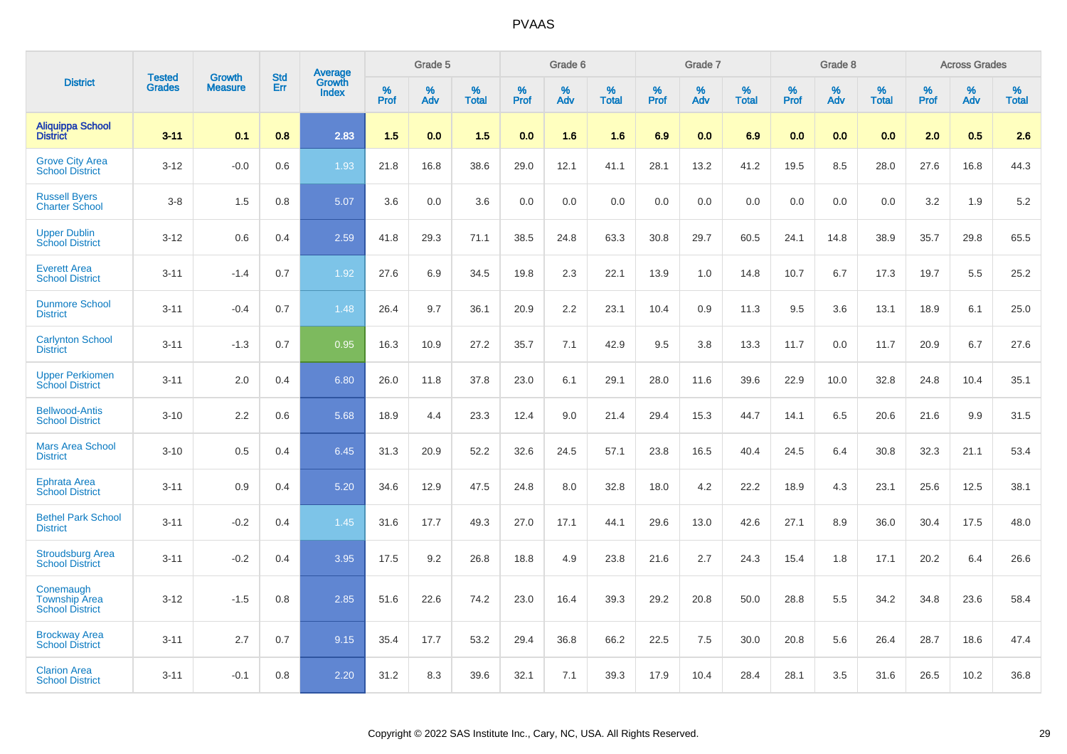# PVAAS

| District | Tested Grades | Growth Measure | Std Err | Average Growth Index | Grade 5 | | | Grade 6 | | | Grade 7 | | | Grade 8 | | | Across Grades | | |
|---|---|---|---|---|---|---|---|---|---|---|---|---|---|---|---|---|---|---|---|
| | | | | | % Prof | % Adv | % Total | % Prof | % Adv | % Total | % Prof | % Adv | % Total | % Prof | % Adv | % Total | % Prof | % Adv | % Total |
| **Aliquippa School District** | **3-11** | **0.1** | **0.8** | **2.83** | **1.5** | **0.0** | **1.5** | **0.0** | **1.6** | **1.6** | **6.9** | **0.0** | **6.9** | **0.0** | **0.0** | **0.0** | **2.0** | **0.5** | **2.6** |
| Grove City Area School District | 3-12 | -0.0 | 0.6 | 1.93 | 21.8 | 16.8 | 38.6 | 29.0 | 12.1 | 41.1 | 28.1 | 13.2 | 41.2 | 19.5 | 8.5 | 28.0 | 27.6 | 16.8 | 44.3 |
| Russell Byers Charter School | 3-8 | 1.5 | 0.8 | 5.07 | 3.6 | 0.0 | 3.6 | 0.0 | 0.0 | 0.0 | 0.0 | 0.0 | 0.0 | 0.0 | 0.0 | 0.0 | 3.2 | 1.9 | 5.2 |
| Upper Dublin School District | 3-12 | 0.6 | 0.4 | 2.59 | 41.8 | 29.3 | 71.1 | 38.5 | 24.8 | 63.3 | 30.8 | 29.7 | 60.5 | 24.1 | 14.8 | 38.9 | 35.7 | 29.8 | 65.5 |
| Everett Area School District | 3-11 | -1.4 | 0.7 | 1.92 | 27.6 | 6.9 | 34.5 | 19.8 | 2.3 | 22.1 | 13.9 | 1.0 | 14.8 | 10.7 | 6.7 | 17.3 | 19.7 | 5.5 | 25.2 |
| Dunmore School District | 3-11 | -0.4 | 0.7 | 1.48 | 26.4 | 9.7 | 36.1 | 20.9 | 2.2 | 23.1 | 10.4 | 0.9 | 11.3 | 9.5 | 3.6 | 13.1 | 18.9 | 6.1 | 25.0 |
| Carlynton School District | 3-11 | -1.3 | 0.7 | 0.95 | 16.3 | 10.9 | 27.2 | 35.7 | 7.1 | 42.9 | 9.5 | 3.8 | 13.3 | 11.7 | 0.0 | 11.7 | 20.9 | 6.7 | 27.6 |
| Upper Perkiomen School District | 3-11 | 2.0 | 0.4 | 6.80 | 26.0 | 11.8 | 37.8 | 23.0 | 6.1 | 29.1 | 28.0 | 11.6 | 39.6 | 22.9 | 10.0 | 32.8 | 24.8 | 10.4 | 35.1 |
| Bellwood-Antis School District | 3-10 | 2.2 | 0.6 | 5.68 | 18.9 | 4.4 | 23.3 | 12.4 | 9.0 | 21.4 | 29.4 | 15.3 | 44.7 | 14.1 | 6.5 | 20.6 | 21.6 | 9.9 | 31.5 |
| Mars Area School District | 3-10 | 0.5 | 0.4 | 6.45 | 31.3 | 20.9 | 52.2 | 32.6 | 24.5 | 57.1 | 23.8 | 16.5 | 40.4 | 24.5 | 6.4 | 30.8 | 32.3 | 21.1 | 53.4 |
| Ephrata Area School District | 3-11 | 0.9 | 0.4 | 5.20 | 34.6 | 12.9 | 47.5 | 24.8 | 8.0 | 32.8 | 18.0 | 4.2 | 22.2 | 18.9 | 4.3 | 23.1 | 25.6 | 12.5 | 38.1 |
| Bethel Park School District | 3-11 | -0.2 | 0.4 | 1.45 | 31.6 | 17.7 | 49.3 | 27.0 | 17.1 | 44.1 | 29.6 | 13.0 | 42.6 | 27.1 | 8.9 | 36.0 | 30.4 | 17.5 | 48.0 |
| Stroudsburg Area School District | 3-11 | -0.2 | 0.4 | 3.95 | 17.5 | 9.2 | 26.8 | 18.8 | 4.9 | 23.8 | 21.6 | 2.7 | 24.3 | 15.4 | 1.8 | 17.1 | 20.2 | 6.4 | 26.6 |
| Conemaugh Township Area School District | 3-12 | -1.5 | 0.8 | 2.85 | 51.6 | 22.6 | 74.2 | 23.0 | 16.4 | 39.3 | 29.2 | 20.8 | 50.0 | 28.8 | 5.5 | 34.2 | 34.8 | 23.6 | 58.4 |
| Brockway Area School District | 3-11 | 2.7 | 0.7 | 9.15 | 35.4 | 17.7 | 53.2 | 29.4 | 36.8 | 66.2 | 22.5 | 7.5 | 30.0 | 20.8 | 5.6 | 26.4 | 28.7 | 18.6 | 47.4 |
| Clarion Area School District | 3-11 | -0.1 | 0.8 | 2.20 | 31.2 | 8.3 | 39.6 | 32.1 | 7.1 | 39.3 | 17.9 | 10.4 | 28.4 | 28.1 | 3.5 | 31.6 | 26.5 | 10.2 | 36.8 |

Copyright © 2022 SAS Institute Inc., Cary, NC, USA. All Rights Reserved.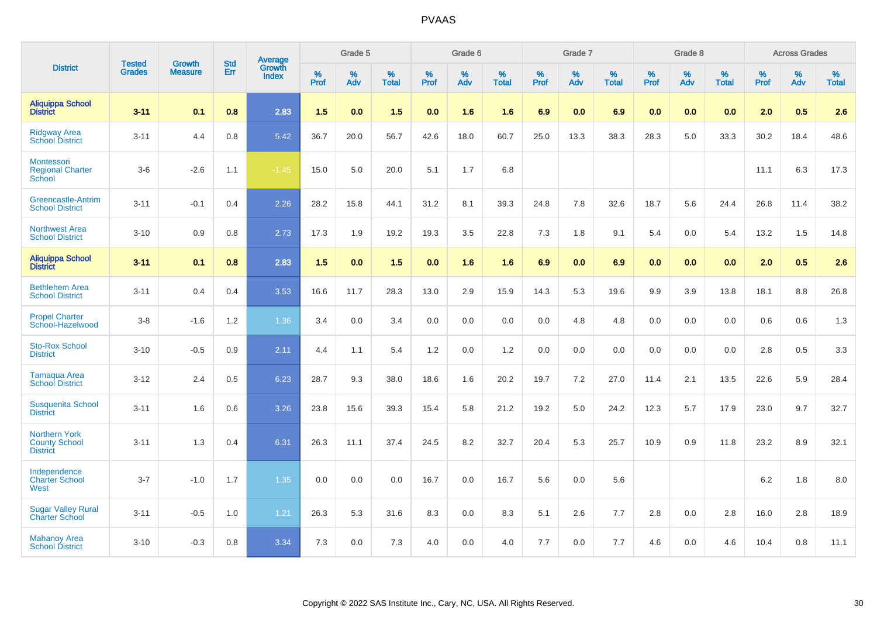# PVAAS

| District | Tested Grades | Growth Measure | Std Err | Average Growth Index | Grade 5 | | | Grade 6 | | | Grade 7 | | | Grade 8 | | | Across Grades | | |
|---|---|---|---|---|---|---|---|---|---|---|---|---|---|---|---|---|---|---|---|
| | | | | | % Prof | % Adv | % Total | % Prof | % Adv | % Total | % Prof | % Adv | % Total | % Prof | % Adv | % Total | % Prof | % Adv | % Total |
| **Aliquippa School District** | **3-11** | **0.1** | **0.8** | **2.83** | **1.5** | **0.0** | **1.5** | **0.0** | **1.6** | **1.6** | **6.9** | **0.0** | **6.9** | **0.0** | **0.0** | **0.0** | **2.0** | **0.5** | **2.6** |
| Ridgway Area School District | 3-11 | 4.4 | 0.8 | 5.42 | 36.7 | 20.0 | 56.7 | 42.6 | 18.0 | 60.7 | 25.0 | 13.3 | 38.3 | 28.3 | 5.0 | 33.3 | 30.2 | 18.4 | 48.6 |
| Montessori Regional Charter School | 3-6 | -2.6 | 1.1 | -1.45 | 15.0 | 5.0 | 20.0 | 5.1 | 1.7 | 6.8 | | | | | | | 11.1 | 6.3 | 17.3 |
| Greencastle-Antrim School District | 3-11 | -0.1 | 0.4 | 2.26 | 28.2 | 15.8 | 44.1 | 31.2 | 8.1 | 39.3 | 24.8 | 7.8 | 32.6 | 18.7 | 5.6 | 24.4 | 26.8 | 11.4 | 38.2 |
| Northwest Area School District | 3-10 | 0.9 | 0.8 | 2.73 | 17.3 | 1.9 | 19.2 | 19.3 | 3.5 | 22.8 | 7.3 | 1.8 | 9.1 | 5.4 | 0.0 | 5.4 | 13.2 | 1.5 | 14.8 |
| **Aliquippa School District** | **3-11** | **0.1** | **0.8** | **2.83** | **1.5** | **0.0** | **1.5** | **0.0** | **1.6** | **1.6** | **6.9** | **0.0** | **6.9** | **0.0** | **0.0** | **0.0** | **2.0** | **0.5** | **2.6** |
| Bethlehem Area School District | 3-11 | 0.4 | 0.4 | 3.53 | 16.6 | 11.7 | 28.3 | 13.0 | 2.9 | 15.9 | 14.3 | 5.3 | 19.6 | 9.9 | 3.9 | 13.8 | 18.1 | 8.8 | 26.8 |
| Propel Charter School-Hazelwood | 3-8 | -1.6 | 1.2 | 1.36 | 3.4 | 0.0 | 3.4 | 0.0 | 0.0 | 0.0 | 0.0 | 4.8 | 4.8 | 0.0 | 0.0 | 0.0 | 0.6 | 0.6 | 1.3 |
| Sto-Rox School District | 3-10 | -0.5 | 0.9 | 2.11 | 4.4 | 1.1 | 5.4 | 1.2 | 0.0 | 1.2 | 0.0 | 0.0 | 0.0 | 0.0 | 0.0 | 0.0 | 2.8 | 0.5 | 3.3 |
| Tamaqua Area School District | 3-12 | 2.4 | 0.5 | 6.23 | 28.7 | 9.3 | 38.0 | 18.6 | 1.6 | 20.2 | 19.7 | 7.2 | 27.0 | 11.4 | 2.1 | 13.5 | 22.6 | 5.9 | 28.4 |
| Susquenita School District | 3-11 | 1.6 | 0.6 | 3.26 | 23.8 | 15.6 | 39.3 | 15.4 | 5.8 | 21.2 | 19.2 | 5.0 | 24.2 | 12.3 | 5.7 | 17.9 | 23.0 | 9.7 | 32.7 |
| Northern York County School District | 3-11 | 1.3 | 0.4 | 6.31 | 26.3 | 11.1 | 37.4 | 24.5 | 8.2 | 32.7 | 20.4 | 5.3 | 25.7 | 10.9 | 0.9 | 11.8 | 23.2 | 8.9 | 32.1 |
| Independence Charter School West | 3-7 | -1.0 | 1.7 | 1.35 | 0.0 | 0.0 | 0.0 | 16.7 | 0.0 | 16.7 | 5.6 | 0.0 | 5.6 | | | | 6.2 | 1.8 | 8.0 |
| Sugar Valley Rural Charter School | 3-11 | -0.5 | 1.0 | 1.21 | 26.3 | 5.3 | 31.6 | 8.3 | 0.0 | 8.3 | 5.1 | 2.6 | 7.7 | 2.8 | 0.0 | 2.8 | 16.0 | 2.8 | 18.9 |
| Mahanoy Area School District | 3-10 | -0.3 | 0.8 | 3.34 | 7.3 | 0.0 | 7.3 | 4.0 | 0.0 | 4.0 | 7.7 | 0.0 | 7.7 | 4.6 | 0.0 | 4.6 | 10.4 | 0.8 | 11.1 |

Copyright © 2022 SAS Institute Inc., Cary, NC, USA. All Rights Reserved.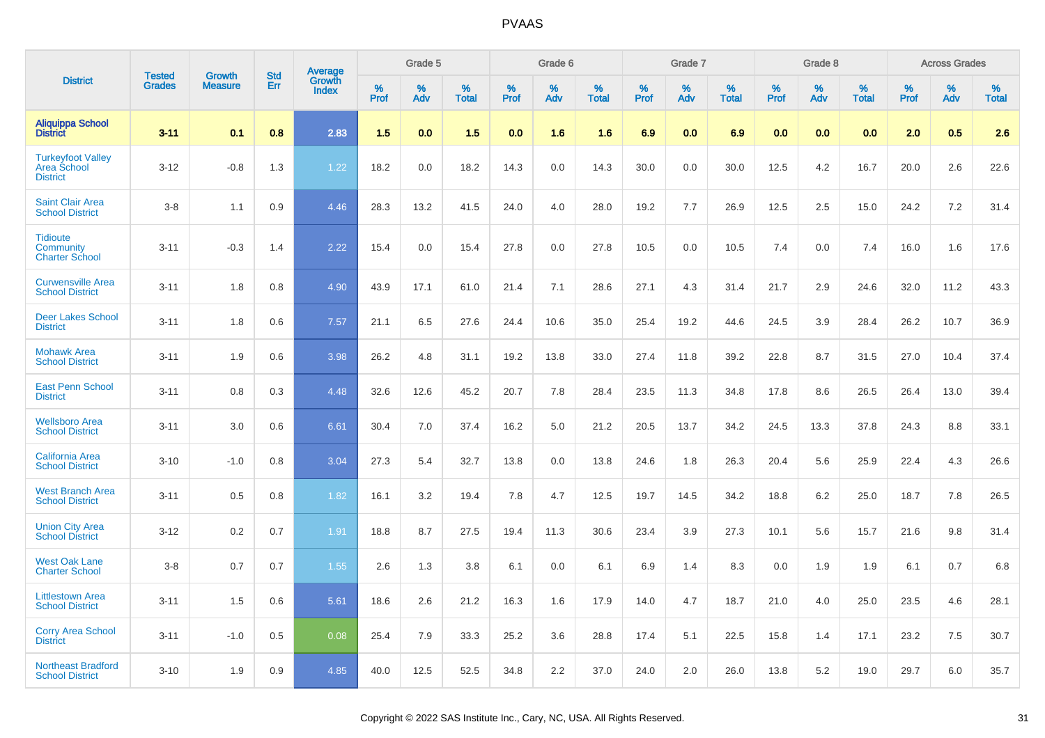# PVAAS

| District | Tested Grades | Growth Measure | Std Err | Average Growth Index | Grade 5 | | | Grade 6 | | | Grade 7 | | | Grade 8 | | | Across Grades | | |
|---|---|---|---|---|---|---|---|---|---|---|---|---|---|---|---|---|---|---|---|
| | | | | | % Prof | % Adv | % Total | % Prof | % Adv | % Total | % Prof | % Adv | % Total | % Prof | % Adv | % Total | % Prof | % Adv | % Total |
| **Aliquippa School District** | **3-11** | **0.1** | **0.8** | **2.83** | **1.5** | **0.0** | **1.5** | **0.0** | **1.6** | **1.6** | **6.9** | **0.0** | **6.9** | **0.0** | **0.0** | **0.0** | **2.0** | **0.5** | **2.6** |
| Turkeyfoot Valley Area School District | 3-12 | -0.8 | 1.3 | 1.22 | 18.2 | 0.0 | 18.2 | 14.3 | 0.0 | 14.3 | 30.0 | 0.0 | 30.0 | 12.5 | 4.2 | 16.7 | 20.0 | 2.6 | 22.6 |
| Saint Clair Area School District | 3-8 | 1.1 | 0.9 | 4.46 | 28.3 | 13.2 | 41.5 | 24.0 | 4.0 | 28.0 | 19.2 | 7.7 | 26.9 | 12.5 | 2.5 | 15.0 | 24.2 | 7.2 | 31.4 |
| Tidioute Community Charter School | 3-11 | -0.3 | 1.4 | 2.22 | 15.4 | 0.0 | 15.4 | 27.8 | 0.0 | 27.8 | 10.5 | 0.0 | 10.5 | 7.4 | 0.0 | 7.4 | 16.0 | 1.6 | 17.6 |
| Curwensville Area School District | 3-11 | 1.8 | 0.8 | 4.90 | 43.9 | 17.1 | 61.0 | 21.4 | 7.1 | 28.6 | 27.1 | 4.3 | 31.4 | 21.7 | 2.9 | 24.6 | 32.0 | 11.2 | 43.3 |
| Deer Lakes School District | 3-11 | 1.8 | 0.6 | 7.57 | 21.1 | 6.5 | 27.6 | 24.4 | 10.6 | 35.0 | 25.4 | 19.2 | 44.6 | 24.5 | 3.9 | 28.4 | 26.2 | 10.7 | 36.9 |
| Mohawk Area School District | 3-11 | 1.9 | 0.6 | 3.98 | 26.2 | 4.8 | 31.1 | 19.2 | 13.8 | 33.0 | 27.4 | 11.8 | 39.2 | 22.8 | 8.7 | 31.5 | 27.0 | 10.4 | 37.4 |
| East Penn School District | 3-11 | 0.8 | 0.3 | 4.48 | 32.6 | 12.6 | 45.2 | 20.7 | 7.8 | 28.4 | 23.5 | 11.3 | 34.8 | 17.8 | 8.6 | 26.5 | 26.4 | 13.0 | 39.4 |
| Wellsboro Area School District | 3-11 | 3.0 | 0.6 | 6.61 | 30.4 | 7.0 | 37.4 | 16.2 | 5.0 | 21.2 | 20.5 | 13.7 | 34.2 | 24.5 | 13.3 | 37.8 | 24.3 | 8.8 | 33.1 |
| California Area School District | 3-10 | -1.0 | 0.8 | 3.04 | 27.3 | 5.4 | 32.7 | 13.8 | 0.0 | 13.8 | 24.6 | 1.8 | 26.3 | 20.4 | 5.6 | 25.9 | 22.4 | 4.3 | 26.6 |
| West Branch Area School District | 3-11 | 0.5 | 0.8 | 1.82 | 16.1 | 3.2 | 19.4 | 7.8 | 4.7 | 12.5 | 19.7 | 14.5 | 34.2 | 18.8 | 6.2 | 25.0 | 18.7 | 7.8 | 26.5 |
| Union City Area School District | 3-12 | 0.2 | 0.7 | 1.91 | 18.8 | 8.7 | 27.5 | 19.4 | 11.3 | 30.6 | 23.4 | 3.9 | 27.3 | 10.1 | 5.6 | 15.7 | 21.6 | 9.8 | 31.4 |
| West Oak Lane Charter School | 3-8 | 0.7 | 0.7 | 1.55 | 2.6 | 1.3 | 3.8 | 6.1 | 0.0 | 6.1 | 6.9 | 1.4 | 8.3 | 0.0 | 1.9 | 1.9 | 6.1 | 0.7 | 6.8 |
| Littlestown Area School District | 3-11 | 1.5 | 0.6 | 5.61 | 18.6 | 2.6 | 21.2 | 16.3 | 1.6 | 17.9 | 14.0 | 4.7 | 18.7 | 21.0 | 4.0 | 25.0 | 23.5 | 4.6 | 28.1 |
| Corry Area School District | 3-11 | -1.0 | 0.5 | 0.08 | 25.4 | 7.9 | 33.3 | 25.2 | 3.6 | 28.8 | 17.4 | 5.1 | 22.5 | 15.8 | 1.4 | 17.1 | 23.2 | 7.5 | 30.7 |
| Northeast Bradford School District | 3-10 | 1.9 | 0.9 | 4.85 | 40.0 | 12.5 | 52.5 | 34.8 | 2.2 | 37.0 | 24.0 | 2.0 | 26.0 | 13.8 | 5.2 | 19.0 | 29.7 | 6.0 | 35.7 |

Copyright © 2022 SAS Institute Inc., Cary, NC, USA. All Rights Reserved.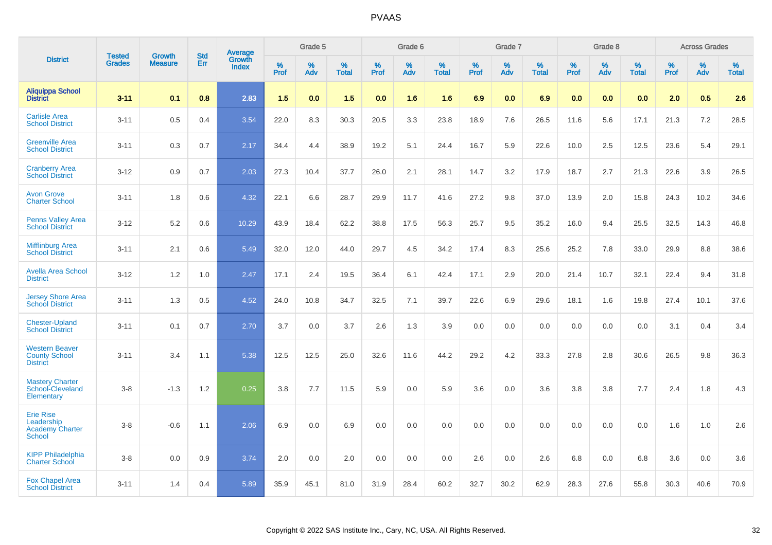# PVAAS

| District | Tested Grades | Growth Measure | Std Err | Average Growth Index | Grade 5 | | | Grade 6 | | | Grade 7 | | | Grade 8 | | | Across Grades | | |
|---|---|---|---|---|---|---|---|---|---|---|---|---|---|---|---|---|---|---|---|
| | | | | | % Prof | % Adv | % Total | % Prof | % Adv | % Total | % Prof | % Adv | % Total | % Prof | % Adv | % Total | % Prof | % Adv | % Total |
| **Aliquippa School District** | **3-11** | **0.1** | **0.8** | **2.83** | **1.5** | **0.0** | **1.5** | **0.0** | **1.6** | **1.6** | **6.9** | **0.0** | **6.9** | **0.0** | **0.0** | **0.0** | **2.0** | **0.5** | **2.6** |
| Carlisle Area School District | 3-11 | 0.5 | 0.4 | 3.54 | 22.0 | 8.3 | 30.3 | 20.5 | 3.3 | 23.8 | 18.9 | 7.6 | 26.5 | 11.6 | 5.6 | 17.1 | 21.3 | 7.2 | 28.5 |
| Greenville Area School District | 3-11 | 0.3 | 0.7 | 2.17 | 34.4 | 4.4 | 38.9 | 19.2 | 5.1 | 24.4 | 16.7 | 5.9 | 22.6 | 10.0 | 2.5 | 12.5 | 23.6 | 5.4 | 29.1 |
| Cranberry Area School District | 3-12 | 0.9 | 0.7 | 2.03 | 27.3 | 10.4 | 37.7 | 26.0 | 2.1 | 28.1 | 14.7 | 3.2 | 17.9 | 18.7 | 2.7 | 21.3 | 22.6 | 3.9 | 26.5 |
| Avon Grove Charter School | 3-11 | 1.8 | 0.6 | 4.32 | 22.1 | 6.6 | 28.7 | 29.9 | 11.7 | 41.6 | 27.2 | 9.8 | 37.0 | 13.9 | 2.0 | 15.8 | 24.3 | 10.2 | 34.6 |
| Penns Valley Area School District | 3-12 | 5.2 | 0.6 | 10.29 | 43.9 | 18.4 | 62.2 | 38.8 | 17.5 | 56.3 | 25.7 | 9.5 | 35.2 | 16.0 | 9.4 | 25.5 | 32.5 | 14.3 | 46.8 |
| Mifflinburg Area School District | 3-11 | 2.1 | 0.6 | 5.49 | 32.0 | 12.0 | 44.0 | 29.7 | 4.5 | 34.2 | 17.4 | 8.3 | 25.6 | 25.2 | 7.8 | 33.0 | 29.9 | 8.8 | 38.6 |
| Avella Area School District | 3-12 | 1.2 | 1.0 | 2.47 | 17.1 | 2.4 | 19.5 | 36.4 | 6.1 | 42.4 | 17.1 | 2.9 | 20.0 | 21.4 | 10.7 | 32.1 | 22.4 | 9.4 | 31.8 |
| Jersey Shore Area School District | 3-11 | 1.3 | 0.5 | 4.52 | 24.0 | 10.8 | 34.7 | 32.5 | 7.1 | 39.7 | 22.6 | 6.9 | 29.6 | 18.1 | 1.6 | 19.8 | 27.4 | 10.1 | 37.6 |
| Chester-Upland School District | 3-11 | 0.1 | 0.7 | 2.70 | 3.7 | 0.0 | 3.7 | 2.6 | 1.3 | 3.9 | 0.0 | 0.0 | 0.0 | 0.0 | 0.0 | 0.0 | 3.1 | 0.4 | 3.4 |
| Western Beaver County School District | 3-11 | 3.4 | 1.1 | 5.38 | 12.5 | 12.5 | 25.0 | 32.6 | 11.6 | 44.2 | 29.2 | 4.2 | 33.3 | 27.8 | 2.8 | 30.6 | 26.5 | 9.8 | 36.3 |
| Mastery Charter School-Cleveland Elementary | 3-8 | -1.3 | 1.2 | 0.25 | 3.8 | 7.7 | 11.5 | 5.9 | 0.0 | 5.9 | 3.6 | 0.0 | 3.6 | 3.8 | 3.8 | 7.7 | 2.4 | 1.8 | 4.3 |
| Erie Rise Leadership Academy Charter School | 3-8 | -0.6 | 1.1 | 2.06 | 6.9 | 0.0 | 6.9 | 0.0 | 0.0 | 0.0 | 0.0 | 0.0 | 0.0 | 0.0 | 0.0 | 0.0 | 1.6 | 1.0 | 2.6 |
| KIPP Philadelphia Charter School | 3-8 | 0.0 | 0.9 | 3.74 | 2.0 | 0.0 | 2.0 | 0.0 | 0.0 | 0.0 | 2.6 | 0.0 | 2.6 | 6.8 | 0.0 | 6.8 | 3.6 | 0.0 | 3.6 |
| Fox Chapel Area School District | 3-11 | 1.4 | 0.4 | 5.89 | 35.9 | 45.1 | 81.0 | 31.9 | 28.4 | 60.2 | 32.7 | 30.2 | 62.9 | 28.3 | 27.6 | 55.8 | 30.3 | 40.6 | 70.9 |

Copyright © 2022 SAS Institute Inc., Cary, NC, USA. All Rights Reserved.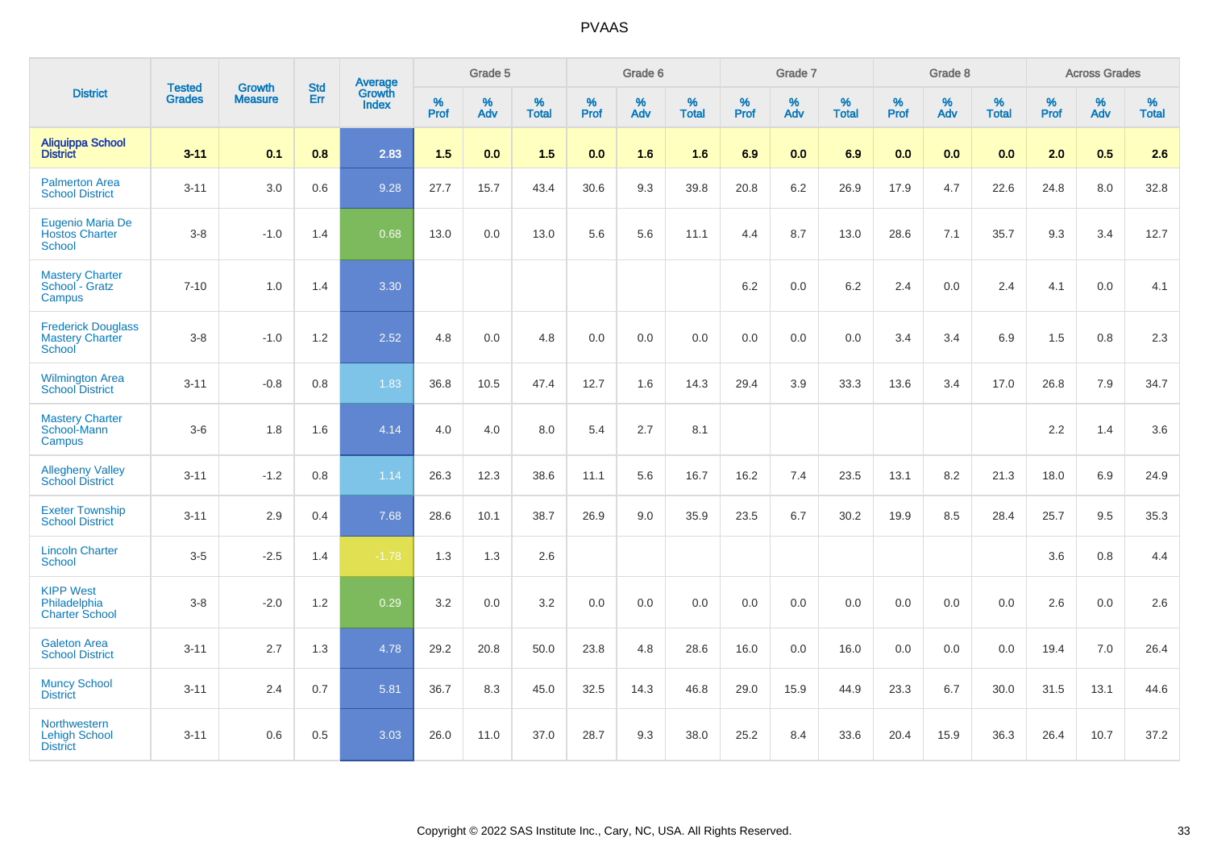| District | Tested Grades | Growth Measure | Std Err | Average Growth Index | Grade 5 | | | Grade 6 | | | Grade 7 | | | Grade 8 | | | Across Grades | | |
|---|---|---|---|---|---|---|---|---|---|---|---|---|---|---|---|---|---|---|---|
| | | | | | % Prof | % Adv | % Total | % Prof | % Adv | % Total | % Prof | % Adv | % Total | % Prof | % Adv | % Total | % Prof | % Adv | % Total |
| **Aliquippa School District** | **3-11** | **0.1** | **0.8** | **2.83** | **1.5** | **0.0** | **1.5** | **0.0** | **1.6** | **1.6** | **6.9** | **0.0** | **6.9** | **0.0** | **0.0** | **0.0** | **2.0** | **0.5** | **2.6** |
| Palmerton Area School District | 3-11 | 3.0 | 0.6 | 9.28 | 27.7 | 15.7 | 43.4 | 30.6 | 9.3 | 39.8 | 20.8 | 6.2 | 26.9 | 17.9 | 4.7 | 22.6 | 24.8 | 8.0 | 32.8 |
| Eugenio Maria De Hostos Charter School | 3-8 | -1.0 | 1.4 | 0.68 | 13.0 | 0.0 | 13.0 | 5.6 | 5.6 | 11.1 | 4.4 | 8.7 | 13.0 | 28.6 | 7.1 | 35.7 | 9.3 | 3.4 | 12.7 |
| Mastery Charter School - Gratz Campus | 7-10 | 1.0 | 1.4 | 3.30 | | | | | | | 6.2 | 0.0 | 6.2 | 2.4 | 0.0 | 2.4 | 4.1 | 0.0 | 4.1 |
| Frederick Douglass Mastery Charter School | 3-8 | -1.0 | 1.2 | 2.52 | 4.8 | 0.0 | 4.8 | 0.0 | 0.0 | 0.0 | 0.0 | 0.0 | 0.0 | 3.4 | 3.4 | 6.9 | 1.5 | 0.8 | 2.3 |
| Wilmington Area School District | 3-11 | -0.8 | 0.8 | 1.83 | 36.8 | 10.5 | 47.4 | 12.7 | 1.6 | 14.3 | 29.4 | 3.9 | 33.3 | 13.6 | 3.4 | 17.0 | 26.8 | 7.9 | 34.7 |
| Mastery Charter School-Mann Campus | 3-6 | 1.8 | 1.6 | 4.14 | 4.0 | 4.0 | 8.0 | 5.4 | 2.7 | 8.1 | | | | | | | 2.2 | 1.4 | 3.6 |
| Allegheny Valley School District | 3-11 | -1.2 | 0.8 | 1.14 | 26.3 | 12.3 | 38.6 | 11.1 | 5.6 | 16.7 | 16.2 | 7.4 | 23.5 | 13.1 | 8.2 | 21.3 | 18.0 | 6.9 | 24.9 |
| Exeter Township School District | 3-11 | 2.9 | 0.4 | 7.68 | 28.6 | 10.1 | 38.7 | 26.9 | 9.0 | 35.9 | 23.5 | 6.7 | 30.2 | 19.9 | 8.5 | 28.4 | 25.7 | 9.5 | 35.3 |
| Lincoln Charter School | 3-5 | -2.5 | 1.4 | -1.78 | 1.3 | 1.3 | 2.6 | | | | | | | | | | 3.6 | 0.8 | 4.4 |
| KIPP West Philadelphia Charter School | 3-8 | -2.0 | 1.2 | 0.29 | 3.2 | 0.0 | 3.2 | 0.0 | 0.0 | 0.0 | 0.0 | 0.0 | 0.0 | 0.0 | 0.0 | 0.0 | 2.6 | 0.0 | 2.6 |
| Galeton Area School District | 3-11 | 2.7 | 1.3 | 4.78 | 29.2 | 20.8 | 50.0 | 23.8 | 4.8 | 28.6 | 16.0 | 0.0 | 16.0 | 0.0 | 0.0 | 0.0 | 19.4 | 7.0 | 26.4 |
| Muncy School District | 3-11 | 2.4 | 0.7 | 5.81 | 36.7 | 8.3 | 45.0 | 32.5 | 14.3 | 46.8 | 29.0 | 15.9 | 44.9 | 23.3 | 6.7 | 30.0 | 31.5 | 13.1 | 44.6 |
| Northwestern Lehigh School District | 3-11 | 0.6 | 0.5 | 3.03 | 26.0 | 11.0 | 37.0 | 28.7 | 9.3 | 38.0 | 25.2 | 8.4 | 33.6 | 20.4 | 15.9 | 36.3 | 26.4 | 10.7 | 37.2 |

Copyright © 2022 SAS Institute Inc., Cary, NC, USA. All Rights Reserved.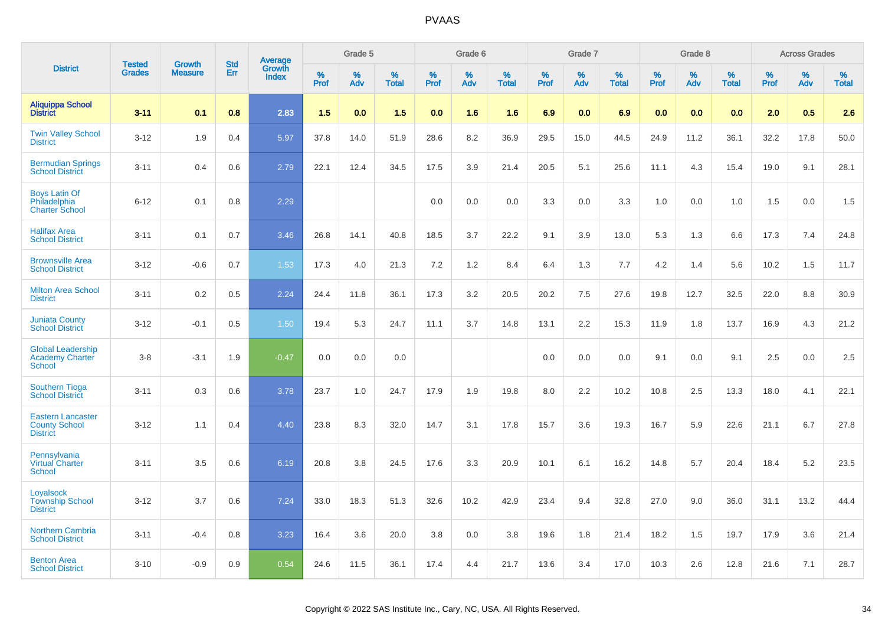# PVAAS

| District | Tested Grades | Growth Measure | Std Err | Average Growth Index | Grade 5 | | | Grade 6 | | | Grade 7 | | | Grade 8 | | | Across Grades | | |
|---|---|---|---|---|---|---|---|---|---|---|---|---|---|---|---|---|---|---|---|
| | | | | | % Prof | % Adv | % Total | % Prof | % Adv | % Total | % Prof | % Adv | % Total | % Prof | % Adv | % Total | % Prof | % Adv | % Total |
| **Aliquippa School District** | **3-11** | **0.1** | **0.8** | **2.83** | **1.5** | **0.0** | **1.5** | **0.0** | **1.6** | **1.6** | **6.9** | **0.0** | **6.9** | **0.0** | **0.0** | **0.0** | **2.0** | **0.5** | **2.6** |
| Twin Valley School District | 3-12 | 1.9 | 0.4 | 5.97 | 37.8 | 14.0 | 51.9 | 28.6 | 8.2 | 36.9 | 29.5 | 15.0 | 44.5 | 24.9 | 11.2 | 36.1 | 32.2 | 17.8 | 50.0 |
| Bermudian Springs School District | 3-11 | 0.4 | 0.6 | 2.79 | 22.1 | 12.4 | 34.5 | 17.5 | 3.9 | 21.4 | 20.5 | 5.1 | 25.6 | 11.1 | 4.3 | 15.4 | 19.0 | 9.1 | 28.1 |
| Boys Latin Of Philadelphia Charter School | 6-12 | 0.1 | 0.8 | 2.29 | | | | 0.0 | 0.0 | 0.0 | 3.3 | 0.0 | 3.3 | 1.0 | 0.0 | 1.0 | 1.5 | 0.0 | 1.5 |
| Halifax Area School District | 3-11 | 0.1 | 0.7 | 3.46 | 26.8 | 14.1 | 40.8 | 18.5 | 3.7 | 22.2 | 9.1 | 3.9 | 13.0 | 5.3 | 1.3 | 6.6 | 17.3 | 7.4 | 24.8 |
| Brownsville Area School District | 3-12 | -0.6 | 0.7 | 1.53 | 17.3 | 4.0 | 21.3 | 7.2 | 1.2 | 8.4 | 6.4 | 1.3 | 7.7 | 4.2 | 1.4 | 5.6 | 10.2 | 1.5 | 11.7 |
| Milton Area School District | 3-11 | 0.2 | 0.5 | 2.24 | 24.4 | 11.8 | 36.1 | 17.3 | 3.2 | 20.5 | 20.2 | 7.5 | 27.6 | 19.8 | 12.7 | 32.5 | 22.0 | 8.8 | 30.9 |
| Juniata County School District | 3-12 | -0.1 | 0.5 | 1.50 | 19.4 | 5.3 | 24.7 | 11.1 | 3.7 | 14.8 | 13.1 | 2.2 | 15.3 | 11.9 | 1.8 | 13.7 | 16.9 | 4.3 | 21.2 |
| Global Leadership Academy Charter School | 3-8 | -3.1 | 1.9 | -0.47 | 0.0 | 0.0 | 0.0 | | | | 0.0 | 0.0 | 0.0 | 9.1 | 0.0 | 9.1 | 2.5 | 0.0 | 2.5 |
| Southern Tioga School District | 3-11 | 0.3 | 0.6 | 3.78 | 23.7 | 1.0 | 24.7 | 17.9 | 1.9 | 19.8 | 8.0 | 2.2 | 10.2 | 10.8 | 2.5 | 13.3 | 18.0 | 4.1 | 22.1 |
| Eastern Lancaster County School District | 3-12 | 1.1 | 0.4 | 4.40 | 23.8 | 8.3 | 32.0 | 14.7 | 3.1 | 17.8 | 15.7 | 3.6 | 19.3 | 16.7 | 5.9 | 22.6 | 21.1 | 6.7 | 27.8 |
| Pennsylvania Virtual Charter School | 3-11 | 3.5 | 0.6 | 6.19 | 20.8 | 3.8 | 24.5 | 17.6 | 3.3 | 20.9 | 10.1 | 6.1 | 16.2 | 14.8 | 5.7 | 20.4 | 18.4 | 5.2 | 23.5 |
| Loyalsock Township School District | 3-12 | 3.7 | 0.6 | 7.24 | 33.0 | 18.3 | 51.3 | 32.6 | 10.2 | 42.9 | 23.4 | 9.4 | 32.8 | 27.0 | 9.0 | 36.0 | 31.1 | 13.2 | 44.4 |
| Northern Cambria School District | 3-11 | -0.4 | 0.8 | 3.23 | 16.4 | 3.6 | 20.0 | 3.8 | 0.0 | 3.8 | 19.6 | 1.8 | 21.4 | 18.2 | 1.5 | 19.7 | 17.9 | 3.6 | 21.4 |
| Benton Area School District | 3-10 | -0.9 | 0.9 | 0.54 | 24.6 | 11.5 | 36.1 | 17.4 | 4.4 | 21.7 | 13.6 | 3.4 | 17.0 | 10.3 | 2.6 | 12.8 | 21.6 | 7.1 | 28.7 |

Copyright © 2022 SAS Institute Inc., Cary, NC, USA. All Rights Reserved.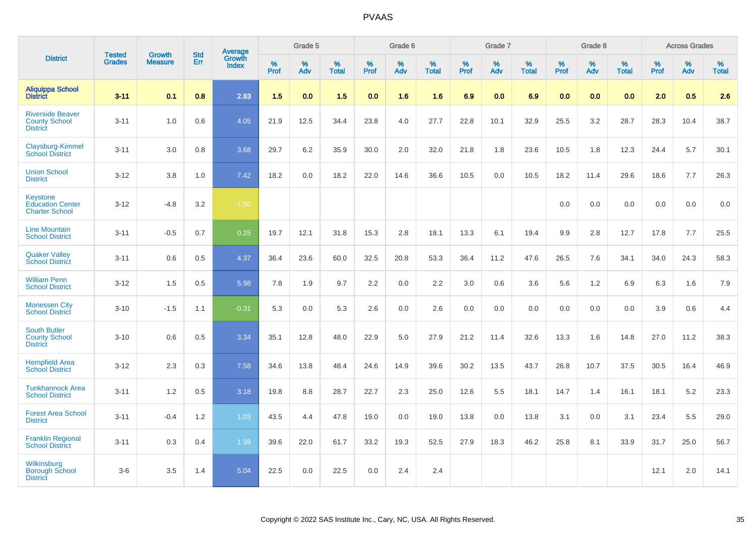# PVAAS

| District | Tested Grades | Growth Measure | Std Err | Average Growth Index | Grade 5 | | | Grade 6 | | | Grade 7 | | | Grade 8 | | | Across Grades | | |
|---|---|---|---|---|---|---|---|---|---|---|---|---|---|---|---|---|---|---|---|
| | | | | | % Prof | % Adv | % Total | % Prof | % Adv | % Total | % Prof | % Adv | % Total | % Prof | % Adv | % Total | % Prof | % Adv | % Total |
| **Aliquippa School District** | **3-11** | **0.1** | **0.8** | **2.83** | **1.5** | **0.0** | **1.5** | **0.0** | **1.6** | **1.6** | **6.9** | **0.0** | **6.9** | **0.0** | **0.0** | **0.0** | **2.0** | **0.5** | **2.6** |
| Riverside Beaver County School District | 3-11 | 1.0 | 0.6 | 4.05 | 21.9 | 12.5 | 34.4 | 23.8 | 4.0 | 27.7 | 22.8 | 10.1 | 32.9 | 25.5 | 3.2 | 28.7 | 28.3 | 10.4 | 38.7 |
| Claysburg-Kimmel School District | 3-11 | 3.0 | 0.8 | 3.68 | 29.7 | 6.2 | 35.9 | 30.0 | 2.0 | 32.0 | 21.8 | 1.8 | 23.6 | 10.5 | 1.8 | 12.3 | 24.4 | 5.7 | 30.1 |
| Union School District | 3-12 | 3.8 | 1.0 | 7.42 | 18.2 | 0.0 | 18.2 | 22.0 | 14.6 | 36.6 | 10.5 | 0.0 | 10.5 | 18.2 | 11.4 | 29.6 | 18.6 | 7.7 | 26.3 |
| Keystone Education Center Charter School | 3-12 | -4.8 | 3.2 | -1.50 | | | | | | | | | | 0.0 | 0.0 | 0.0 | 0.0 | 0.0 | 0.0 |
| Line Mountain School District | 3-11 | -0.5 | 0.7 | 0.25 | 19.7 | 12.1 | 31.8 | 15.3 | 2.8 | 18.1 | 13.3 | 6.1 | 19.4 | 9.9 | 2.8 | 12.7 | 17.8 | 7.7 | 25.5 |
| Quaker Valley School District | 3-11 | 0.6 | 0.5 | 4.37 | 36.4 | 23.6 | 60.0 | 32.5 | 20.8 | 53.3 | 36.4 | 11.2 | 47.6 | 26.5 | 7.6 | 34.1 | 34.0 | 24.3 | 58.3 |
| William Penn School District | 3-12 | 1.5 | 0.5 | 5.98 | 7.8 | 1.9 | 9.7 | 2.2 | 0.0 | 2.2 | 3.0 | 0.6 | 3.6 | 5.6 | 1.2 | 6.9 | 6.3 | 1.6 | 7.9 |
| Monessen City School District | 3-10 | -1.5 | 1.1 | -0.31 | 5.3 | 0.0 | 5.3 | 2.6 | 0.0 | 2.6 | 0.0 | 0.0 | 0.0 | 0.0 | 0.0 | 0.0 | 3.9 | 0.6 | 4.4 |
| South Butler County School District | 3-10 | 0.6 | 0.5 | 3.34 | 35.1 | 12.8 | 48.0 | 22.9 | 5.0 | 27.9 | 21.2 | 11.4 | 32.6 | 13.3 | 1.6 | 14.8 | 27.0 | 11.2 | 38.3 |
| Hempfield Area School District | 3-12 | 2.3 | 0.3 | 7.58 | 34.6 | 13.8 | 48.4 | 24.6 | 14.9 | 39.6 | 30.2 | 13.5 | 43.7 | 26.8 | 10.7 | 37.5 | 30.5 | 16.4 | 46.9 |
| Tunkhannock Area School District | 3-11 | 1.2 | 0.5 | 3.18 | 19.8 | 8.8 | 28.7 | 22.7 | 2.3 | 25.0 | 12.6 | 5.5 | 18.1 | 14.7 | 1.4 | 16.1 | 18.1 | 5.2 | 23.3 |
| Forest Area School District | 3-11 | -0.4 | 1.2 | 1.03 | 43.5 | 4.4 | 47.8 | 19.0 | 0.0 | 19.0 | 13.8 | 0.0 | 13.8 | 3.1 | 0.0 | 3.1 | 23.4 | 5.5 | 29.0 |
| Franklin Regional School District | 3-11 | 0.3 | 0.4 | 1.98 | 39.6 | 22.0 | 61.7 | 33.2 | 19.3 | 52.5 | 27.9 | 18.3 | 46.2 | 25.8 | 8.1 | 33.9 | 31.7 | 25.0 | 56.7 |
| Wilkinsburg Borough School District | 3-6 | 3.5 | 1.4 | 5.04 | 22.5 | 0.0 | 22.5 | 0.0 | 2.4 | 2.4 | | | | | | | 12.1 | 2.0 | 14.1 |

Copyright © 2022 SAS Institute Inc., Cary, NC, USA. All Rights Reserved.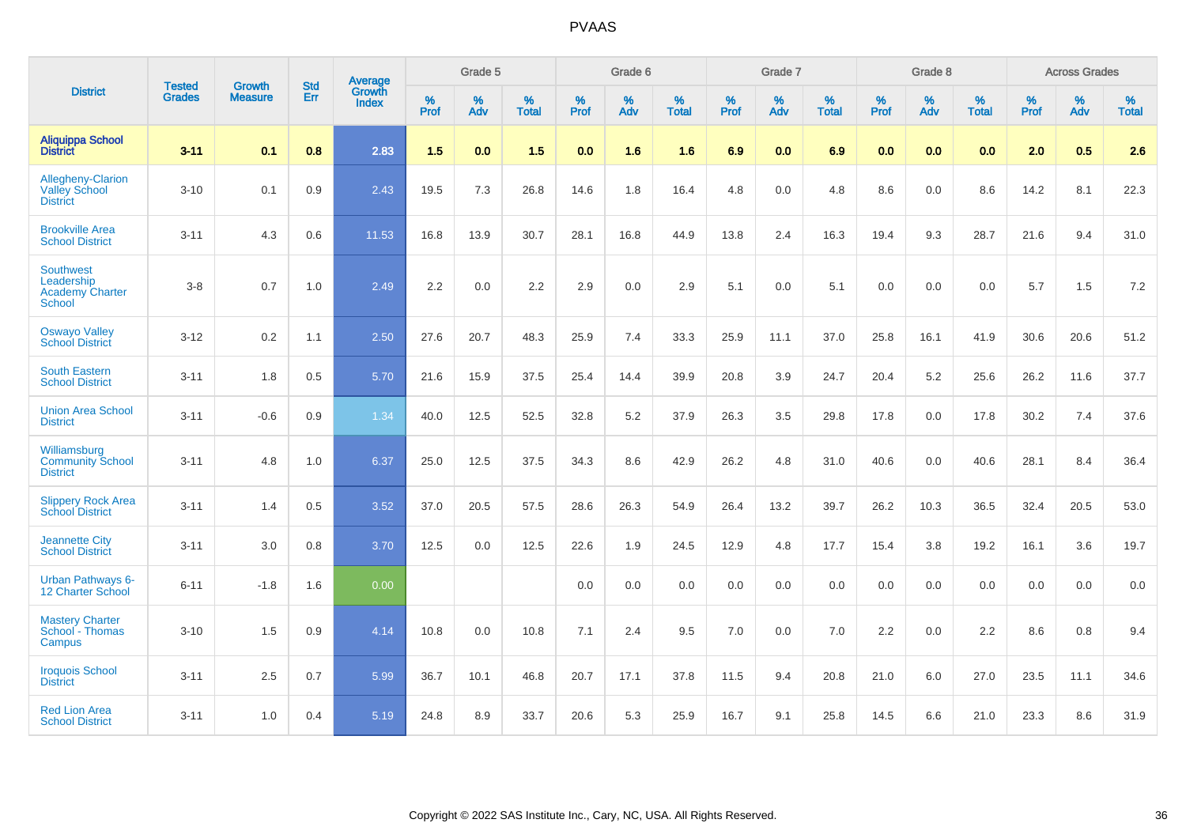# PVAAS

| District | Tested Grades | Growth Measure | Std Err | Average Growth Index | Grade 5 | | | Grade 6 | | | Grade 7 | | | Grade 8 | | | Across Grades | | |
|---|---|---|---|---|---|---|---|---|---|---|---|---|---|---|---|---|---|---|---|
| | | | | | % Prof | % Adv | % Total | % Prof | % Adv | % Total | % Prof | % Adv | % Total | % Prof | % Adv | % Total | % Prof | % Adv | % Total |
| **Aliquippa School District** | **3-11** | **0.1** | **0.8** | **2.83** | **1.5** | **0.0** | **1.5** | **0.0** | **1.6** | **1.6** | **6.9** | **0.0** | **6.9** | **0.0** | **0.0** | **0.0** | **2.0** | **0.5** | **2.6** |
| Allegheny-Clarion Valley School District | 3-10 | 0.1 | 0.9 | 2.43 | 19.5 | 7.3 | 26.8 | 14.6 | 1.8 | 16.4 | 4.8 | 0.0 | 4.8 | 8.6 | 0.0 | 8.6 | 14.2 | 8.1 | 22.3 |
| Brookville Area School District | 3-11 | 4.3 | 0.6 | 11.53 | 16.8 | 13.9 | 30.7 | 28.1 | 16.8 | 44.9 | 13.8 | 2.4 | 16.3 | 19.4 | 9.3 | 28.7 | 21.6 | 9.4 | 31.0 |
| Southwest Leadership Academy Charter School | 3-8 | 0.7 | 1.0 | 2.49 | 2.2 | 0.0 | 2.2 | 2.9 | 0.0 | 2.9 | 5.1 | 0.0 | 5.1 | 0.0 | 0.0 | 0.0 | 5.7 | 1.5 | 7.2 |
| Oswayo Valley School District | 3-12 | 0.2 | 1.1 | 2.50 | 27.6 | 20.7 | 48.3 | 25.9 | 7.4 | 33.3 | 25.9 | 11.1 | 37.0 | 25.8 | 16.1 | 41.9 | 30.6 | 20.6 | 51.2 |
| South Eastern School District | 3-11 | 1.8 | 0.5 | 5.70 | 21.6 | 15.9 | 37.5 | 25.4 | 14.4 | 39.9 | 20.8 | 3.9 | 24.7 | 20.4 | 5.2 | 25.6 | 26.2 | 11.6 | 37.7 |
| Union Area School District | 3-11 | -0.6 | 0.9 | 1.34 | 40.0 | 12.5 | 52.5 | 32.8 | 5.2 | 37.9 | 26.3 | 3.5 | 29.8 | 17.8 | 0.0 | 17.8 | 30.2 | 7.4 | 37.6 |
| Williamsburg Community School District | 3-11 | 4.8 | 1.0 | 6.37 | 25.0 | 12.5 | 37.5 | 34.3 | 8.6 | 42.9 | 26.2 | 4.8 | 31.0 | 40.6 | 0.0 | 40.6 | 28.1 | 8.4 | 36.4 |
| Slippery Rock Area School District | 3-11 | 1.4 | 0.5 | 3.52 | 37.0 | 20.5 | 57.5 | 28.6 | 26.3 | 54.9 | 26.4 | 13.2 | 39.7 | 26.2 | 10.3 | 36.5 | 32.4 | 20.5 | 53.0 |
| Jeannette City School District | 3-11 | 3.0 | 0.8 | 3.70 | 12.5 | 0.0 | 12.5 | 22.6 | 1.9 | 24.5 | 12.9 | 4.8 | 17.7 | 15.4 | 3.8 | 19.2 | 16.1 | 3.6 | 19.7 |
| Urban Pathways 6-12 Charter School | 6-11 | -1.8 | 1.6 | 0.00 | | | | 0.0 | 0.0 | 0.0 | 0.0 | 0.0 | 0.0 | 0.0 | 0.0 | 0.0 | 0.0 | 0.0 | 0.0 |
| Mastery Charter School - Thomas Campus | 3-10 | 1.5 | 0.9 | 4.14 | 10.8 | 0.0 | 10.8 | 7.1 | 2.4 | 9.5 | 7.0 | 0.0 | 7.0 | 2.2 | 0.0 | 2.2 | 8.6 | 0.8 | 9.4 |
| Iroquois School District | 3-11 | 2.5 | 0.7 | 5.99 | 36.7 | 10.1 | 46.8 | 20.7 | 17.1 | 37.8 | 11.5 | 9.4 | 20.8 | 21.0 | 6.0 | 27.0 | 23.5 | 11.1 | 34.6 |
| Red Lion Area School District | 3-11 | 1.0 | 0.4 | 5.19 | 24.8 | 8.9 | 33.7 | 20.6 | 5.3 | 25.9 | 16.7 | 9.1 | 25.8 | 14.5 | 6.6 | 21.0 | 23.3 | 8.6 | 31.9 |

Copyright © 2022 SAS Institute Inc., Cary, NC, USA. All Rights Reserved.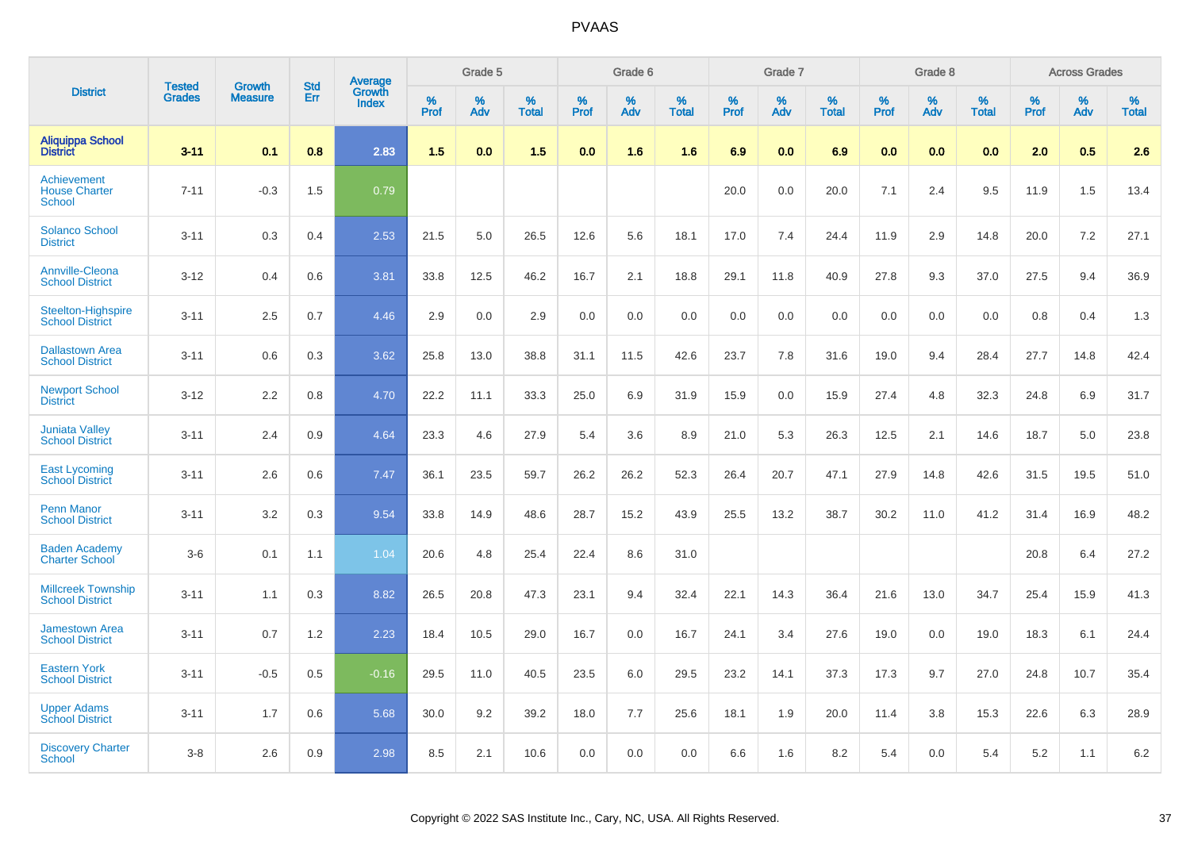| District | Tested Grades | Growth Measure | Std Err | Average Growth Index | Grade 5 | | | Grade 6 | | | Grade 7 | | | Grade 8 | | | Across Grades | | |
|---|---|---|---|---|---|---|---|---|---|---|---|---|---|---|---|---|---|---|---|
| | | | | | % Prof | % Adv | % Total | % Prof | % Adv | % Total | % Prof | % Adv | % Total | % Prof | % Adv | % Total | % Prof | % Adv | % Total |
| **Aliquippa School District** | **3-11** | **0.1** | **0.8** | **2.83** | **1.5** | **0.0** | **1.5** | **0.0** | **1.6** | **1.6** | **6.9** | **0.0** | **6.9** | **0.0** | **0.0** | **0.0** | **2.0** | **0.5** | **2.6** |
| Achievement House Charter School | 7-11 | -0.3 | 1.5 | 0.79 | | | | | | | 20.0 | 0.0 | 20.0 | 7.1 | 2.4 | 9.5 | 11.9 | 1.5 | 13.4 |
| Solanco School District | 3-11 | 0.3 | 0.4 | 2.53 | 21.5 | 5.0 | 26.5 | 12.6 | 5.6 | 18.1 | 17.0 | 7.4 | 24.4 | 11.9 | 2.9 | 14.8 | 20.0 | 7.2 | 27.1 |
| Annville-Cleona School District | 3-12 | 0.4 | 0.6 | 3.81 | 33.8 | 12.5 | 46.2 | 16.7 | 2.1 | 18.8 | 29.1 | 11.8 | 40.9 | 27.8 | 9.3 | 37.0 | 27.5 | 9.4 | 36.9 |
| Steelton-Highspire School District | 3-11 | 2.5 | 0.7 | 4.46 | 2.9 | 0.0 | 2.9 | 0.0 | 0.0 | 0.0 | 0.0 | 0.0 | 0.0 | 0.0 | 0.0 | 0.0 | 0.8 | 0.4 | 1.3 |
| Dallastown Area School District | 3-11 | 0.6 | 0.3 | 3.62 | 25.8 | 13.0 | 38.8 | 31.1 | 11.5 | 42.6 | 23.7 | 7.8 | 31.6 | 19.0 | 9.4 | 28.4 | 27.7 | 14.8 | 42.4 |
| Newport School District | 3-12 | 2.2 | 0.8 | 4.70 | 22.2 | 11.1 | 33.3 | 25.0 | 6.9 | 31.9 | 15.9 | 0.0 | 15.9 | 27.4 | 4.8 | 32.3 | 24.8 | 6.9 | 31.7 |
| Juniata Valley School District | 3-11 | 2.4 | 0.9 | 4.64 | 23.3 | 4.6 | 27.9 | 5.4 | 3.6 | 8.9 | 21.0 | 5.3 | 26.3 | 12.5 | 2.1 | 14.6 | 18.7 | 5.0 | 23.8 |
| East Lycoming School District | 3-11 | 2.6 | 0.6 | 7.47 | 36.1 | 23.5 | 59.7 | 26.2 | 26.2 | 52.3 | 26.4 | 20.7 | 47.1 | 27.9 | 14.8 | 42.6 | 31.5 | 19.5 | 51.0 |
| Penn Manor School District | 3-11 | 3.2 | 0.3 | 9.54 | 33.8 | 14.9 | 48.6 | 28.7 | 15.2 | 43.9 | 25.5 | 13.2 | 38.7 | 30.2 | 11.0 | 41.2 | 31.4 | 16.9 | 48.2 |
| Baden Academy Charter School | 3-6 | 0.1 | 1.1 | 1.04 | 20.6 | 4.8 | 25.4 | 22.4 | 8.6 | 31.0 | | | | | | | 20.8 | 6.4 | 27.2 |
| Millcreek Township School District | 3-11 | 1.1 | 0.3 | 8.82 | 26.5 | 20.8 | 47.3 | 23.1 | 9.4 | 32.4 | 22.1 | 14.3 | 36.4 | 21.6 | 13.0 | 34.7 | 25.4 | 15.9 | 41.3 |
| Jamestown Area School District | 3-11 | 0.7 | 1.2 | 2.23 | 18.4 | 10.5 | 29.0 | 16.7 | 0.0 | 16.7 | 24.1 | 3.4 | 27.6 | 19.0 | 0.0 | 19.0 | 18.3 | 6.1 | 24.4 |
| Eastern York School District | 3-11 | -0.5 | 0.5 | -0.16 | 29.5 | 11.0 | 40.5 | 23.5 | 6.0 | 29.5 | 23.2 | 14.1 | 37.3 | 17.3 | 9.7 | 27.0 | 24.8 | 10.7 | 35.4 |
| Upper Adams School District | 3-11 | 1.7 | 0.6 | 5.68 | 30.0 | 9.2 | 39.2 | 18.0 | 7.7 | 25.6 | 18.1 | 1.9 | 20.0 | 11.4 | 3.8 | 15.3 | 22.6 | 6.3 | 28.9 |
| Discovery Charter School | 3-8 | 2.6 | 0.9 | 2.98 | 8.5 | 2.1 | 10.6 | 0.0 | 0.0 | 0.0 | 6.6 | 1.6 | 8.2 | 5.4 | 0.0 | 5.4 | 5.2 | 1.1 | 6.2 |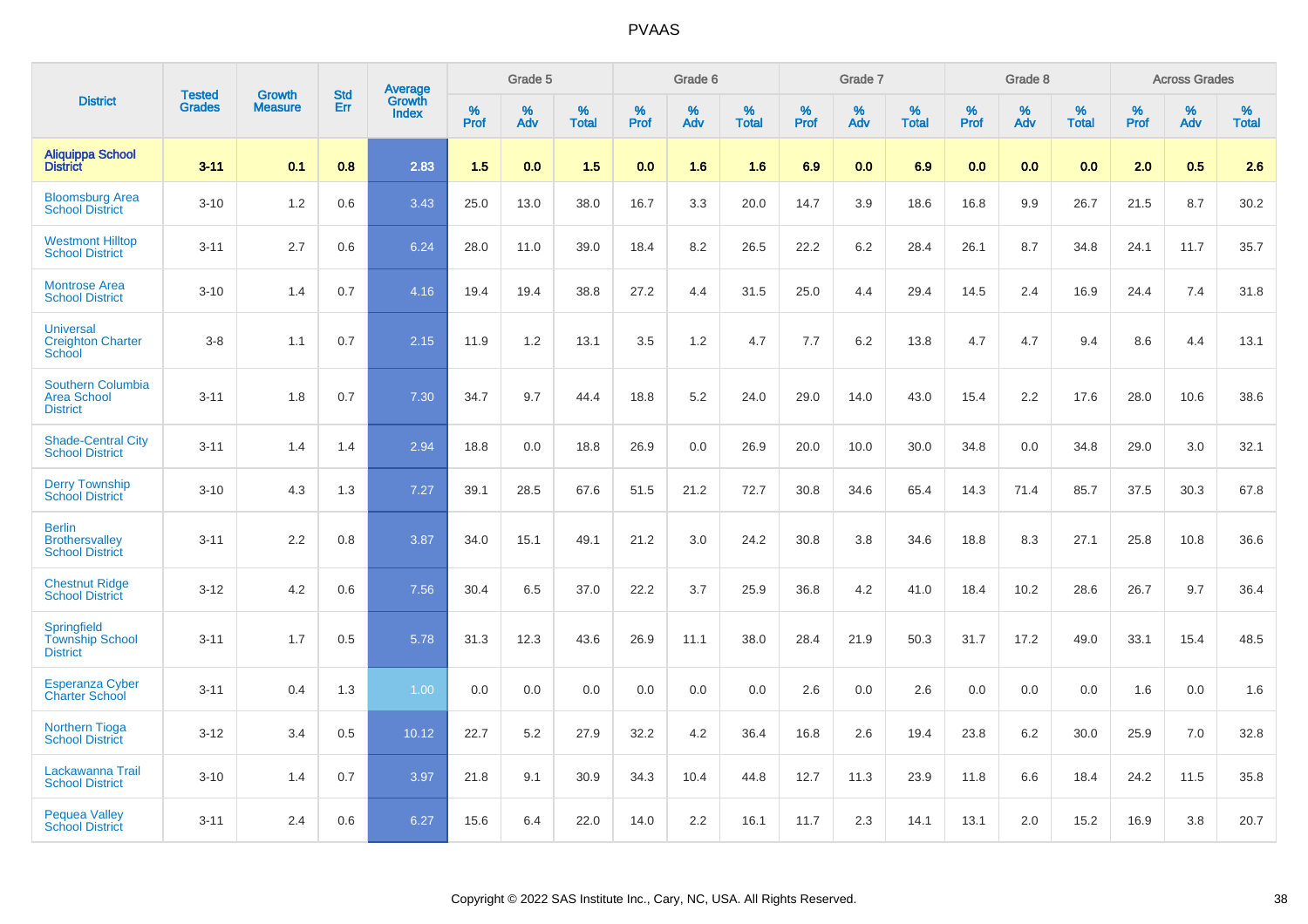| District | Tested Grades | Growth Measure | Std Err | Average Growth Index | Grade 5 | | | Grade 6 | | | Grade 7 | | | Grade 8 | | | Across Grades | | |
|---|---|---|---|---|---|---|---|---|---|---|---|---|---|---|---|---|---|---|---|
| | | | | | % Prof | % Adv | % Total | % Prof | % Adv | % Total | % Prof | % Adv | % Total | % Prof | % Adv | % Total | % Prof | % Adv | % Total |
| **Aliquippa School District** | **3-11** | **0.1** | **0.8** | **2.83** | **1.5** | **0.0** | **1.5** | **0.0** | **1.6** | **1.6** | **6.9** | **0.0** | **6.9** | **0.0** | **0.0** | **0.0** | **2.0** | **0.5** | **2.6** |
| Bloomsburg Area School District | 3-10 | 1.2 | 0.6 | 3.43 | 25.0 | 13.0 | 38.0 | 16.7 | 3.3 | 20.0 | 14.7 | 3.9 | 18.6 | 16.8 | 9.9 | 26.7 | 21.5 | 8.7 | 30.2 |
| Westmont Hilltop School District | 3-11 | 2.7 | 0.6 | 6.24 | 28.0 | 11.0 | 39.0 | 18.4 | 8.2 | 26.5 | 22.2 | 6.2 | 28.4 | 26.1 | 8.7 | 34.8 | 24.1 | 11.7 | 35.7 |
| Montrose Area School District | 3-10 | 1.4 | 0.7 | 4.16 | 19.4 | 19.4 | 38.8 | 27.2 | 4.4 | 31.5 | 25.0 | 4.4 | 29.4 | 14.5 | 2.4 | 16.9 | 24.4 | 7.4 | 31.8 |
| Universal Creighton Charter School | 3-8 | 1.1 | 0.7 | 2.15 | 11.9 | 1.2 | 13.1 | 3.5 | 1.2 | 4.7 | 7.7 | 6.2 | 13.8 | 4.7 | 4.7 | 9.4 | 8.6 | 4.4 | 13.1 |
| Southern Columbia Area School District | 3-11 | 1.8 | 0.7 | 7.30 | 34.7 | 9.7 | 44.4 | 18.8 | 5.2 | 24.0 | 29.0 | 14.0 | 43.0 | 15.4 | 2.2 | 17.6 | 28.0 | 10.6 | 38.6 |
| Shade-Central City School District | 3-11 | 1.4 | 1.4 | 2.94 | 18.8 | 0.0 | 18.8 | 26.9 | 0.0 | 26.9 | 20.0 | 10.0 | 30.0 | 34.8 | 0.0 | 34.8 | 29.0 | 3.0 | 32.1 |
| Derry Township School District | 3-10 | 4.3 | 1.3 | 7.27 | 39.1 | 28.5 | 67.6 | 51.5 | 21.2 | 72.7 | 30.8 | 34.6 | 65.4 | 14.3 | 71.4 | 85.7 | 37.5 | 30.3 | 67.8 |
| Berlin Brothersvalley School District | 3-11 | 2.2 | 0.8 | 3.87 | 34.0 | 15.1 | 49.1 | 21.2 | 3.0 | 24.2 | 30.8 | 3.8 | 34.6 | 18.8 | 8.3 | 27.1 | 25.8 | 10.8 | 36.6 |
| Chestnut Ridge School District | 3-12 | 4.2 | 0.6 | 7.56 | 30.4 | 6.5 | 37.0 | 22.2 | 3.7 | 25.9 | 36.8 | 4.2 | 41.0 | 18.4 | 10.2 | 28.6 | 26.7 | 9.7 | 36.4 |
| Springfield Township School District | 3-11 | 1.7 | 0.5 | 5.78 | 31.3 | 12.3 | 43.6 | 26.9 | 11.1 | 38.0 | 28.4 | 21.9 | 50.3 | 31.7 | 17.2 | 49.0 | 33.1 | 15.4 | 48.5 |
| Esperanza Cyber Charter School | 3-11 | 0.4 | 1.3 | 1.00 | 0.0 | 0.0 | 0.0 | 0.0 | 0.0 | 0.0 | 2.6 | 0.0 | 2.6 | 0.0 | 0.0 | 0.0 | 1.6 | 0.0 | 1.6 |
| Northern Tioga School District | 3-12 | 3.4 | 0.5 | 10.12 | 22.7 | 5.2 | 27.9 | 32.2 | 4.2 | 36.4 | 16.8 | 2.6 | 19.4 | 23.8 | 6.2 | 30.0 | 25.9 | 7.0 | 32.8 |
| Lackawanna Trail School District | 3-10 | 1.4 | 0.7 | 3.97 | 21.8 | 9.1 | 30.9 | 34.3 | 10.4 | 44.8 | 12.7 | 11.3 | 23.9 | 11.8 | 6.6 | 18.4 | 24.2 | 11.5 | 35.8 |
| Pequea Valley School District | 3-11 | 2.4 | 0.6 | 6.27 | 15.6 | 6.4 | 22.0 | 14.0 | 2.2 | 16.1 | 11.7 | 2.3 | 14.1 | 13.1 | 2.0 | 15.2 | 16.9 | 3.8 | 20.7 |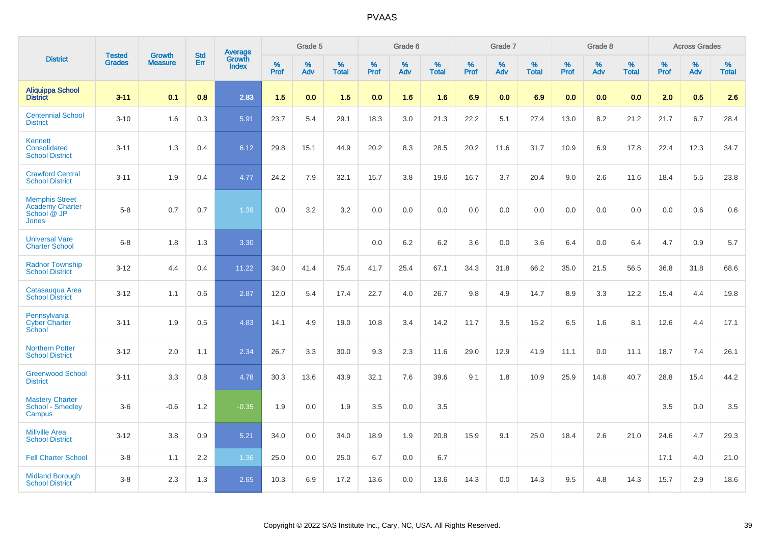| District | Tested Grades | Growth Measure | Std Err | Average Growth Index | Grade 5 | | | Grade 6 | | | Grade 7 | | | Grade 8 | | | Across Grades | | |
|---|---|---|---|---|---|---|---|---|---|---|---|---|---|---|---|---|---|---|---|
| | | | | | % Prof | % Adv | % Total | % Prof | % Adv | % Total | % Prof | % Adv | % Total | % Prof | % Adv | % Total | % Prof | % Adv | % Total |
| **Aliquippa School District** | **3-11** | **0.1** | **0.8** | **2.83** | **1.5** | **0.0** | **1.5** | **0.0** | **1.6** | **1.6** | **6.9** | **0.0** | **6.9** | **0.0** | **0.0** | **0.0** | **2.0** | **0.5** | **2.6** |
| Centennial School District | 3-10 | 1.6 | 0.3 | 5.91 | 23.7 | 5.4 | 29.1 | 18.3 | 3.0 | 21.3 | 22.2 | 5.1 | 27.4 | 13.0 | 8.2 | 21.2 | 21.7 | 6.7 | 28.4 |
| Kennett Consolidated School District | 3-11 | 1.3 | 0.4 | 6.12 | 29.8 | 15.1 | 44.9 | 20.2 | 8.3 | 28.5 | 20.2 | 11.6 | 31.7 | 10.9 | 6.9 | 17.8 | 22.4 | 12.3 | 34.7 |
| Crawford Central School District | 3-11 | 1.9 | 0.4 | 4.77 | 24.2 | 7.9 | 32.1 | 15.7 | 3.8 | 19.6 | 16.7 | 3.7 | 20.4 | 9.0 | 2.6 | 11.6 | 18.4 | 5.5 | 23.8 |
| Memphis Street Academy Charter School @ JP Jones | 5-8 | 0.7 | 0.7 | 1.39 | 0.0 | 3.2 | 3.2 | 0.0 | 0.0 | 0.0 | 0.0 | 0.0 | 0.0 | 0.0 | 0.0 | 0.0 | 0.0 | 0.6 | 0.6 |
| Universal Vare Charter School | 6-8 | 1.8 | 1.3 | 3.30 | | | | 0.0 | 6.2 | 6.2 | 3.6 | 0.0 | 3.6 | 6.4 | 0.0 | 6.4 | 4.7 | 0.9 | 5.7 |
| Radnor Township School District | 3-12 | 4.4 | 0.4 | 11.22 | 34.0 | 41.4 | 75.4 | 41.7 | 25.4 | 67.1 | 34.3 | 31.8 | 66.2 | 35.0 | 21.5 | 56.5 | 36.8 | 31.8 | 68.6 |
| Catasauqua Area School District | 3-12 | 1.1 | 0.6 | 2.87 | 12.0 | 5.4 | 17.4 | 22.7 | 4.0 | 26.7 | 9.8 | 4.9 | 14.7 | 8.9 | 3.3 | 12.2 | 15.4 | 4.4 | 19.8 |
| Pennsylvania Cyber Charter School | 3-11 | 1.9 | 0.5 | 4.83 | 14.1 | 4.9 | 19.0 | 10.8 | 3.4 | 14.2 | 11.7 | 3.5 | 15.2 | 6.5 | 1.6 | 8.1 | 12.6 | 4.4 | 17.1 |
| Northern Potter School District | 3-12 | 2.0 | 1.1 | 2.34 | 26.7 | 3.3 | 30.0 | 9.3 | 2.3 | 11.6 | 29.0 | 12.9 | 41.9 | 11.1 | 0.0 | 11.1 | 18.7 | 7.4 | 26.1 |
| Greenwood School District | 3-11 | 3.3 | 0.8 | 4.78 | 30.3 | 13.6 | 43.9 | 32.1 | 7.6 | 39.6 | 9.1 | 1.8 | 10.9 | 25.9 | 14.8 | 40.7 | 28.8 | 15.4 | 44.2 |
| Mastery Charter School - Smedley Campus | 3-6 | -0.6 | 1.2 | -0.35 | 1.9 | 0.0 | 1.9 | 3.5 | 0.0 | 3.5 | | | | | | | 3.5 | 0.0 | 3.5 |
| Millville Area School District | 3-12 | 3.8 | 0.9 | 5.21 | 34.0 | 0.0 | 34.0 | 18.9 | 1.9 | 20.8 | 15.9 | 9.1 | 25.0 | 18.4 | 2.6 | 21.0 | 24.6 | 4.7 | 29.3 |
| Fell Charter School | 3-8 | 1.1 | 2.2 | 1.36 | 25.0 | 0.0 | 25.0 | 6.7 | 0.0 | 6.7 | | | | | | | 17.1 | 4.0 | 21.0 |
| Midland Borough School District | 3-8 | 2.3 | 1.3 | 2.65 | 10.3 | 6.9 | 17.2 | 13.6 | 0.0 | 13.6 | 14.3 | 0.0 | 14.3 | 9.5 | 4.8 | 14.3 | 15.7 | 2.9 | 18.6 |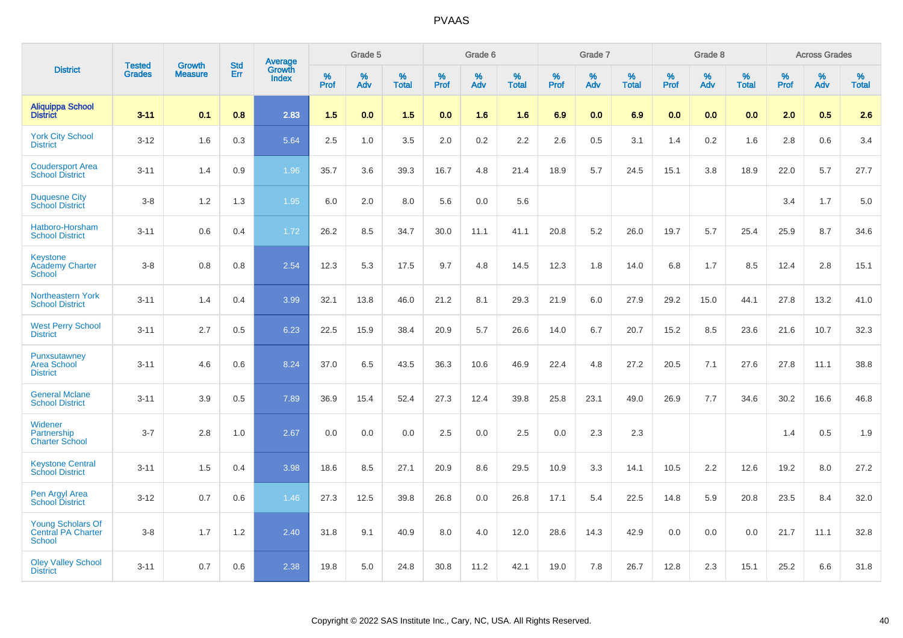# PVAAS

| District | Tested Grades | Growth Measure | Std Err | Average Growth Index | Grade 5 | | | Grade 6 | | | Grade 7 | | | Grade 8 | | | Across Grades | | |
|---|---|---|---|---|---|---|---|---|---|---|---|---|---|---|---|---|---|---|---|
| | | | | | % Prof | % Adv | % Total | % Prof | % Adv | % Total | % Prof | % Adv | % Total | % Prof | % Adv | % Total | % Prof | % Adv | % Total |
| **Aliquippa School District** | **3-11** | **0.1** | **0.8** | **2.83** | **1.5** | **0.0** | **1.5** | **0.0** | **1.6** | **1.6** | **6.9** | **0.0** | **6.9** | **0.0** | **0.0** | **0.0** | **2.0** | **0.5** | **2.6** |
| York City School District | 3-12 | 1.6 | 0.3 | 5.64 | 2.5 | 1.0 | 3.5 | 2.0 | 0.2 | 2.2 | 2.6 | 0.5 | 3.1 | 1.4 | 0.2 | 1.6 | 2.8 | 0.6 | 3.4 |
| Coudersport Area School District | 3-11 | 1.4 | 0.9 | 1.96 | 35.7 | 3.6 | 39.3 | 16.7 | 4.8 | 21.4 | 18.9 | 5.7 | 24.5 | 15.1 | 3.8 | 18.9 | 22.0 | 5.7 | 27.7 |
| Duquesne City School District | 3-8 | 1.2 | 1.3 | 1.95 | 6.0 | 2.0 | 8.0 | 5.6 | 0.0 | 5.6 | | | | | | | 3.4 | 1.7 | 5.0 |
| Hatboro-Horsham School District | 3-11 | 0.6 | 0.4 | 1.72 | 26.2 | 8.5 | 34.7 | 30.0 | 11.1 | 41.1 | 20.8 | 5.2 | 26.0 | 19.7 | 5.7 | 25.4 | 25.9 | 8.7 | 34.6 |
| Keystone Academy Charter School | 3-8 | 0.8 | 0.8 | 2.54 | 12.3 | 5.3 | 17.5 | 9.7 | 4.8 | 14.5 | 12.3 | 1.8 | 14.0 | 6.8 | 1.7 | 8.5 | 12.4 | 2.8 | 15.1 |
| Northeastern York School District | 3-11 | 1.4 | 0.4 | 3.99 | 32.1 | 13.8 | 46.0 | 21.2 | 8.1 | 29.3 | 21.9 | 6.0 | 27.9 | 29.2 | 15.0 | 44.1 | 27.8 | 13.2 | 41.0 |
| West Perry School District | 3-11 | 2.7 | 0.5 | 6.23 | 22.5 | 15.9 | 38.4 | 20.9 | 5.7 | 26.6 | 14.0 | 6.7 | 20.7 | 15.2 | 8.5 | 23.6 | 21.6 | 10.7 | 32.3 |
| Punxsutawney Area School District | 3-11 | 4.6 | 0.6 | 8.24 | 37.0 | 6.5 | 43.5 | 36.3 | 10.6 | 46.9 | 22.4 | 4.8 | 27.2 | 20.5 | 7.1 | 27.6 | 27.8 | 11.1 | 38.8 |
| General Mclane School District | 3-11 | 3.9 | 0.5 | 7.89 | 36.9 | 15.4 | 52.4 | 27.3 | 12.4 | 39.8 | 25.8 | 23.1 | 49.0 | 26.9 | 7.7 | 34.6 | 30.2 | 16.6 | 46.8 |
| Widener Partnership Charter School | 3-7 | 2.8 | 1.0 | 2.67 | 0.0 | 0.0 | 0.0 | 2.5 | 0.0 | 2.5 | 0.0 | 2.3 | 2.3 | | | | 1.4 | 0.5 | 1.9 |
| Keystone Central School District | 3-11 | 1.5 | 0.4 | 3.98 | 18.6 | 8.5 | 27.1 | 20.9 | 8.6 | 29.5 | 10.9 | 3.3 | 14.1 | 10.5 | 2.2 | 12.6 | 19.2 | 8.0 | 27.2 |
| Pen Argyl Area School District | 3-12 | 0.7 | 0.6 | 1.46 | 27.3 | 12.5 | 39.8 | 26.8 | 0.0 | 26.8 | 17.1 | 5.4 | 22.5 | 14.8 | 5.9 | 20.8 | 23.5 | 8.4 | 32.0 |
| Young Scholars Of Central PA Charter School | 3-8 | 1.7 | 1.2 | 2.40 | 31.8 | 9.1 | 40.9 | 8.0 | 4.0 | 12.0 | 28.6 | 14.3 | 42.9 | 0.0 | 0.0 | 0.0 | 21.7 | 11.1 | 32.8 |
| Oley Valley School District | 3-11 | 0.7 | 0.6 | 2.38 | 19.8 | 5.0 | 24.8 | 30.8 | 11.2 | 42.1 | 19.0 | 7.8 | 26.7 | 12.8 | 2.3 | 15.1 | 25.2 | 6.6 | 31.8 |

Copyright © 2022 SAS Institute Inc., Cary, NC, USA. All Rights Reserved.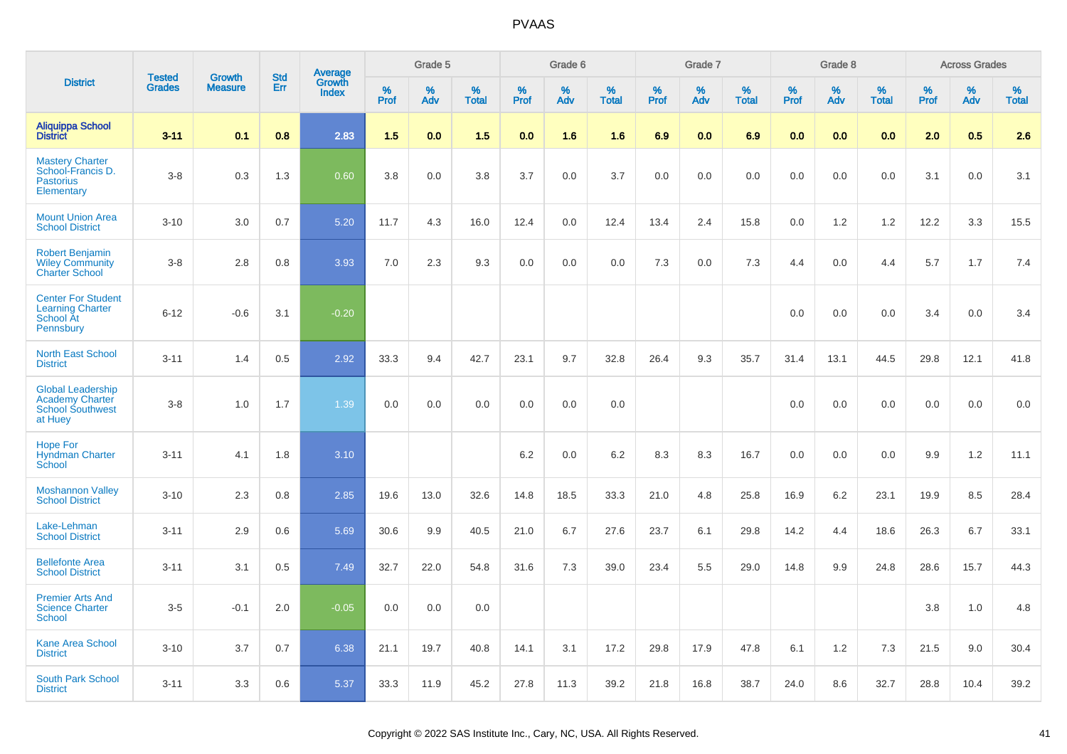# PVAAS

| District | Tested Grades | Growth Measure | Std Err | Average Growth Index | Grade 5 | | | Grade 6 | | | Grade 7 | | | Grade 8 | | | Across Grades | | |
|---|---|---|---|---|---|---|---|---|---|---|---|---|---|---|---|---|---|---|---|
| | | | | | % Prof | % Adv | % Total | % Prof | % Adv | % Total | % Prof | % Adv | % Total | % Prof | % Adv | % Total | % Prof | % Adv | % Total |
| **Aliquippa School District** | **3-11** | **0.1** | **0.8** | **2.83** | **1.5** | **0.0** | **1.5** | **0.0** | **1.6** | **1.6** | **6.9** | **0.0** | **6.9** | **0.0** | **0.0** | **0.0** | **2.0** | **0.5** | **2.6** |
| Mastery Charter School-Francis D. Pastorius Elementary | 3-8 | 0.3 | 1.3 | 0.60 | 3.8 | 0.0 | 3.8 | 3.7 | 0.0 | 3.7 | 0.0 | 0.0 | 0.0 | 0.0 | 0.0 | 0.0 | 3.1 | 0.0 | 3.1 |
| Mount Union Area School District | 3-10 | 3.0 | 0.7 | 5.20 | 11.7 | 4.3 | 16.0 | 12.4 | 0.0 | 12.4 | 13.4 | 2.4 | 15.8 | 0.0 | 1.2 | 1.2 | 12.2 | 3.3 | 15.5 |
| Robert Benjamin Wiley Community Charter School | 3-8 | 2.8 | 0.8 | 3.93 | 7.0 | 2.3 | 9.3 | 0.0 | 0.0 | 0.0 | 7.3 | 0.0 | 7.3 | 4.4 | 0.0 | 4.4 | 5.7 | 1.7 | 7.4 |
| Center For Student Learning Charter School At Pennsbury | 6-12 | -0.6 | 3.1 | -0.20 | | | | | | | | | | 0.0 | 0.0 | 0.0 | 3.4 | 0.0 | 3.4 |
| North East School District | 3-11 | 1.4 | 0.5 | 2.92 | 33.3 | 9.4 | 42.7 | 23.1 | 9.7 | 32.8 | 26.4 | 9.3 | 35.7 | 31.4 | 13.1 | 44.5 | 29.8 | 12.1 | 41.8 |
| Global Leadership Academy Charter School Southwest at Huey | 3-8 | 1.0 | 1.7 | 1.39 | 0.0 | 0.0 | 0.0 | 0.0 | 0.0 | 0.0 | | | | 0.0 | 0.0 | 0.0 | 0.0 | 0.0 | 0.0 |
| Hope For Hyndman Charter School | 3-11 | 4.1 | 1.8 | 3.10 | | | | 6.2 | 0.0 | 6.2 | 8.3 | 8.3 | 16.7 | 0.0 | 0.0 | 0.0 | 9.9 | 1.2 | 11.1 |
| Moshannon Valley School District | 3-10 | 2.3 | 0.8 | 2.85 | 19.6 | 13.0 | 32.6 | 14.8 | 18.5 | 33.3 | 21.0 | 4.8 | 25.8 | 16.9 | 6.2 | 23.1 | 19.9 | 8.5 | 28.4 |
| Lake-Lehman School District | 3-11 | 2.9 | 0.6 | 5.69 | 30.6 | 9.9 | 40.5 | 21.0 | 6.7 | 27.6 | 23.7 | 6.1 | 29.8 | 14.2 | 4.4 | 18.6 | 26.3 | 6.7 | 33.1 |
| Bellefonte Area School District | 3-11 | 3.1 | 0.5 | 7.49 | 32.7 | 22.0 | 54.8 | 31.6 | 7.3 | 39.0 | 23.4 | 5.5 | 29.0 | 14.8 | 9.9 | 24.8 | 28.6 | 15.7 | 44.3 |
| Premier Arts And Science Charter School | 3-5 | -0.1 | 2.0 | -0.05 | 0.0 | 0.0 | 0.0 | | | | | | | | | | 3.8 | 1.0 | 4.8 |
| Kane Area School District | 3-10 | 3.7 | 0.7 | 6.38 | 21.1 | 19.7 | 40.8 | 14.1 | 3.1 | 17.2 | 29.8 | 17.9 | 47.8 | 6.1 | 1.2 | 7.3 | 21.5 | 9.0 | 30.4 |
| South Park School District | 3-11 | 3.3 | 0.6 | 5.37 | 33.3 | 11.9 | 45.2 | 27.8 | 11.3 | 39.2 | 21.8 | 16.8 | 38.7 | 24.0 | 8.6 | 32.7 | 28.8 | 10.4 | 39.2 |

Copyright © 2022 SAS Institute Inc., Cary, NC, USA. All Rights Reserved.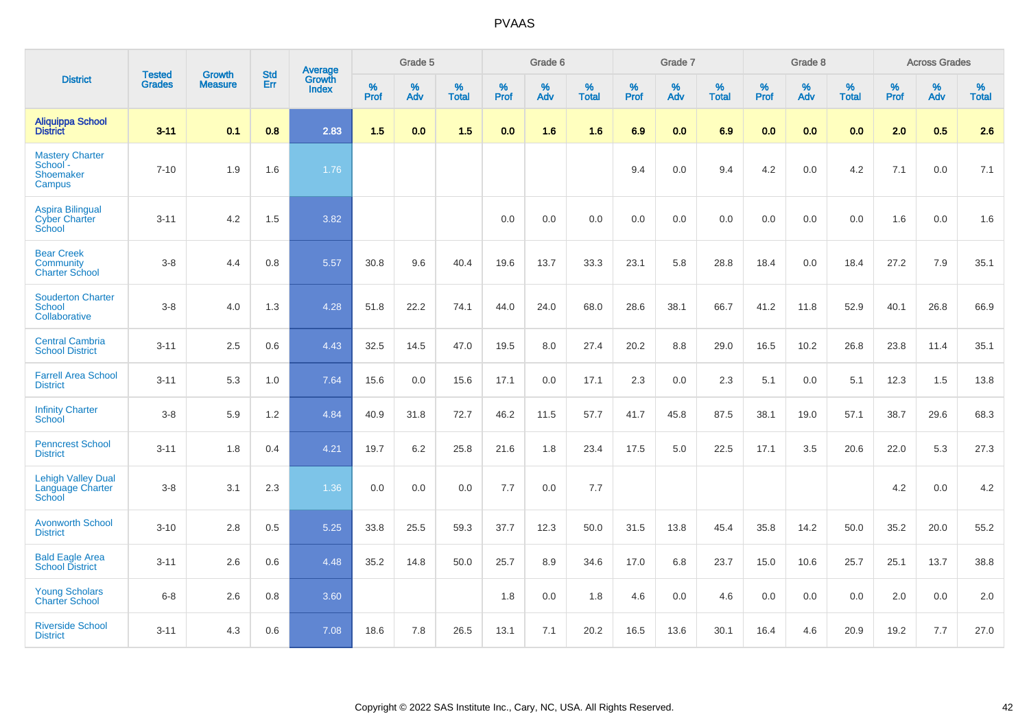| District | Tested Grades | Growth Measure | Std Err | Average Growth Index | Grade 5 | | | Grade 6 | | | Grade 7 | | | Grade 8 | | | Across Grades | | |
|---|---|---|---|---|---|---|---|---|---|---|---|---|---|---|---|---|---|---|---|
| | | | | | % Prof | % Adv | % Total | % Prof | % Adv | % Total | % Prof | % Adv | % Total | % Prof | % Adv | % Total | % Prof | % Adv | % Total |
| **Aliquippa School District** | **3-11** | **0.1** | **0.8** | **2.83** | **1.5** | **0.0** | **1.5** | **0.0** | **1.6** | **1.6** | **6.9** | **0.0** | **6.9** | **0.0** | **0.0** | **0.0** | **2.0** | **0.5** | **2.6** |
| Mastery Charter School - Shoemaker Campus | 7-10 | 1.9 | 1.6 | 1.76 | | | | | | | 9.4 | 0.0 | 9.4 | 4.2 | 0.0 | 4.2 | 7.1 | 0.0 | 7.1 |
| Aspira Bilingual Cyber Charter School | 3-11 | 4.2 | 1.5 | 3.82 | | | | 0.0 | 0.0 | 0.0 | 0.0 | 0.0 | 0.0 | 0.0 | 0.0 | 0.0 | 1.6 | 0.0 | 1.6 |
| Bear Creek Community Charter School | 3-8 | 4.4 | 0.8 | 5.57 | 30.8 | 9.6 | 40.4 | 19.6 | 13.7 | 33.3 | 23.1 | 5.8 | 28.8 | 18.4 | 0.0 | 18.4 | 27.2 | 7.9 | 35.1 |
| Souderton Charter School Collaborative | 3-8 | 4.0 | 1.3 | 4.28 | 51.8 | 22.2 | 74.1 | 44.0 | 24.0 | 68.0 | 28.6 | 38.1 | 66.7 | 41.2 | 11.8 | 52.9 | 40.1 | 26.8 | 66.9 |
| Central Cambria School District | 3-11 | 2.5 | 0.6 | 4.43 | 32.5 | 14.5 | 47.0 | 19.5 | 8.0 | 27.4 | 20.2 | 8.8 | 29.0 | 16.5 | 10.2 | 26.8 | 23.8 | 11.4 | 35.1 |
| Farrell Area School District | 3-11 | 5.3 | 1.0 | 7.64 | 15.6 | 0.0 | 15.6 | 17.1 | 0.0 | 17.1 | 2.3 | 0.0 | 2.3 | 5.1 | 0.0 | 5.1 | 12.3 | 1.5 | 13.8 |
| Infinity Charter School | 3-8 | 5.9 | 1.2 | 4.84 | 40.9 | 31.8 | 72.7 | 46.2 | 11.5 | 57.7 | 41.7 | 45.8 | 87.5 | 38.1 | 19.0 | 57.1 | 38.7 | 29.6 | 68.3 |
| Penncrest School District | 3-11 | 1.8 | 0.4 | 4.21 | 19.7 | 6.2 | 25.8 | 21.6 | 1.8 | 23.4 | 17.5 | 5.0 | 22.5 | 17.1 | 3.5 | 20.6 | 22.0 | 5.3 | 27.3 |
| Lehigh Valley Dual Language Charter School | 3-8 | 3.1 | 2.3 | 1.36 | 0.0 | 0.0 | 0.0 | 7.7 | 0.0 | 7.7 | | | | | | | 4.2 | 0.0 | 4.2 |
| Avonworth School District | 3-10 | 2.8 | 0.5 | 5.25 | 33.8 | 25.5 | 59.3 | 37.7 | 12.3 | 50.0 | 31.5 | 13.8 | 45.4 | 35.8 | 14.2 | 50.0 | 35.2 | 20.0 | 55.2 |
| Bald Eagle Area School District | 3-11 | 2.6 | 0.6 | 4.48 | 35.2 | 14.8 | 50.0 | 25.7 | 8.9 | 34.6 | 17.0 | 6.8 | 23.7 | 15.0 | 10.6 | 25.7 | 25.1 | 13.7 | 38.8 |
| Young Scholars Charter School | 6-8 | 2.6 | 0.8 | 3.60 | | | | 1.8 | 0.0 | 1.8 | 4.6 | 0.0 | 4.6 | 0.0 | 0.0 | 0.0 | 2.0 | 0.0 | 2.0 |
| Riverside School District | 3-11 | 4.3 | 0.6 | 7.08 | 18.6 | 7.8 | 26.5 | 13.1 | 7.1 | 20.2 | 16.5 | 13.6 | 30.1 | 16.4 | 4.6 | 20.9 | 19.2 | 7.7 | 27.0 |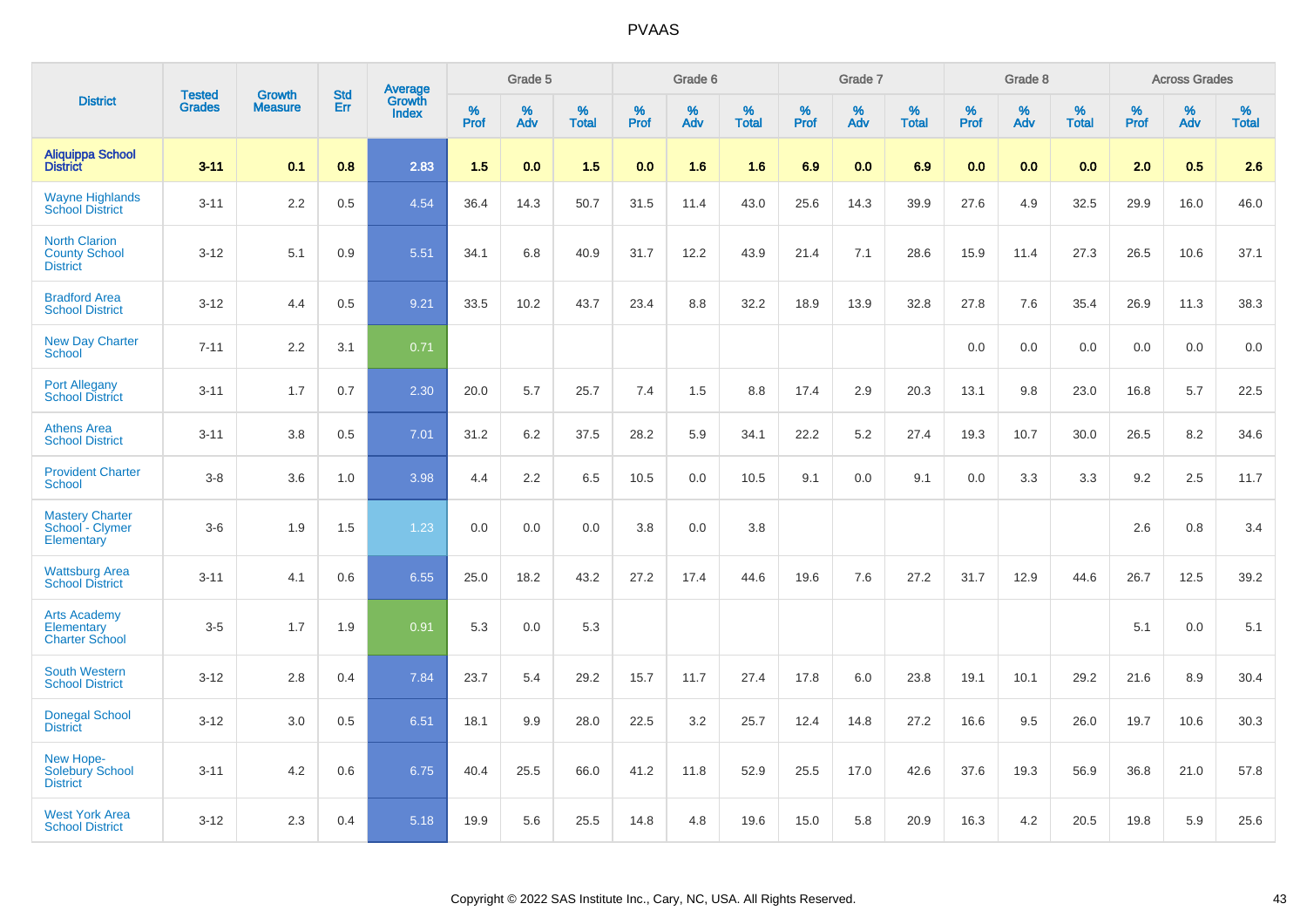# PVAAS

| District | Tested Grades | Growth Measure | Std Err | Average Growth Index | Grade 5 | | | Grade 6 | | | Grade 7 | | | Grade 8 | | | Across Grades | | |
|---|---|---|---|---|---|---|---|---|---|---|---|---|---|---|---|---|---|---|---|
| | | | | | % Prof | % Adv | % Total | % Prof | % Adv | % Total | % Prof | % Adv | % Total | % Prof | % Adv | % Total | % Prof | % Adv | % Total |
| **Aliquippa School District** | **3-11** | **0.1** | **0.8** | **2.83** | **1.5** | **0.0** | **1.5** | **0.0** | **1.6** | **1.6** | **6.9** | **0.0** | **6.9** | **0.0** | **0.0** | **0.0** | **2.0** | **0.5** | **2.6** |
| Wayne Highlands School District | 3-11 | 2.2 | 0.5 | 4.54 | 36.4 | 14.3 | 50.7 | 31.5 | 11.4 | 43.0 | 25.6 | 14.3 | 39.9 | 27.6 | 4.9 | 32.5 | 29.9 | 16.0 | 46.0 |
| North Clarion County School District | 3-12 | 5.1 | 0.9 | 5.51 | 34.1 | 6.8 | 40.9 | 31.7 | 12.2 | 43.9 | 21.4 | 7.1 | 28.6 | 15.9 | 11.4 | 27.3 | 26.5 | 10.6 | 37.1 |
| Bradford Area School District | 3-12 | 4.4 | 0.5 | 9.21 | 33.5 | 10.2 | 43.7 | 23.4 | 8.8 | 32.2 | 18.9 | 13.9 | 32.8 | 27.8 | 7.6 | 35.4 | 26.9 | 11.3 | 38.3 |
| New Day Charter School | 7-11 | 2.2 | 3.1 | 0.71 | | | | | | | | | | 0.0 | 0.0 | 0.0 | 0.0 | 0.0 | 0.0 |
| Port Allegany School District | 3-11 | 1.7 | 0.7 | 2.30 | 20.0 | 5.7 | 25.7 | 7.4 | 1.5 | 8.8 | 17.4 | 2.9 | 20.3 | 13.1 | 9.8 | 23.0 | 16.8 | 5.7 | 22.5 |
| Athens Area School District | 3-11 | 3.8 | 0.5 | 7.01 | 31.2 | 6.2 | 37.5 | 28.2 | 5.9 | 34.1 | 22.2 | 5.2 | 27.4 | 19.3 | 10.7 | 30.0 | 26.5 | 8.2 | 34.6 |
| Provident Charter School | 3-8 | 3.6 | 1.0 | 3.98 | 4.4 | 2.2 | 6.5 | 10.5 | 0.0 | 10.5 | 9.1 | 0.0 | 9.1 | 0.0 | 3.3 | 3.3 | 9.2 | 2.5 | 11.7 |
| Mastery Charter School - Clymer Elementary | 3-6 | 1.9 | 1.5 | 1.23 | 0.0 | 0.0 | 0.0 | 3.8 | 0.0 | 3.8 | | | | | | | 2.6 | 0.8 | 3.4 |
| Wattsburg Area School District | 3-11 | 4.1 | 0.6 | 6.55 | 25.0 | 18.2 | 43.2 | 27.2 | 17.4 | 44.6 | 19.6 | 7.6 | 27.2 | 31.7 | 12.9 | 44.6 | 26.7 | 12.5 | 39.2 |
| Arts Academy Elementary Charter School | 3-5 | 1.7 | 1.9 | 0.91 | 5.3 | 0.0 | 5.3 | | | | | | | | | | 5.1 | 0.0 | 5.1 |
| South Western School District | 3-12 | 2.8 | 0.4 | 7.84 | 23.7 | 5.4 | 29.2 | 15.7 | 11.7 | 27.4 | 17.8 | 6.0 | 23.8 | 19.1 | 10.1 | 29.2 | 21.6 | 8.9 | 30.4 |
| Donegal School District | 3-12 | 3.0 | 0.5 | 6.51 | 18.1 | 9.9 | 28.0 | 22.5 | 3.2 | 25.7 | 12.4 | 14.8 | 27.2 | 16.6 | 9.5 | 26.0 | 19.7 | 10.6 | 30.3 |
| New Hope-Solebury School District | 3-11 | 4.2 | 0.6 | 6.75 | 40.4 | 25.5 | 66.0 | 41.2 | 11.8 | 52.9 | 25.5 | 17.0 | 42.6 | 37.6 | 19.3 | 56.9 | 36.8 | 21.0 | 57.8 |
| West York Area School District | 3-12 | 2.3 | 0.4 | 5.18 | 19.9 | 5.6 | 25.5 | 14.8 | 4.8 | 19.6 | 15.0 | 5.8 | 20.9 | 16.3 | 4.2 | 20.5 | 19.8 | 5.9 | 25.6 |

Copyright © 2022 SAS Institute Inc., Cary, NC, USA. All Rights Reserved.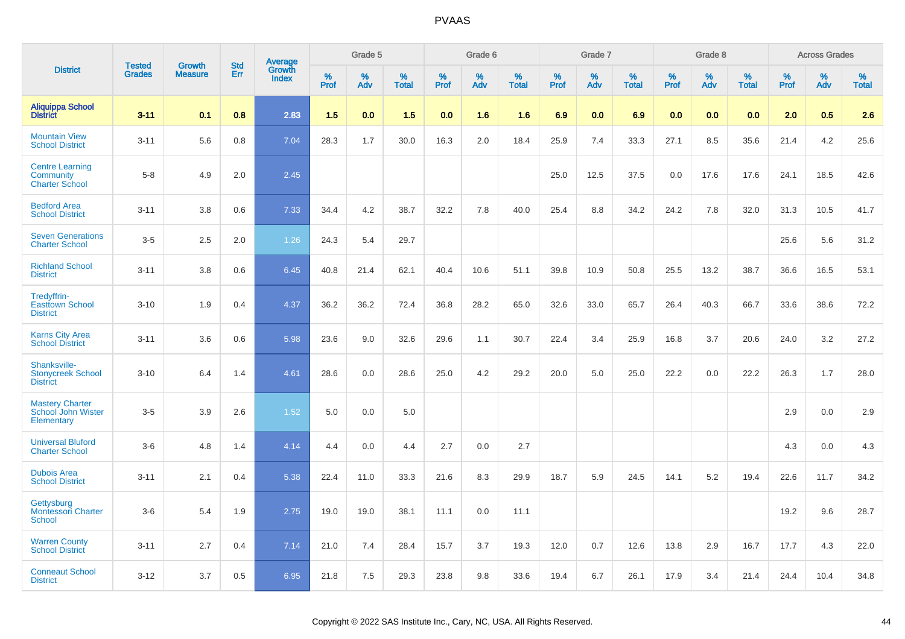# PVAAS

| District | Tested Grades | Growth Measure | Std Err | Average Growth Index | Grade 5 | | | Grade 6 | | | Grade 7 | | | Grade 8 | | | Across Grades | | |
|---|---|---|---|---|---|---|---|---|---|---|---|---|---|---|---|---|---|---|---|
| | | | | | % Prof | % Adv | % Total | % Prof | % Adv | % Total | % Prof | % Adv | % Total | % Prof | % Adv | % Total | % Prof | % Adv | % Total |
| **Aliquippa School District** | **3-11** | **0.1** | **0.8** | **2.83** | **1.5** | **0.0** | **1.5** | **0.0** | **1.6** | **1.6** | **6.9** | **0.0** | **6.9** | **0.0** | **0.0** | **0.0** | **2.0** | **0.5** | **2.6** |
| Mountain View School District | 3-11 | 5.6 | 0.8 | 7.04 | 28.3 | 1.7 | 30.0 | 16.3 | 2.0 | 18.4 | 25.9 | 7.4 | 33.3 | 27.1 | 8.5 | 35.6 | 21.4 | 4.2 | 25.6 |
| Centre Learning Community Charter School | 5-8 | 4.9 | 2.0 | 2.45 | | | | | | | 25.0 | 12.5 | 37.5 | 0.0 | 17.6 | 17.6 | 24.1 | 18.5 | 42.6 |
| Bedford Area School District | 3-11 | 3.8 | 0.6 | 7.33 | 34.4 | 4.2 | 38.7 | 32.2 | 7.8 | 40.0 | 25.4 | 8.8 | 34.2 | 24.2 | 7.8 | 32.0 | 31.3 | 10.5 | 41.7 |
| Seven Generations Charter School | 3-5 | 2.5 | 2.0 | 1.26 | 24.3 | 5.4 | 29.7 | | | | | | | | | | 25.6 | 5.6 | 31.2 |
| Richland School District | 3-11 | 3.8 | 0.6 | 6.45 | 40.8 | 21.4 | 62.1 | 40.4 | 10.6 | 51.1 | 39.8 | 10.9 | 50.8 | 25.5 | 13.2 | 38.7 | 36.6 | 16.5 | 53.1 |
| Tredyffrin-Easttown School District | 3-10 | 1.9 | 0.4 | 4.37 | 36.2 | 36.2 | 72.4 | 36.8 | 28.2 | 65.0 | 32.6 | 33.0 | 65.7 | 26.4 | 40.3 | 66.7 | 33.6 | 38.6 | 72.2 |
| Karns City Area School District | 3-11 | 3.6 | 0.6 | 5.98 | 23.6 | 9.0 | 32.6 | 29.6 | 1.1 | 30.7 | 22.4 | 3.4 | 25.9 | 16.8 | 3.7 | 20.6 | 24.0 | 3.2 | 27.2 |
| Shanksville-Stonycreek School District | 3-10 | 6.4 | 1.4 | 4.61 | 28.6 | 0.0 | 28.6 | 25.0 | 4.2 | 29.2 | 20.0 | 5.0 | 25.0 | 22.2 | 0.0 | 22.2 | 26.3 | 1.7 | 28.0 |
| Mastery Charter School John Wister Elementary | 3-5 | 3.9 | 2.6 | 1.52 | 5.0 | 0.0 | 5.0 | | | | | | | | | | 2.9 | 0.0 | 2.9 |
| Universal Bluford Charter School | 3-6 | 4.8 | 1.4 | 4.14 | 4.4 | 0.0 | 4.4 | 2.7 | 0.0 | 2.7 | | | | | | | 4.3 | 0.0 | 4.3 |
| Dubois Area School District | 3-11 | 2.1 | 0.4 | 5.38 | 22.4 | 11.0 | 33.3 | 21.6 | 8.3 | 29.9 | 18.7 | 5.9 | 24.5 | 14.1 | 5.2 | 19.4 | 22.6 | 11.7 | 34.2 |
| Gettysburg Montessori Charter School | 3-6 | 5.4 | 1.9 | 2.75 | 19.0 | 19.0 | 38.1 | 11.1 | 0.0 | 11.1 | | | | | | | 19.2 | 9.6 | 28.7 |
| Warren County School District | 3-11 | 2.7 | 0.4 | 7.14 | 21.0 | 7.4 | 28.4 | 15.7 | 3.7 | 19.3 | 12.0 | 0.7 | 12.6 | 13.8 | 2.9 | 16.7 | 17.7 | 4.3 | 22.0 |
| Conneaut School District | 3-12 | 3.7 | 0.5 | 6.95 | 21.8 | 7.5 | 29.3 | 23.8 | 9.8 | 33.6 | 19.4 | 6.7 | 26.1 | 17.9 | 3.4 | 21.4 | 24.4 | 10.4 | 34.8 |

Copyright © 2022 SAS Institute Inc., Cary, NC, USA. All Rights Reserved.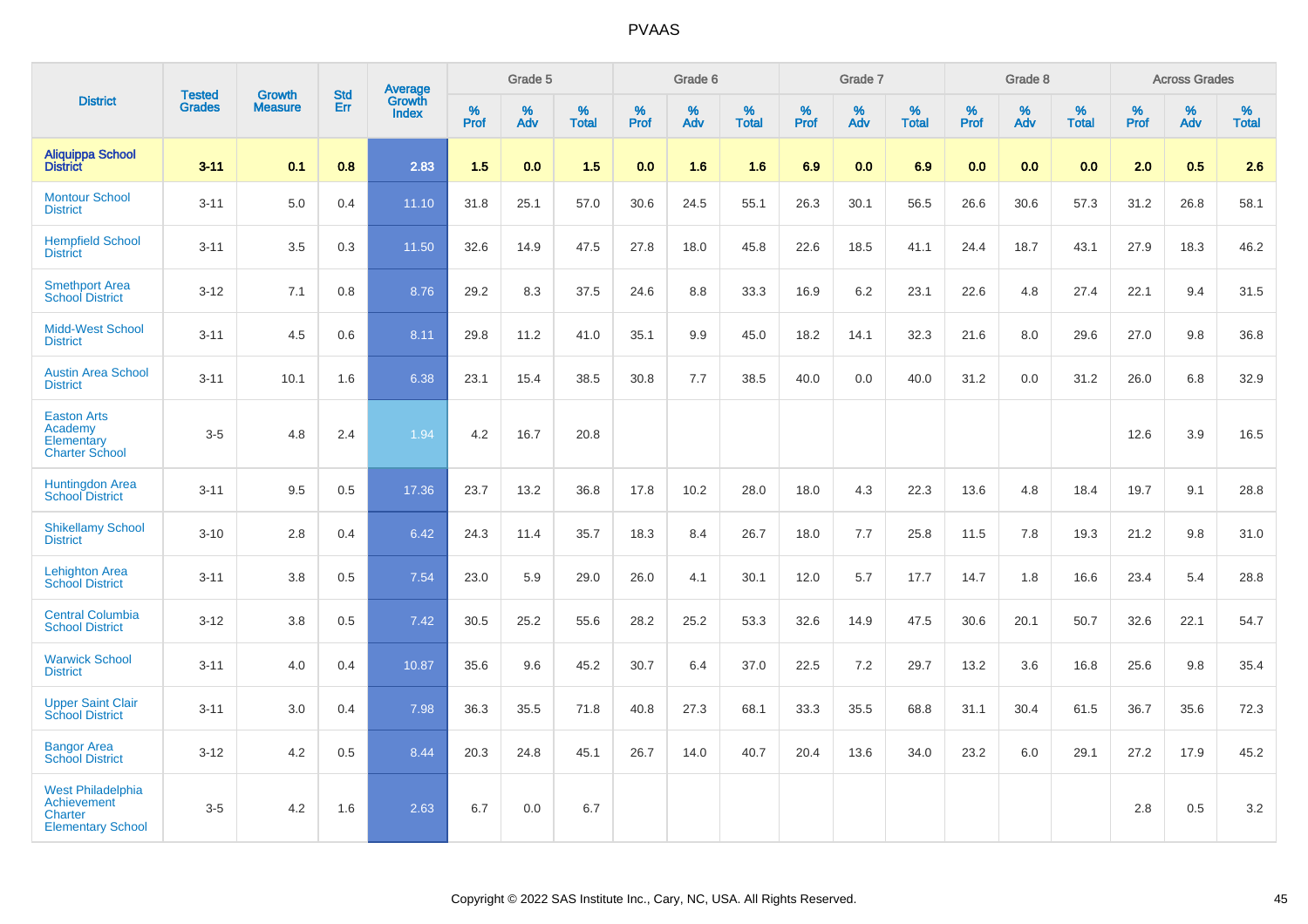| District | Tested Grades | Growth Measure | Std Err | Average Growth Index | Grade 5 | | | Grade 6 | | | Grade 7 | | | Grade 8 | | | Across Grades | | |
|---|---|---|---|---|---|---|---|---|---|---|---|---|---|---|---|---|---|---|---|
| | | | | | % Prof | % Adv | % Total | % Prof | % Adv | % Total | % Prof | % Adv | % Total | % Prof | % Adv | % Total | % Prof | % Adv | % Total |
| **Aliquippa School District** | **3-11** | **0.1** | **0.8** | **2.83** | **1.5** | **0.0** | **1.5** | **0.0** | **1.6** | **1.6** | **6.9** | **0.0** | **6.9** | **0.0** | **0.0** | **0.0** | **2.0** | **0.5** | **2.6** |
| Montour School District | 3-11 | 5.0 | 0.4 | 11.10 | 31.8 | 25.1 | 57.0 | 30.6 | 24.5 | 55.1 | 26.3 | 30.1 | 56.5 | 26.6 | 30.6 | 57.3 | 31.2 | 26.8 | 58.1 |
| Hempfield School District | 3-11 | 3.5 | 0.3 | 11.50 | 32.6 | 14.9 | 47.5 | 27.8 | 18.0 | 45.8 | 22.6 | 18.5 | 41.1 | 24.4 | 18.7 | 43.1 | 27.9 | 18.3 | 46.2 |
| Smethport Area School District | 3-12 | 7.1 | 0.8 | 8.76 | 29.2 | 8.3 | 37.5 | 24.6 | 8.8 | 33.3 | 16.9 | 6.2 | 23.1 | 22.6 | 4.8 | 27.4 | 22.1 | 9.4 | 31.5 |
| Midd-West School District | 3-11 | 4.5 | 0.6 | 8.11 | 29.8 | 11.2 | 41.0 | 35.1 | 9.9 | 45.0 | 18.2 | 14.1 | 32.3 | 21.6 | 8.0 | 29.6 | 27.0 | 9.8 | 36.8 |
| Austin Area School District | 3-11 | 10.1 | 1.6 | 6.38 | 23.1 | 15.4 | 38.5 | 30.8 | 7.7 | 38.5 | 40.0 | 0.0 | 40.0 | 31.2 | 0.0 | 31.2 | 26.0 | 6.8 | 32.9 |
| Easton Arts Academy Elementary Charter School | 3-5 | 4.8 | 2.4 | 1.94 | 4.2 | 16.7 | 20.8 | | | | | | | | | | 12.6 | 3.9 | 16.5 |
| Huntingdon Area School District | 3-11 | 9.5 | 0.5 | 17.36 | 23.7 | 13.2 | 36.8 | 17.8 | 10.2 | 28.0 | 18.0 | 4.3 | 22.3 | 13.6 | 4.8 | 18.4 | 19.7 | 9.1 | 28.8 |
| Shikellamy School District | 3-10 | 2.8 | 0.4 | 6.42 | 24.3 | 11.4 | 35.7 | 18.3 | 8.4 | 26.7 | 18.0 | 7.7 | 25.8 | 11.5 | 7.8 | 19.3 | 21.2 | 9.8 | 31.0 |
| Lehighton Area School District | 3-11 | 3.8 | 0.5 | 7.54 | 23.0 | 5.9 | 29.0 | 26.0 | 4.1 | 30.1 | 12.0 | 5.7 | 17.7 | 14.7 | 1.8 | 16.6 | 23.4 | 5.4 | 28.8 |
| Central Columbia School District | 3-12 | 3.8 | 0.5 | 7.42 | 30.5 | 25.2 | 55.6 | 28.2 | 25.2 | 53.3 | 32.6 | 14.9 | 47.5 | 30.6 | 20.1 | 50.7 | 32.6 | 22.1 | 54.7 |
| Warwick School District | 3-11 | 4.0 | 0.4 | 10.87 | 35.6 | 9.6 | 45.2 | 30.7 | 6.4 | 37.0 | 22.5 | 7.2 | 29.7 | 13.2 | 3.6 | 16.8 | 25.6 | 9.8 | 35.4 |
| Upper Saint Clair School District | 3-11 | 3.0 | 0.4 | 7.98 | 36.3 | 35.5 | 71.8 | 40.8 | 27.3 | 68.1 | 33.3 | 35.5 | 68.8 | 31.1 | 30.4 | 61.5 | 36.7 | 35.6 | 72.3 |
| Bangor Area School District | 3-12 | 4.2 | 0.5 | 8.44 | 20.3 | 24.8 | 45.1 | 26.7 | 14.0 | 40.7 | 20.4 | 13.6 | 34.0 | 23.2 | 6.0 | 29.1 | 27.2 | 17.9 | 45.2 |
| West Philadelphia Achievement Charter Elementary School | 3-5 | 4.2 | 1.6 | 2.63 | 6.7 | 0.0 | 6.7 | | | | | | | | | | 2.8 | 0.5 | 3.2 |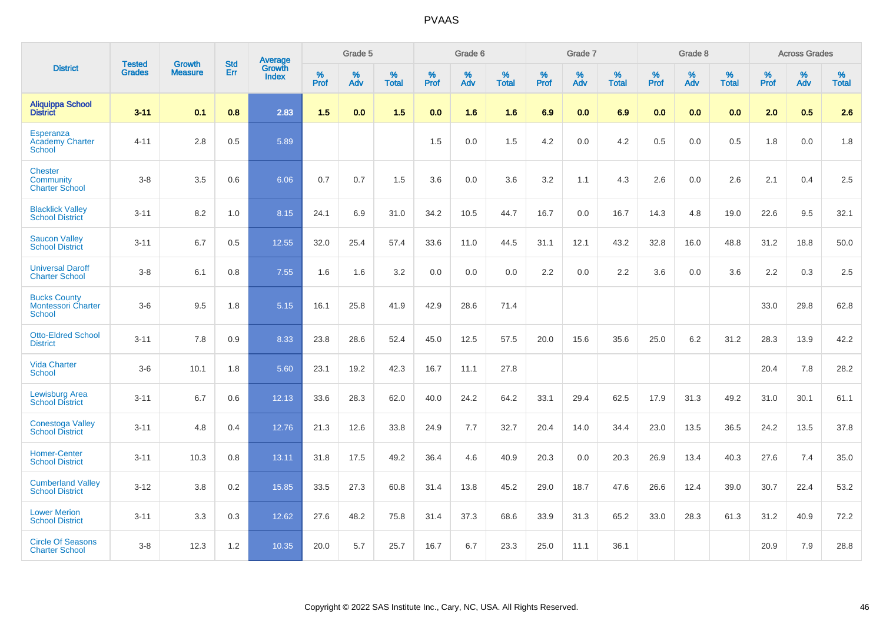# PVAAS

| District | Tested Grades | Growth Measure | Std Err | Average Growth Index | Grade 5 | | | Grade 6 | | | Grade 7 | | | Grade 8 | | | Across Grades | | |
|---|---|---|---|---|---|---|---|---|---|---|---|---|---|---|---|---|---|---|---|
| | | | | | % Prof | % Adv | % Total | % Prof | % Adv | % Total | % Prof | % Adv | % Total | % Prof | % Adv | % Total | % Prof | % Adv | % Total |
| **Aliquippa School District** | **3-11** | **0.1** | **0.8** | **2.83** | **1.5** | **0.0** | **1.5** | **0.0** | **1.6** | **1.6** | **6.9** | **0.0** | **6.9** | **0.0** | **0.0** | **0.0** | **2.0** | **0.5** | **2.6** |
| Esperanza Academy Charter School | 4-11 | 2.8 | 0.5 | 5.89 | | | | 1.5 | 0.0 | 1.5 | 4.2 | 0.0 | 4.2 | 0.5 | 0.0 | 0.5 | 1.8 | 0.0 | 1.8 |
| Chester Community Charter School | 3-8 | 3.5 | 0.6 | 6.06 | 0.7 | 0.7 | 1.5 | 3.6 | 0.0 | 3.6 | 3.2 | 1.1 | 4.3 | 2.6 | 0.0 | 2.6 | 2.1 | 0.4 | 2.5 |
| Blacklick Valley School District | 3-11 | 8.2 | 1.0 | 8.15 | 24.1 | 6.9 | 31.0 | 34.2 | 10.5 | 44.7 | 16.7 | 0.0 | 16.7 | 14.3 | 4.8 | 19.0 | 22.6 | 9.5 | 32.1 |
| Saucon Valley School District | 3-11 | 6.7 | 0.5 | 12.55 | 32.0 | 25.4 | 57.4 | 33.6 | 11.0 | 44.5 | 31.1 | 12.1 | 43.2 | 32.8 | 16.0 | 48.8 | 31.2 | 18.8 | 50.0 |
| Universal Daroff Charter School | 3-8 | 6.1 | 0.8 | 7.55 | 1.6 | 1.6 | 3.2 | 0.0 | 0.0 | 0.0 | 2.2 | 0.0 | 2.2 | 3.6 | 0.0 | 3.6 | 2.2 | 0.3 | 2.5 |
| Bucks County Montessori Charter School | 3-6 | 9.5 | 1.8 | 5.15 | 16.1 | 25.8 | 41.9 | 42.9 | 28.6 | 71.4 | | | | | | | 33.0 | 29.8 | 62.8 |
| Otto-Eldred School District | 3-11 | 7.8 | 0.9 | 8.33 | 23.8 | 28.6 | 52.4 | 45.0 | 12.5 | 57.5 | 20.0 | 15.6 | 35.6 | 25.0 | 6.2 | 31.2 | 28.3 | 13.9 | 42.2 |
| Vida Charter School | 3-6 | 10.1 | 1.8 | 5.60 | 23.1 | 19.2 | 42.3 | 16.7 | 11.1 | 27.8 | | | | | | | 20.4 | 7.8 | 28.2 |
| Lewisburg Area School District | 3-11 | 6.7 | 0.6 | 12.13 | 33.6 | 28.3 | 62.0 | 40.0 | 24.2 | 64.2 | 33.1 | 29.4 | 62.5 | 17.9 | 31.3 | 49.2 | 31.0 | 30.1 | 61.1 |
| Conestoga Valley School District | 3-11 | 4.8 | 0.4 | 12.76 | 21.3 | 12.6 | 33.8 | 24.9 | 7.7 | 32.7 | 20.4 | 14.0 | 34.4 | 23.0 | 13.5 | 36.5 | 24.2 | 13.5 | 37.8 |
| Homer-Center School District | 3-11 | 10.3 | 0.8 | 13.11 | 31.8 | 17.5 | 49.2 | 36.4 | 4.6 | 40.9 | 20.3 | 0.0 | 20.3 | 26.9 | 13.4 | 40.3 | 27.6 | 7.4 | 35.0 |
| Cumberland Valley School District | 3-12 | 3.8 | 0.2 | 15.85 | 33.5 | 27.3 | 60.8 | 31.4 | 13.8 | 45.2 | 29.0 | 18.7 | 47.6 | 26.6 | 12.4 | 39.0 | 30.7 | 22.4 | 53.2 |
| Lower Merion School District | 3-11 | 3.3 | 0.3 | 12.62 | 27.6 | 48.2 | 75.8 | 31.4 | 37.3 | 68.6 | 33.9 | 31.3 | 65.2 | 33.0 | 28.3 | 61.3 | 31.2 | 40.9 | 72.2 |
| Circle Of Seasons Charter School | 3-8 | 12.3 | 1.2 | 10.35 | 20.0 | 5.7 | 25.7 | 16.7 | 6.7 | 23.3 | 25.0 | 11.1 | 36.1 | | | | 20.9 | 7.9 | 28.8 |

Copyright © 2022 SAS Institute Inc., Cary, NC, USA. All Rights Reserved.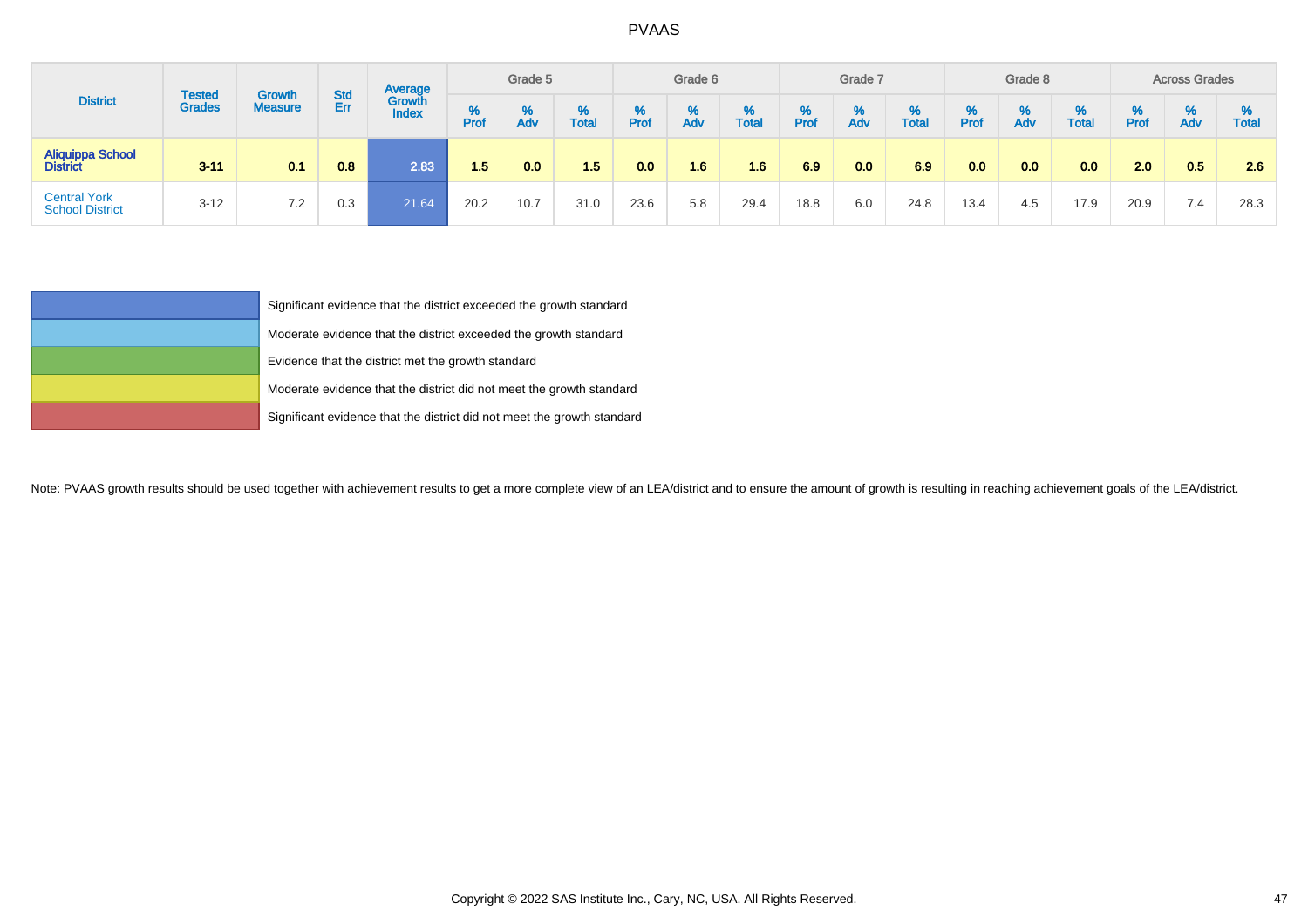# PVAAS

| District | Tested Grades | Growth Measure | Std Err | Average Growth Index | Grade 5 | | | Grade 6 | | | Grade 7 | | | Grade 8 | | | Across Grades | | |
|---|---|---|---|---|---|---|---|---|---|---|---|---|---|---|---|---|---|---|---|
| | | | | | % Prof | % Adv | % Total | % Prof | % Adv | % Total | % Prof | % Adv | % Total | % Prof | % Adv | % Total | % Prof | % Adv | % Total |
| **Aliquippa School District** | **3-11** | **0.1** | **0.8** | **2.83** | **1.5** | **0.0** | **1.5** | **0.0** | **1.6** | **1.6** | **6.9** | **0.0** | **6.9** | **0.0** | **0.0** | **0.0** | **2.0** | **0.5** | **2.6** |
| Central York School District | 3-12 | 7.2 | 0.3 | 21.64 | 20.2 | 10.7 | 31.0 | 23.6 | 5.8 | 29.4 | 18.8 | 6.0 | 24.8 | 13.4 | 4.5 | 17.9 | 20.9 | 7.4 | 28.3 |

Significant evidence that the district exceeded the growth standard

Moderate evidence that the district exceeded the growth standard

Evidence that the district met the growth standard

Moderate evidence that the district did not meet the growth standard

Significant evidence that the district did not meet the growth standard

Note: PVAAS growth results should be used together with achievement results to get a more complete view of an LEA/district and to ensure the amount of growth is resulting in reaching achievement goals of the LEA/district.

Copyright © 2022 SAS Institute Inc., Cary, NC, USA. All Rights Reserved.